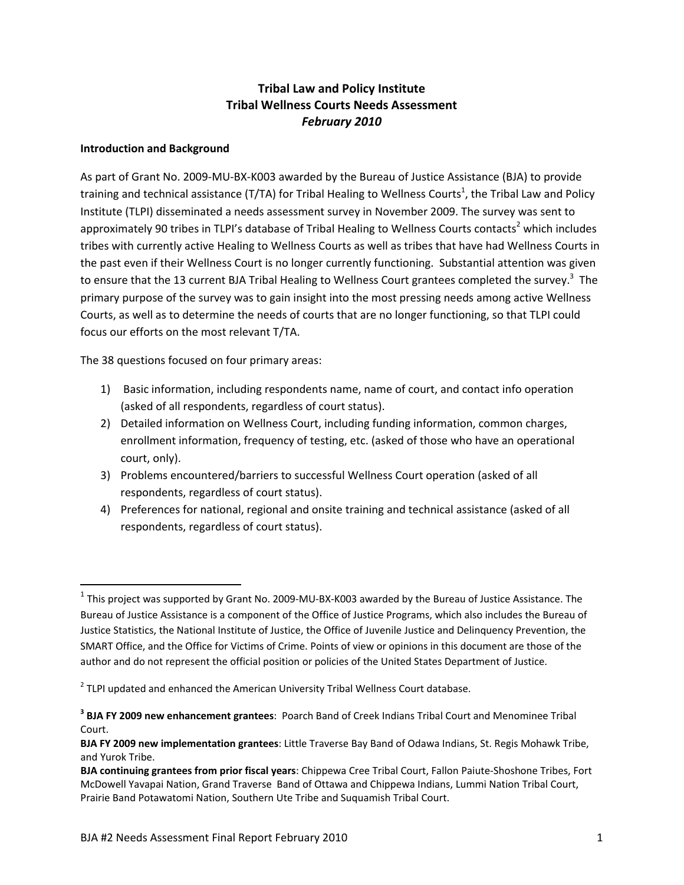# Tribal Law and Policy Institute
# Tribal Wellness Courts Needs Assessment
# *February 2010*

## Introduction and Background

As part of Grant No. 2009-MU-BX-K003 awarded by the Bureau of Justice Assistance (BJA) to provide training and technical assistance (T/TA) for Tribal Healing to Wellness Courts[1], the Tribal Law and Policy Institute (TLPI) disseminated a needs assessment survey in November 2009. The survey was sent to approximately 90 tribes in TLPI's database of Tribal Healing to Wellness Courts contacts[2] which includes tribes with currently active Healing to Wellness Courts as well as tribes that have had Wellness Courts in the past even if their Wellness Court is no longer currently functioning. Substantial attention was given to ensure that the 13 current BJA Tribal Healing to Wellness Court grantees completed the survey.[3] The primary purpose of the survey was to gain insight into the most pressing needs among active Wellness Courts, as well as to determine the needs of courts that are no longer functioning, so that TLPI could focus our efforts on the most relevant T/TA.

The 38 questions focused on four primary areas:

1) Basic information, including respondents name, name of court, and contact info operation (asked of all respondents, regardless of court status).
2) Detailed information on Wellness Court, including funding information, common charges, enrollment information, frequency of testing, etc. (asked of those who have an operational court, only).
3) Problems encountered/barriers to successful Wellness Court operation (asked of all respondents, regardless of court status).
4) Preferences for national, regional and onsite training and technical assistance (asked of all respondents, regardless of court status).

---

[1] This project was supported by Grant No. 2009-MU-BX-K003 awarded by the Bureau of Justice Assistance. The Bureau of Justice Assistance is a component of the Office of Justice Programs, which also includes the Bureau of Justice Statistics, the National Institute of Justice, the Office of Juvenile Justice and Delinquency Prevention, the SMART Office, and the Office for Victims of Crime. Points of view or opinions in this document are those of the author and do not represent the official position or policies of the United States Department of Justice.

[2] TLPI updated and enhanced the American University Tribal Wellness Court database.

[3] **BJA FY 2009 new enhancement grantees**: Poarch Band of Creek Indians Tribal Court and Menominee Tribal Court.
**BJA FY 2009 new implementation grantees**: Little Traverse Bay Band of Odawa Indians, St. Regis Mohawk Tribe, and Yurok Tribe.
**BJA continuing grantees from prior fiscal years**: Chippewa Cree Tribal Court, Fallon Paiute-Shoshone Tribes, Fort McDowell Yavapai Nation, Grand Traverse Band of Ottawa and Chippewa Indians, Lummi Nation Tribal Court, Prairie Band Potawatomi Nation, Southern Ute Tribe and Suquamish Tribal Court.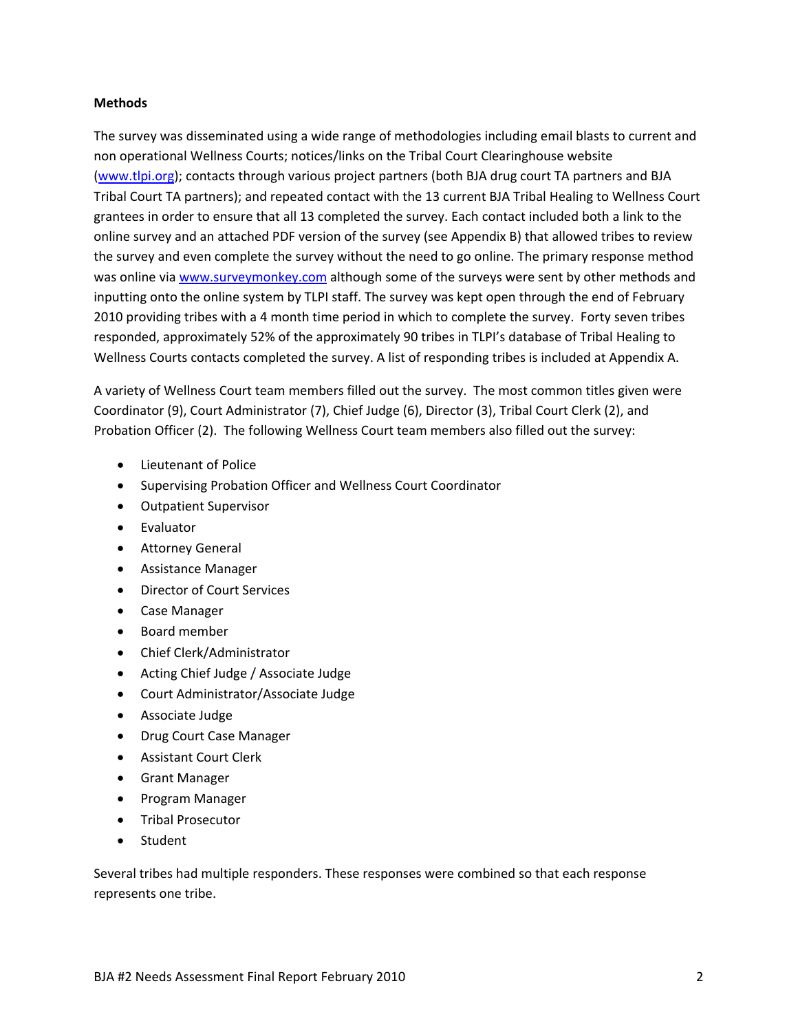**Methods**

The survey was disseminated using a wide range of methodologies including email blasts to current and non operational Wellness Courts; notices/links on the Tribal Court Clearinghouse website (www.tlpi.org); contacts through various project partners (both BJA drug court TA partners and BJA Tribal Court TA partners); and repeated contact with the 13 current BJA Tribal Healing to Wellness Court grantees in order to ensure that all 13 completed the survey. Each contact included both a link to the online survey and an attached PDF version of the survey (see Appendix B) that allowed tribes to review the survey and even complete the survey without the need to go online. The primary response method was online via www.surveymonkey.com although some of the surveys were sent by other methods and inputting onto the online system by TLPI staff. The survey was kept open through the end of February 2010 providing tribes with a 4 month time period in which to complete the survey. Forty seven tribes responded, approximately 52% of the approximately 90 tribes in TLPI's database of Tribal Healing to Wellness Courts contacts completed the survey. A list of responding tribes is included at Appendix A.

A variety of Wellness Court team members filled out the survey. The most common titles given were Coordinator (9), Court Administrator (7), Chief Judge (6), Director (3), Tribal Court Clerk (2), and Probation Officer (2). The following Wellness Court team members also filled out the survey:

- Lieutenant of Police
- Supervising Probation Officer and Wellness Court Coordinator
- Outpatient Supervisor
- Evaluator
- Attorney General
- Assistance Manager
- Director of Court Services
- Case Manager
- Board member
- Chief Clerk/Administrator
- Acting Chief Judge / Associate Judge
- Court Administrator/Associate Judge
- Associate Judge
- Drug Court Case Manager
- Assistant Court Clerk
- Grant Manager
- Program Manager
- Tribal Prosecutor
- Student

Several tribes had multiple responders. These responses were combined so that each response represents one tribe.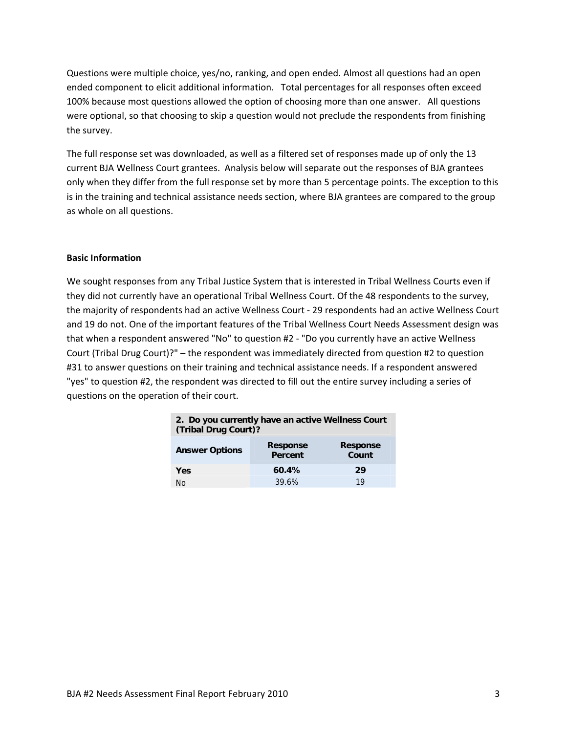Questions were multiple choice, yes/no, ranking, and open ended. Almost all questions had an open ended component to elicit additional information. Total percentages for all responses often exceed 100% because most questions allowed the option of choosing more than one answer. All questions were optional, so that choosing to skip a question would not preclude the respondents from finishing the survey.

The full response set was downloaded, as well as a filtered set of responses made up of only the 13 current BJA Wellness Court grantees. Analysis below will separate out the responses of BJA grantees only when they differ from the full response set by more than 5 percentage points. The exception to this is in the training and technical assistance needs section, where BJA grantees are compared to the group as whole on all questions.

**Basic Information**

We sought responses from any Tribal Justice System that is interested in Tribal Wellness Courts even if they did not currently have an operational Tribal Wellness Court. Of the 48 respondents to the survey, the majority of respondents had an active Wellness Court - 29 respondents had an active Wellness Court and 19 do not. One of the important features of the Tribal Wellness Court Needs Assessment design was that when a respondent answered "No" to question #2 - "Do you currently have an active Wellness Court (Tribal Drug Court)?" – the respondent was immediately directed from question #2 to question #31 to answer questions on their training and technical assistance needs. If a respondent answered "yes" to question #2, the respondent was directed to fill out the entire survey including a series of questions on the operation of their court.

| 2. Do you currently have an active Wellness Court (Tribal Drug Court)? | | |
|---|---|---|
| **Answer Options** | **Response Percent** | **Response Count** |
| **Yes** | **60.4%** | **29** |
| No | 39.6% | 19 |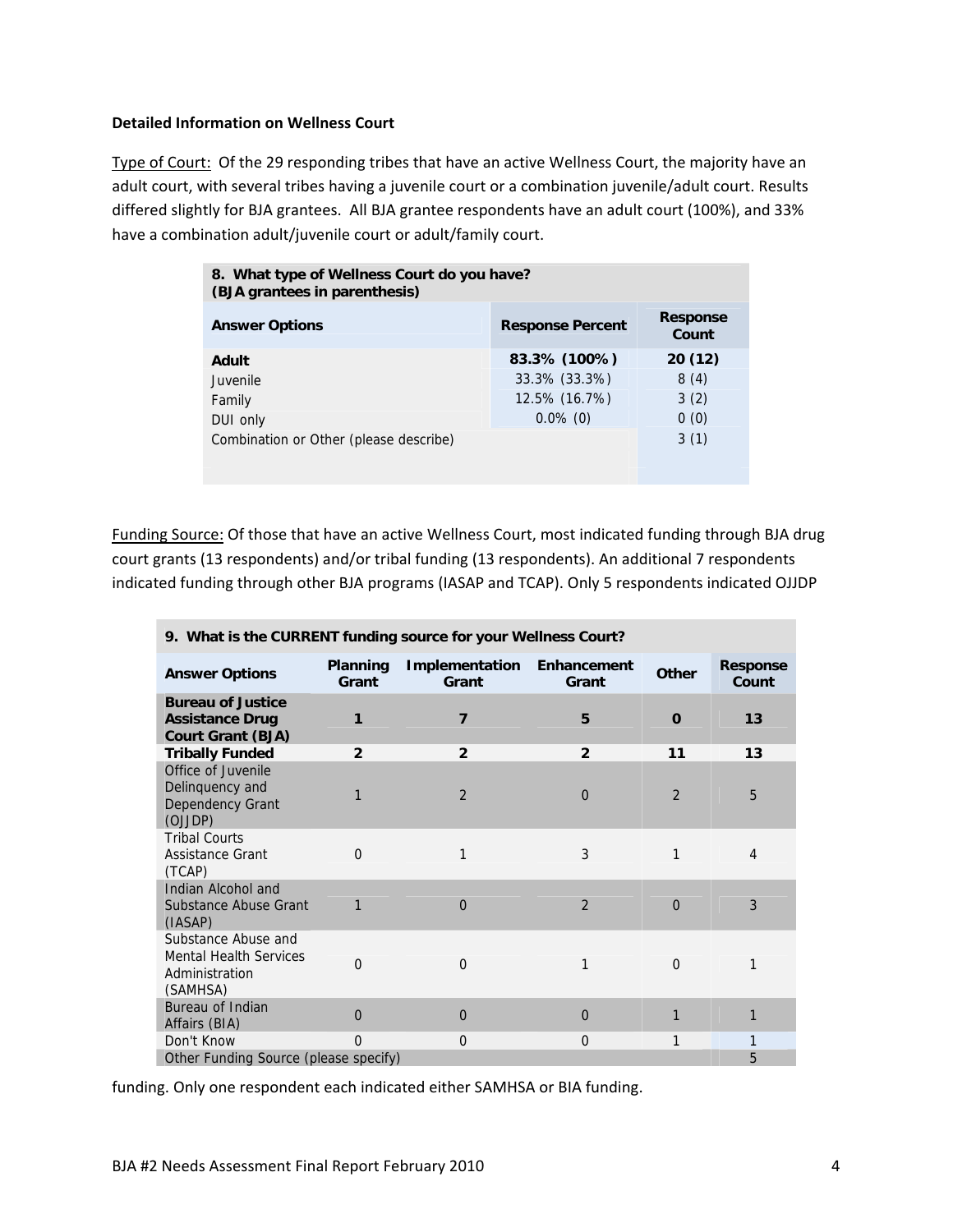**Detailed Information on Wellness Court**

Type of Court: Of the 29 responding tribes that have an active Wellness Court, the majority have an adult court, with several tribes having a juvenile court or a combination juvenile/adult court. Results differed slightly for BJA grantees. All BJA grantee respondents have an adult court (100%), and 33% have a combination adult/juvenile court or adult/family court.

| 8. What type of Wellness Court do you have? (BJA grantees in parenthesis) | | |
|---|---|---|
| **Answer Options** | **Response Percent** | **Response Count** |
| **Adult** | **83.3% (100%)** | **20 (12)** |
| Juvenile | 33.3% (33.3%) | 8 (4) |
| Family | 12.5% (16.7%) | 3 (2) |
| DUI only | 0.0% (0) | 0 (0) |
| Combination or Other (please describe) | | 3 (1) |

Funding Source: Of those that have an active Wellness Court, most indicated funding through BJA drug court grants (13 respondents) and/or tribal funding (13 respondents). An additional 7 respondents indicated funding through other BJA programs (IASAP and TCAP). Only 5 respondents indicated OJJDP funding. Only one respondent each indicated either SAMHSA or BIA funding.

| 9. What is the CURRENT funding source for your Wellness Court? | | | | | |
|---|---|---|---|---|---|
| **Answer Options** | **Planning Grant** | **Implementation Grant** | **Enhancement Grant** | **Other** | **Response Count** |
| **Bureau of Justice Assistance Drug Court Grant (BJA)** | **1** | **7** | **5** | **0** | **13** |
| **Tribally Funded** | **2** | **2** | **2** | **11** | **13** |
| Office of Juvenile Delinquency and Dependency Grant (OJJDP) | 1 | 2 | 0 | 2 | 5 |
| Tribal Courts Assistance Grant (TCAP) | 0 | 1 | 3 | 1 | 4 |
| Indian Alcohol and Substance Abuse Grant (IASAP) | 1 | 0 | 2 | 0 | 3 |
| Substance Abuse and Mental Health Services Administration (SAMHSA) | 0 | 0 | 1 | 0 | 1 |
| Bureau of Indian Affairs (BIA) | 0 | 0 | 0 | 1 | 1 |
| Don't Know | 0 | 0 | 0 | 1 | 1 |
| Other Funding Source (please specify) | | | | | 5 |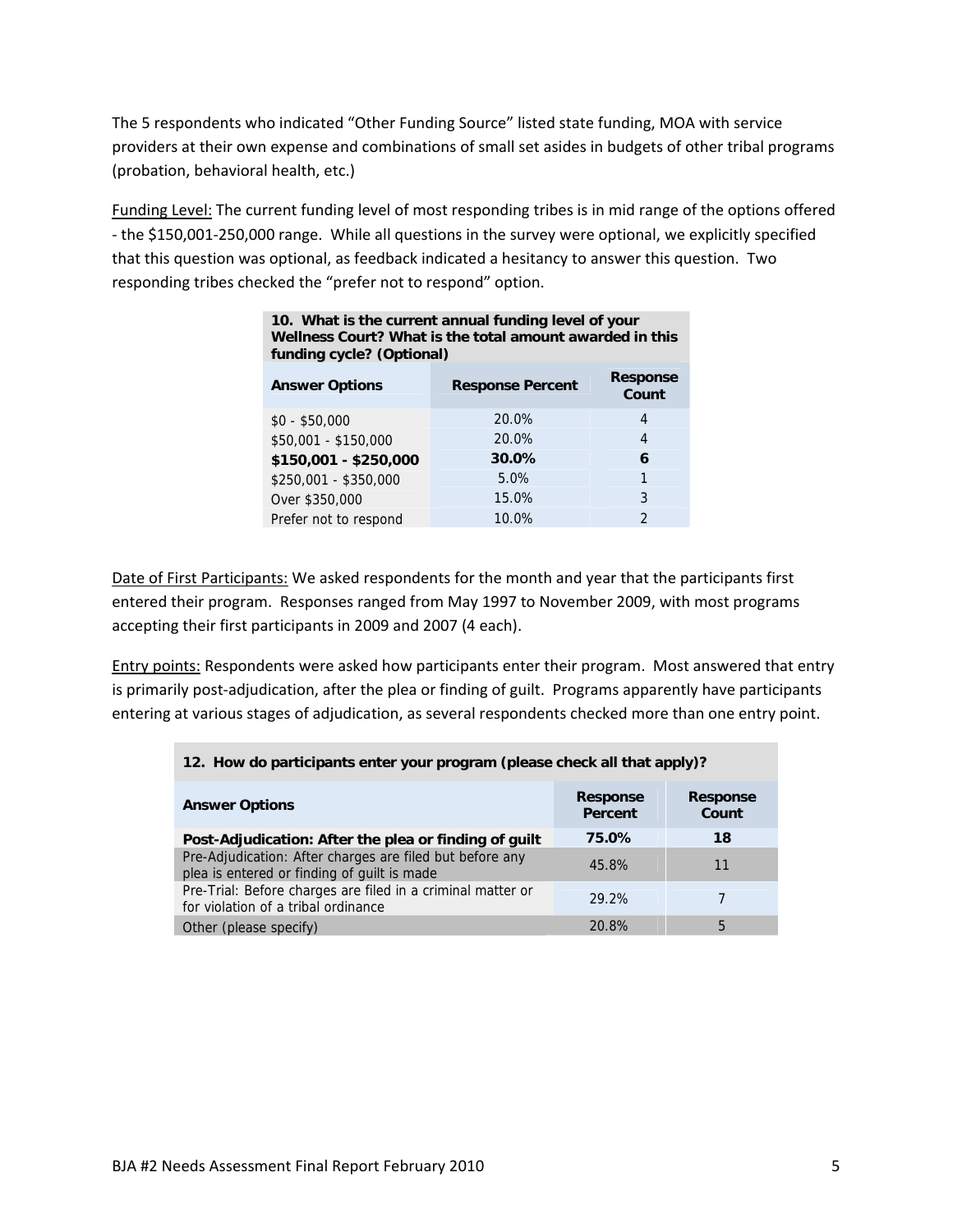The 5 respondents who indicated "Other Funding Source" listed state funding, MOA with service providers at their own expense and combinations of small set asides in budgets of other tribal programs (probation, behavioral health, etc.)

Funding Level: The current funding level of most responding tribes is in mid range of the options offered - the $150,001-250,000 range. While all questions in the survey were optional, we explicitly specified that this question was optional, as feedback indicated a hesitancy to answer this question. Two responding tribes checked the "prefer not to respond" option.

**10. What is the current annual funding level of your Wellness Court? What is the total amount awarded in this funding cycle? (Optional)**

| Answer Options | Response Percent | Response Count |
|---|---|---|
| $0 - $50,000 | 20.0% | 4 |
| $50,001 - $150,000 | 20.0% | 4 |
| **$150,001 - $250,000** | **30.0%** | **6** |
| $250,001 - $350,000 | 5.0% | 1 |
| Over $350,000 | 15.0% | 3 |
| Prefer not to respond | 10.0% | 2 |

Date of First Participants: We asked respondents for the month and year that the participants first entered their program. Responses ranged from May 1997 to November 2009, with most programs accepting their first participants in 2009 and 2007 (4 each).

Entry points: Respondents were asked how participants enter their program. Most answered that entry is primarily post-adjudication, after the plea or finding of guilt. Programs apparently have participants entering at various stages of adjudication, as several respondents checked more than one entry point.

**12. How do participants enter your program (please check all that apply)?**

| Answer Options | Response Percent | Response Count |
|---|---|---|
| **Post-Adjudication: After the plea or finding of guilt** | **75.0%** | **18** |
| Pre-Adjudication: After charges are filed but before any plea is entered or finding of guilt is made | 45.8% | 11 |
| Pre-Trial: Before charges are filed in a criminal matter or for violation of a tribal ordinance | 29.2% | 7 |
| Other (please specify) | 20.8% | 5 |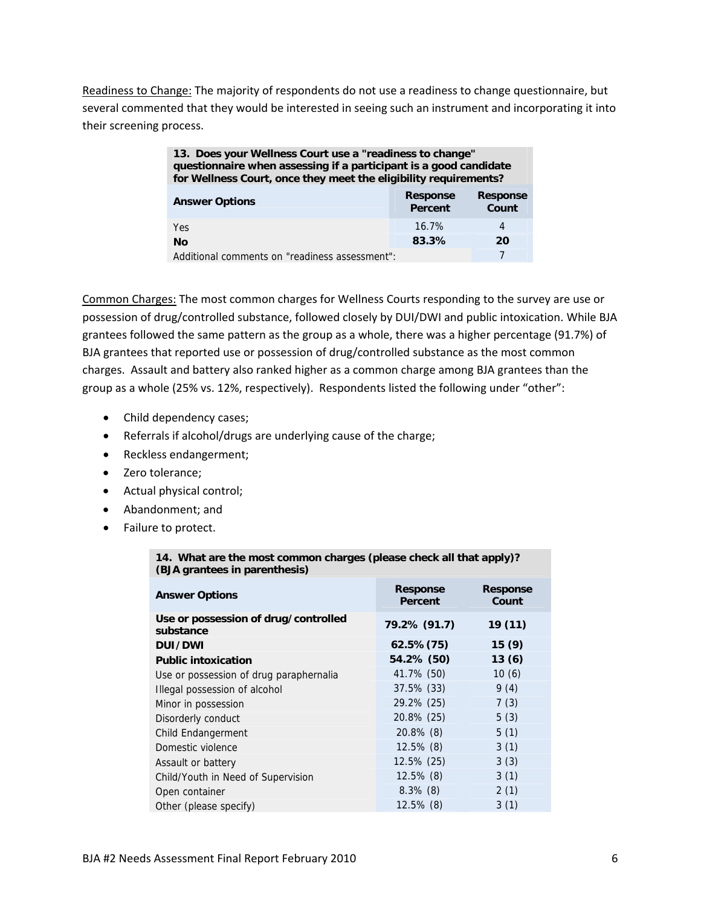Readiness to Change: The majority of respondents do not use a readiness to change questionnaire, but several commented that they would be interested in seeing such an instrument and incorporating it into their screening process.

| **13. Does your Wellness Court use a "readiness to change" questionnaire when assessing if a participant is a good candidate for Wellness Court, once they meet the eligibility requirements?** | | |
|---|---|---|
| **Answer Options** | **Response Percent** | **Response Count** |
| Yes | 16.7% | 4 |
| **No** | **83.3%** | **20** |
| Additional comments on "readiness assessment": | | 7 |

Common Charges: The most common charges for Wellness Courts responding to the survey are use or possession of drug/controlled substance, followed closely by DUI/DWI and public intoxication. While BJA grantees followed the same pattern as the group as a whole, there was a higher percentage (91.7%) of BJA grantees that reported use or possession of drug/controlled substance as the most common charges. Assault and battery also ranked higher as a common charge among BJA grantees than the group as a whole (25% vs. 12%, respectively). Respondents listed the following under "other":

- Child dependency cases;
- Referrals if alcohol/drugs are underlying cause of the charge;
- Reckless endangerment;
- Zero tolerance;
- Actual physical control;
- Abandonment; and
- Failure to protect.

| **14. What are the most common charges (please check all that apply)? (BJA grantees in parenthesis)** | | |
|---|---|---|
| **Answer Options** | **Response Percent** | **Response Count** |
| **Use or possession of drug/controlled substance** | **79.2% (91.7)** | **19 (11)** |
| **DUI/DWI** | **62.5% (75)** | **15 (9)** |
| **Public intoxication** | **54.2% (50)** | **13 (6)** |
| Use or possession of drug paraphernalia | 41.7% (50) | 10 (6) |
| Illegal possession of alcohol | 37.5% (33) | 9 (4) |
| Minor in possession | 29.2% (25) | 7 (3) |
| Disorderly conduct | 20.8% (25) | 5 (3) |
| Child Endangerment | 20.8% (8) | 5 (1) |
| Domestic violence | 12.5% (8) | 3 (1) |
| Assault or battery | 12.5% (25) | 3 (3) |
| Child/Youth in Need of Supervision | 12.5% (8) | 3 (1) |
| Open container | 8.3% (8) | 2 (1) |
| Other (please specify) | 12.5% (8) | 3 (1) |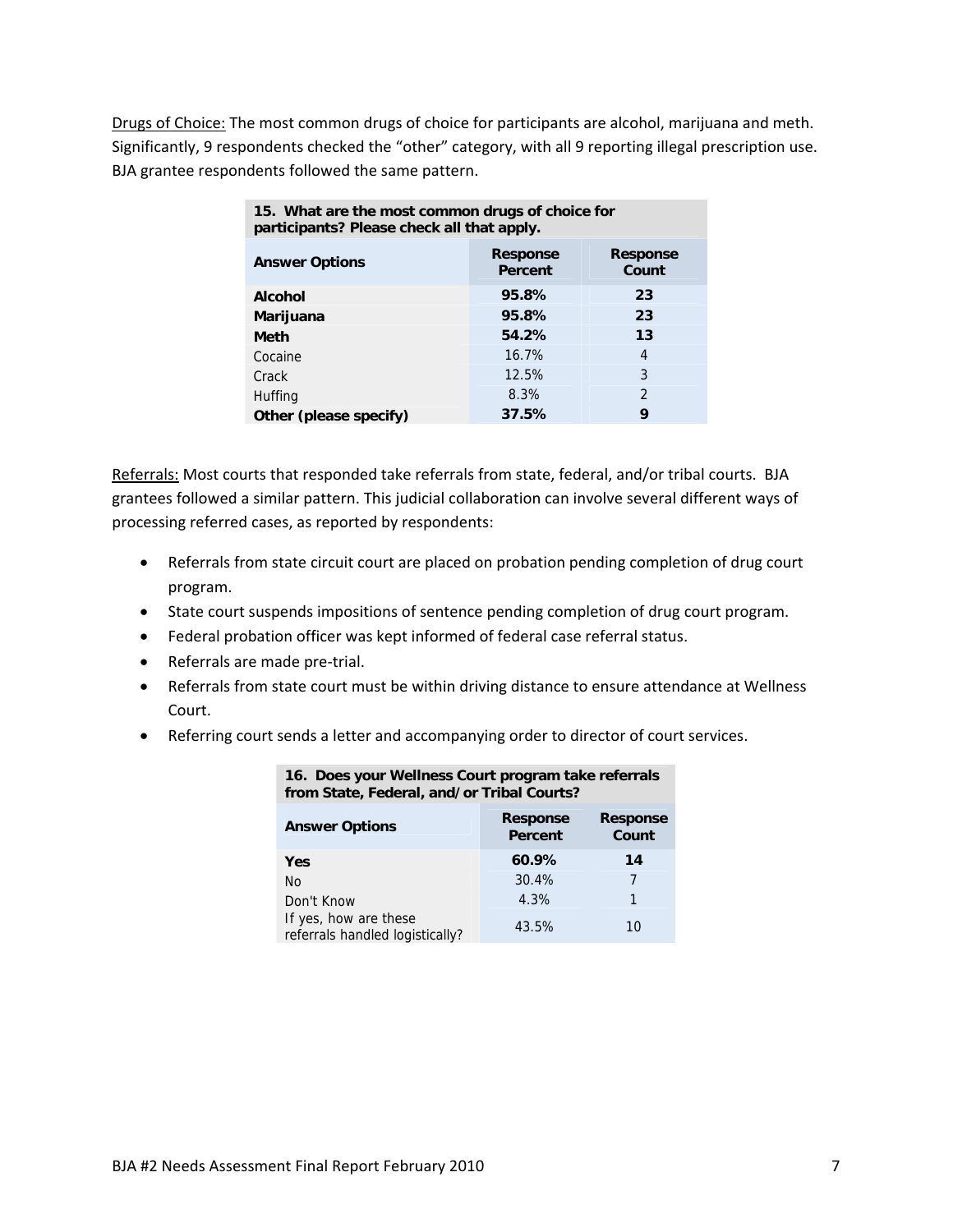Drugs of Choice: The most common drugs of choice for participants are alcohol, marijuana and meth. Significantly, 9 respondents checked the "other" category, with all 9 reporting illegal prescription use. BJA grantee respondents followed the same pattern.

| 15. What are the most common drugs of choice for participants? Please check all that apply. | | |
|---|---|---|
| **Answer Options** | **Response Percent** | **Response Count** |
| **Alcohol** | **95.8%** | **23** |
| **Marijuana** | **95.8%** | **23** |
| **Meth** | **54.2%** | **13** |
| Cocaine | 16.7% | 4 |
| Crack | 12.5% | 3 |
| Huffing | 8.3% | 2 |
| **Other (please specify)** | **37.5%** | **9** |

Referrals: Most courts that responded take referrals from state, federal, and/or tribal courts. BJA grantees followed a similar pattern. This judicial collaboration can involve several different ways of processing referred cases, as reported by respondents:

- Referrals from state circuit court are placed on probation pending completion of drug court program.
- State court suspends impositions of sentence pending completion of drug court program.
- Federal probation officer was kept informed of federal case referral status.
- Referrals are made pre-trial.
- Referrals from state court must be within driving distance to ensure attendance at Wellness Court.
- Referring court sends a letter and accompanying order to director of court services.

| 16. Does your Wellness Court program take referrals from State, Federal, and/or Tribal Courts? | | |
|---|---|---|
| **Answer Options** | **Response Percent** | **Response Count** |
| **Yes** | **60.9%** | **14** |
| No | 30.4% | 7 |
| Don't Know | 4.3% | 1 |
| If yes, how are these referrals handled logistically? | 43.5% | 10 |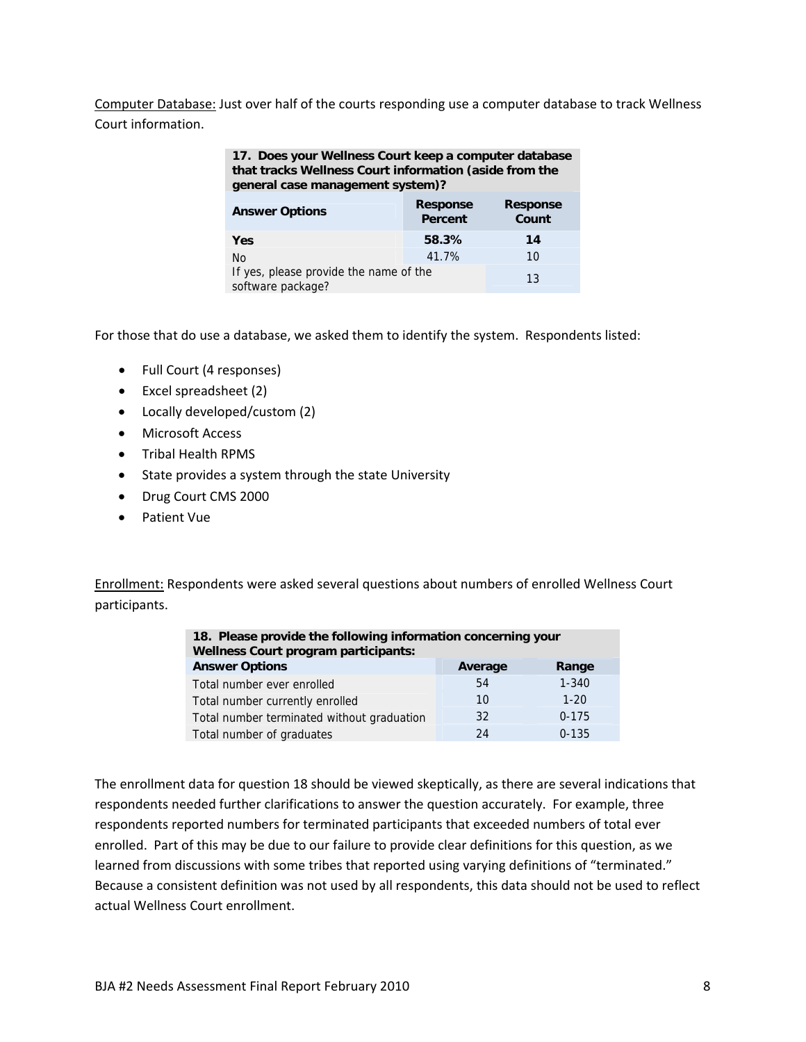Computer Database: Just over half of the courts responding use a computer database to track Wellness Court information.

| **17. Does your Wellness Court keep a computer database that tracks Wellness Court information (aside from the general case management system)?** | | |
|---|---|---|
| **Answer Options** | **Response Percent** | **Response Count** |
| **Yes** | **58.3%** | **14** |
| No | 41.7% | 10 |
| If yes, please provide the name of the software package? | | 13 |

For those that do use a database, we asked them to identify the system. Respondents listed:

- Full Court (4 responses)
- Excel spreadsheet (2)
- Locally developed/custom (2)
- Microsoft Access
- Tribal Health RPMS
- State provides a system through the state University
- Drug Court CMS 2000
- Patient Vue

Enrollment: Respondents were asked several questions about numbers of enrolled Wellness Court participants.

| **18. Please provide the following information concerning your Wellness Court program participants:** | | |
|---|---|---|
| **Answer Options** | **Average** | **Range** |
| Total number ever enrolled | 54 | 1-340 |
| Total number currently enrolled | 10 | 1-20 |
| Total number terminated without graduation | 32 | 0-175 |
| Total number of graduates | 24 | 0-135 |

The enrollment data for question 18 should be viewed skeptically, as there are several indications that respondents needed further clarifications to answer the question accurately. For example, three respondents reported numbers for terminated participants that exceeded numbers of total ever enrolled. Part of this may be due to our failure to provide clear definitions for this question, as we learned from discussions with some tribes that reported using varying definitions of "terminated." Because a consistent definition was not used by all respondents, this data should not be used to reflect actual Wellness Court enrollment.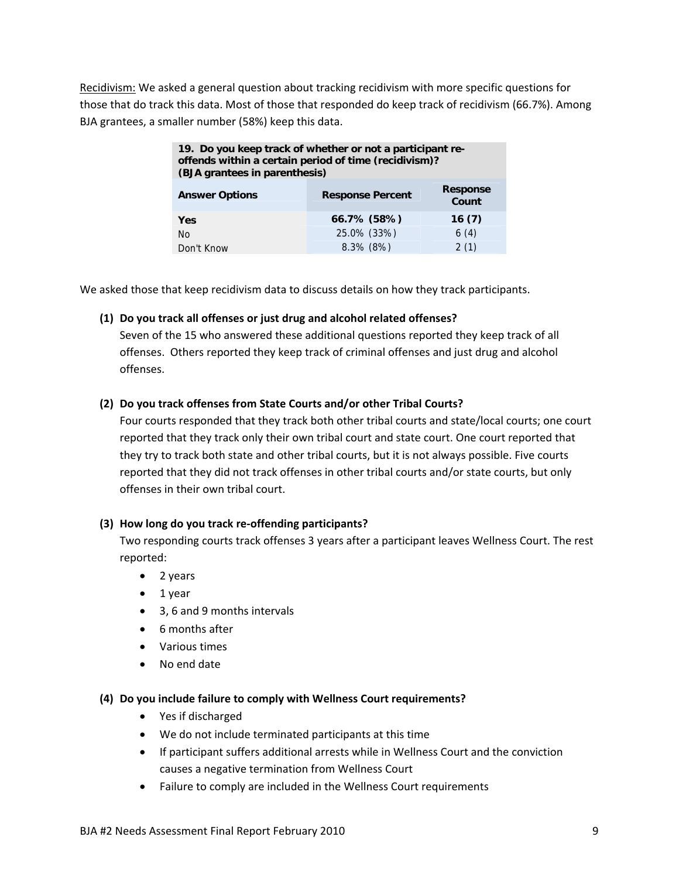Recidivism: We asked a general question about tracking recidivism with more specific questions for those that do track this data. Most of those that responded do keep track of recidivism (66.7%). Among BJA grantees, a smaller number (58%) keep this data.

| 19. Do you keep track of whether or not a participant re-offends within a certain period of time (recidivism)? (BJA grantees in parenthesis) | | |
|---|---|---|
| **Answer Options** | **Response Percent** | **Response Count** |
| **Yes** | **66.7% (58%)** | **16 (7)** |
| No | 25.0% (33%) | 6 (4) |
| Don't Know | 8.3% (8%) | 2 (1) |

We asked those that keep recidivism data to discuss details on how they track participants.

**(1) Do you track all offenses or just drug and alcohol related offenses?**

Seven of the 15 who answered these additional questions reported they keep track of all offenses. Others reported they keep track of criminal offenses and just drug and alcohol offenses.

**(2) Do you track offenses from State Courts and/or other Tribal Courts?**

Four courts responded that they track both other tribal courts and state/local courts; one court reported that they track only their own tribal court and state court. One court reported that they try to track both state and other tribal courts, but it is not always possible. Five courts reported that they did not track offenses in other tribal courts and/or state courts, but only offenses in their own tribal court.

**(3) How long do you track re-offending participants?**

Two responding courts track offenses 3 years after a participant leaves Wellness Court. The rest reported:

- 2 years
- 1 year
- 3, 6 and 9 months intervals
- 6 months after
- Various times
- No end date

**(4) Do you include failure to comply with Wellness Court requirements?**

- Yes if discharged
- We do not include terminated participants at this time
- If participant suffers additional arrests while in Wellness Court and the conviction causes a negative termination from Wellness Court
- Failure to comply are included in the Wellness Court requirements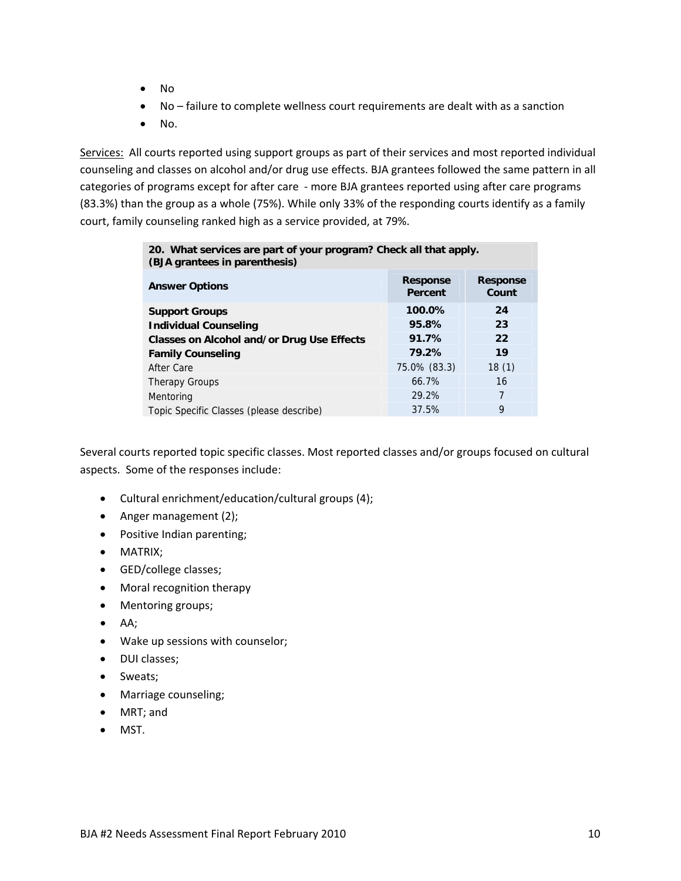- No
- No – failure to complete wellness court requirements are dealt with as a sanction
- No.

Services: All courts reported using support groups as part of their services and most reported individual counseling and classes on alcohol and/or drug use effects. BJA grantees followed the same pattern in all categories of programs except for after care - more BJA grantees reported using after care programs (83.3%) than the group as a whole (75%). While only 33% of the responding courts identify as a family court, family counseling ranked high as a service provided, at 79%.

| 20. What services are part of your program? Check all that apply. (BJA grantees in parenthesis) | | |
|---|---|---|
| **Answer Options** | **Response Percent** | **Response Count** |
| **Support Groups** | **100.0%** | **24** |
| **Individual Counseling** | **95.8%** | **23** |
| **Classes on Alcohol and/or Drug Use Effects** | **91.7%** | **22** |
| **Family Counseling** | **79.2%** | **19** |
| After Care | 75.0% (83.3) | 18 (1) |
| Therapy Groups | 66.7% | 16 |
| Mentoring | 29.2% | 7 |
| Topic Specific Classes (please describe) | 37.5% | 9 |

Several courts reported topic specific classes. Most reported classes and/or groups focused on cultural aspects. Some of the responses include:

- Cultural enrichment/education/cultural groups (4);
- Anger management (2);
- Positive Indian parenting;
- MATRIX;
- GED/college classes;
- Moral recognition therapy
- Mentoring groups;
- AA;
- Wake up sessions with counselor;
- DUI classes;
- Sweats;
- Marriage counseling;
- MRT; and
- MST.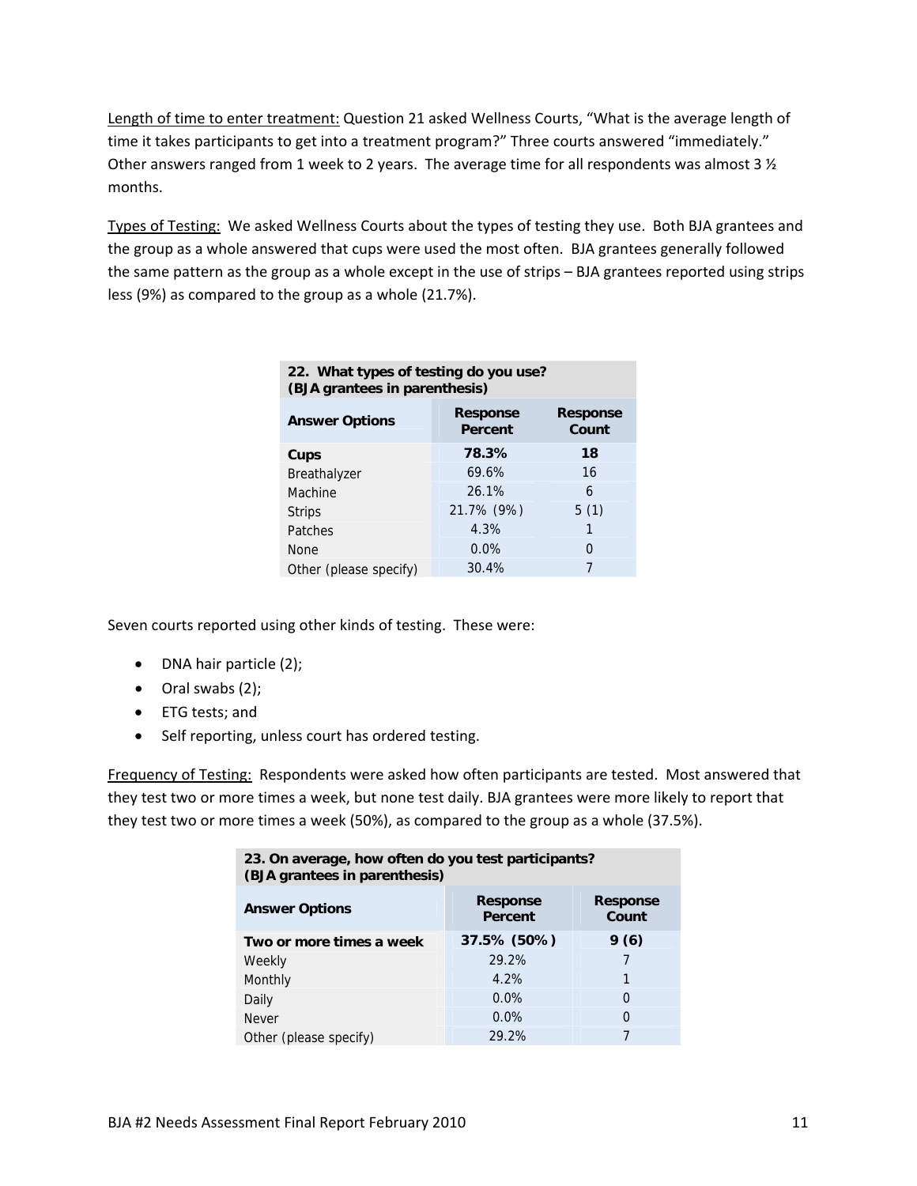Length of time to enter treatment: Question 21 asked Wellness Courts, "What is the average length of time it takes participants to get into a treatment program?" Three courts answered "immediately." Other answers ranged from 1 week to 2 years. The average time for all respondents was almost 3 ½ months.

Types of Testing: We asked Wellness Courts about the types of testing they use. Both BJA grantees and the group as a whole answered that cups were used the most often. BJA grantees generally followed the same pattern as the group as a whole except in the use of strips – BJA grantees reported using strips less (9%) as compared to the group as a whole (21.7%).

| 22. What types of testing do you use? (BJA grantees in parenthesis) | | |
|---|---|---|
| **Answer Options** | **Response Percent** | **Response Count** |
| **Cups** | **78.3%** | **18** |
| Breathalyzer | 69.6% | 16 |
| Machine | 26.1% | 6 |
| Strips | 21.7% (9%) | 5 (1) |
| Patches | 4.3% | 1 |
| None | 0.0% | 0 |
| Other (please specify) | 30.4% | 7 |

Seven courts reported using other kinds of testing. These were:

- DNA hair particle (2);
- Oral swabs (2);
- ETG tests; and
- Self reporting, unless court has ordered testing.

Frequency of Testing: Respondents were asked how often participants are tested. Most answered that they test two or more times a week, but none test daily. BJA grantees were more likely to report that they test two or more times a week (50%), as compared to the group as a whole (37.5%).

| 23. On average, how often do you test participants? (BJA grantees in parenthesis) | | |
|---|---|---|
| **Answer Options** | **Response Percent** | **Response Count** |
| **Two or more times a week** | **37.5% (50%)** | **9 (6)** |
| Weekly | 29.2% | 7 |
| Monthly | 4.2% | 1 |
| Daily | 0.0% | 0 |
| Never | 0.0% | 0 |
| Other (please specify) | 29.2% | 7 |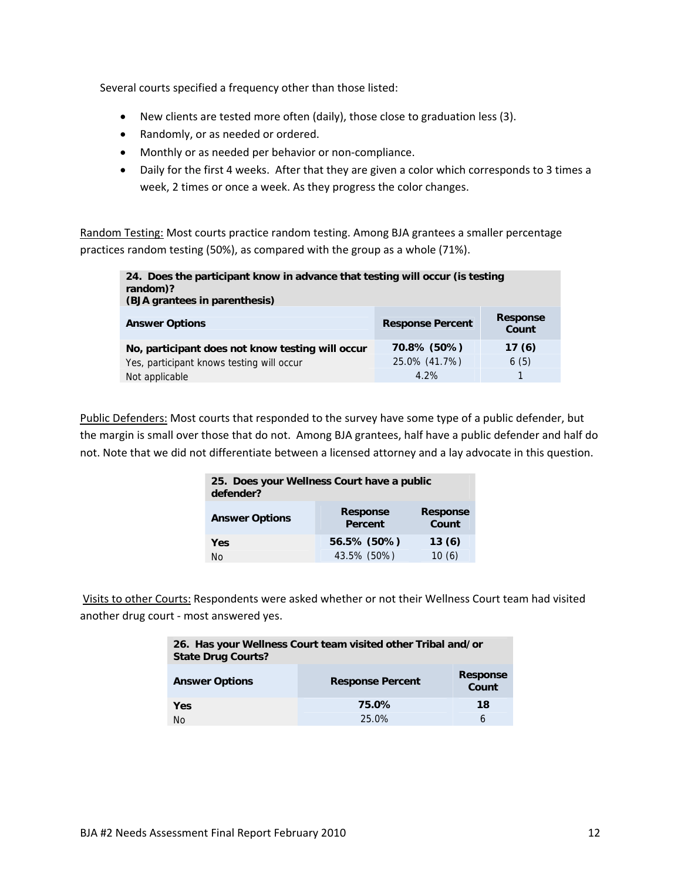Several courts specified a frequency other than those listed:

- New clients are tested more often (daily), those close to graduation less (3).
- Randomly, or as needed or ordered.
- Monthly or as needed per behavior or non-compliance.
- Daily for the first 4 weeks. After that they are given a color which corresponds to 3 times a week, 2 times or once a week. As they progress the color changes.

Random Testing: Most courts practice random testing. Among BJA grantees a smaller percentage practices random testing (50%), as compared with the group as a whole (71%).

| 24. Does the participant know in advance that testing will occur (is testing random)? (BJA grantees in parenthesis) | | |
|---|---|---|
| **Answer Options** | **Response Percent** | **Response Count** |
| **No, participant does not know testing will occur** | **70.8% (50%)** | **17 (6)** |
| Yes, participant knows testing will occur | 25.0% (41.7%) | 6 (5) |
| Not applicable | 4.2% | 1 |

Public Defenders: Most courts that responded to the survey have some type of a public defender, but the margin is small over those that do not. Among BJA grantees, half have a public defender and half do not. Note that we did not differentiate between a licensed attorney and a lay advocate in this question.

| 25. Does your Wellness Court have a public defender? | | |
|---|---|---|
| **Answer Options** | **Response Percent** | **Response Count** |
| **Yes** | **56.5% (50%)** | **13 (6)** |
| No | 43.5% (50%) | 10 (6) |

Visits to other Courts: Respondents were asked whether or not their Wellness Court team had visited another drug court - most answered yes.

| 26. Has your Wellness Court team visited other Tribal and/or State Drug Courts? | | |
|---|---|---|
| **Answer Options** | **Response Percent** | **Response Count** |
| **Yes** | **75.0%** | **18** |
| No | 25.0% | 6 |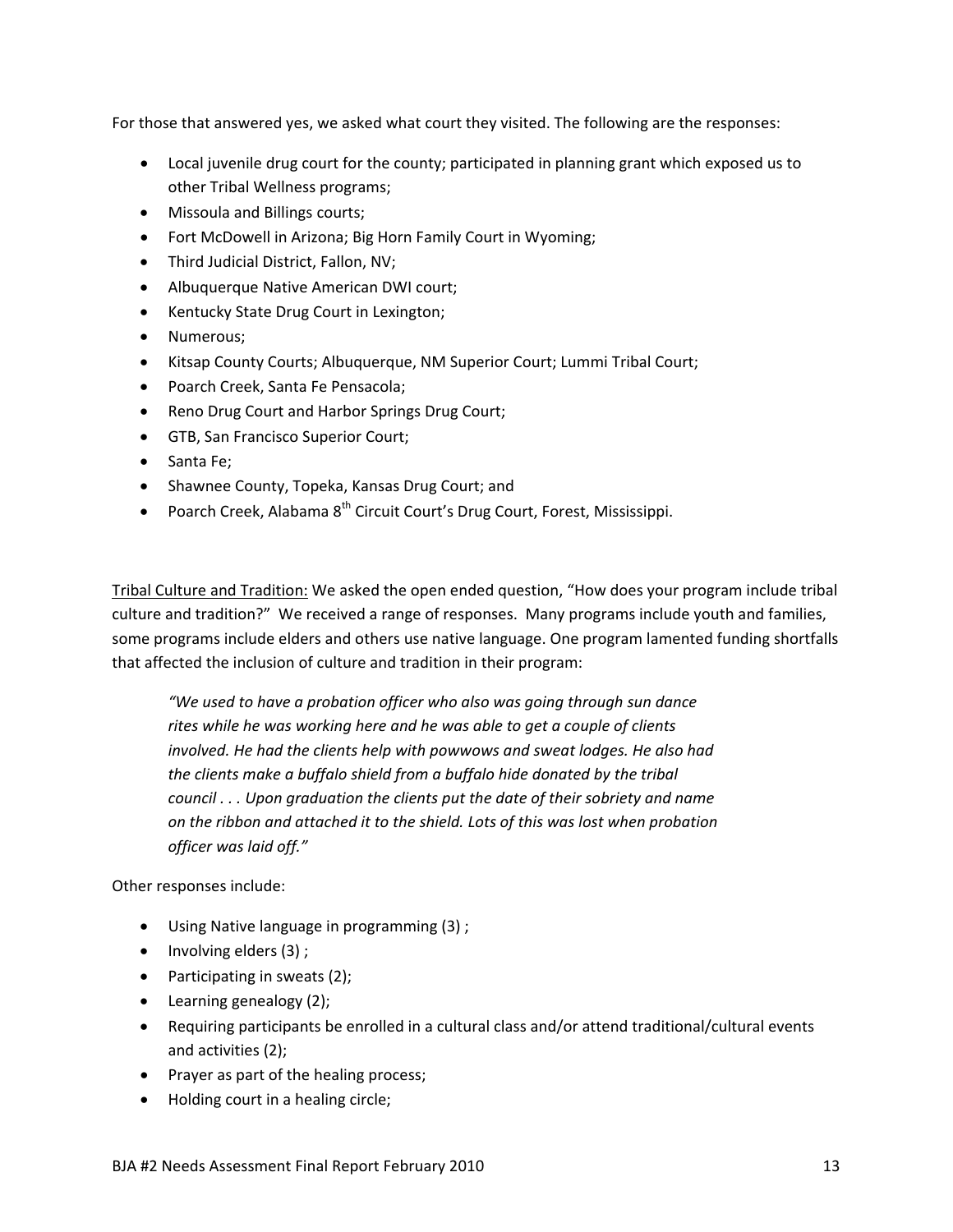For those that answered yes, we asked what court they visited. The following are the responses:

- Local juvenile drug court for the county; participated in planning grant which exposed us to other Tribal Wellness programs;
- Missoula and Billings courts;
- Fort McDowell in Arizona; Big Horn Family Court in Wyoming;
- Third Judicial District, Fallon, NV;
- Albuquerque Native American DWI court;
- Kentucky State Drug Court in Lexington;
- Numerous;
- Kitsap County Courts; Albuquerque, NM Superior Court; Lummi Tribal Court;
- Poarch Creek, Santa Fe Pensacola;
- Reno Drug Court and Harbor Springs Drug Court;
- GTB, San Francisco Superior Court;
- Santa Fe;
- Shawnee County, Topeka, Kansas Drug Court; and
- Poarch Creek, Alabama 8th Circuit Court's Drug Court, Forest, Mississippi.

<u>Tribal Culture and Tradition:</u> We asked the open ended question, "How does your program include tribal culture and tradition?" We received a range of responses. Many programs include youth and families, some programs include elders and others use native language. One program lamented funding shortfalls that affected the inclusion of culture and tradition in their program:

> *"We used to have a probation officer who also was going through sun dance rites while he was working here and he was able to get a couple of clients involved. He had the clients help with powwows and sweat lodges. He also had the clients make a buffalo shield from a buffalo hide donated by the tribal council . . . Upon graduation the clients put the date of their sobriety and name on the ribbon and attached it to the shield. Lots of this was lost when probation officer was laid off."*

Other responses include:

- Using Native language in programming (3) ;
- Involving elders (3) ;
- Participating in sweats (2);
- Learning genealogy (2);
- Requiring participants be enrolled in a cultural class and/or attend traditional/cultural events and activities (2);
- Prayer as part of the healing process;
- Holding court in a healing circle;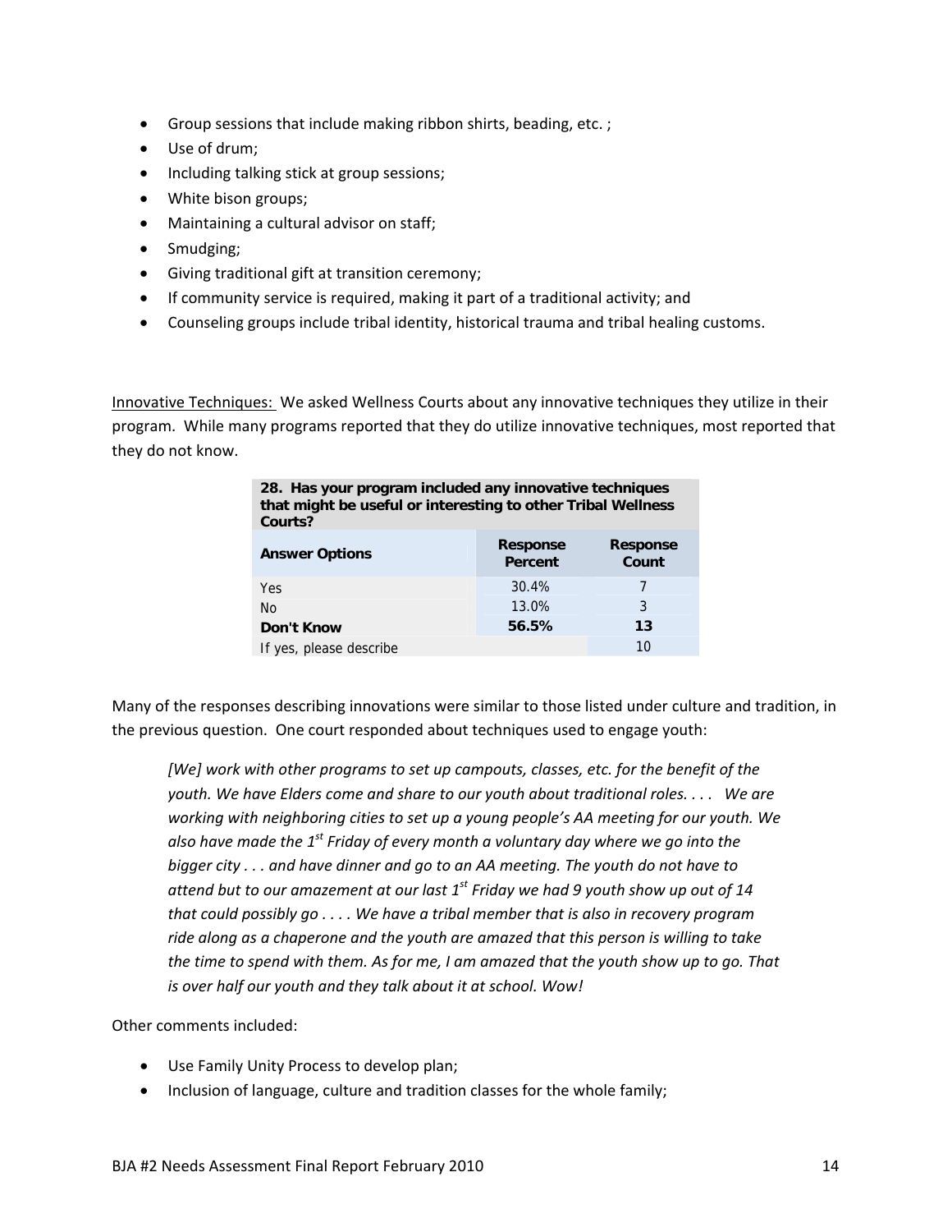- Group sessions that include making ribbon shirts, beading, etc. ;
- Use of drum;
- Including talking stick at group sessions;
- White bison groups;
- Maintaining a cultural advisor on staff;
- Smudging;
- Giving traditional gift at transition ceremony;
- If community service is required, making it part of a traditional activity; and
- Counseling groups include tribal identity, historical trauma and tribal healing customs.

Innovative Techniques: We asked Wellness Courts about any innovative techniques they utilize in their program. While many programs reported that they do utilize innovative techniques, most reported that they do not know.

**28. Has your program included any innovative techniques that might be useful or interesting to other Tribal Wellness Courts?**

| Answer Options | Response Percent | Response Count |
|---|---|---|
| Yes | 30.4% | 7 |
| No | 13.0% | 3 |
| **Don't Know** | **56.5%** | **13** |
| If yes, please describe | | 10 |

Many of the responses describing innovations were similar to those listed under culture and tradition, in the previous question. One court responded about techniques used to engage youth:

> *[We] work with other programs to set up campouts, classes, etc. for the benefit of the youth. We have Elders come and share to our youth about traditional roles. . . . We are working with neighboring cities to set up a young people's AA meeting for our youth. We also have made the 1st Friday of every month a voluntary day where we go into the bigger city . . . and have dinner and go to an AA meeting. The youth do not have to attend but to our amazement at our last 1st Friday we had 9 youth show up out of 14 that could possibly go . . . . We have a tribal member that is also in recovery program ride along as a chaperone and the youth are amazed that this person is willing to take the time to spend with them. As for me, I am amazed that the youth show up to go. That is over half our youth and they talk about it at school. Wow!*

Other comments included:

- Use Family Unity Process to develop plan;
- Inclusion of language, culture and tradition classes for the whole family;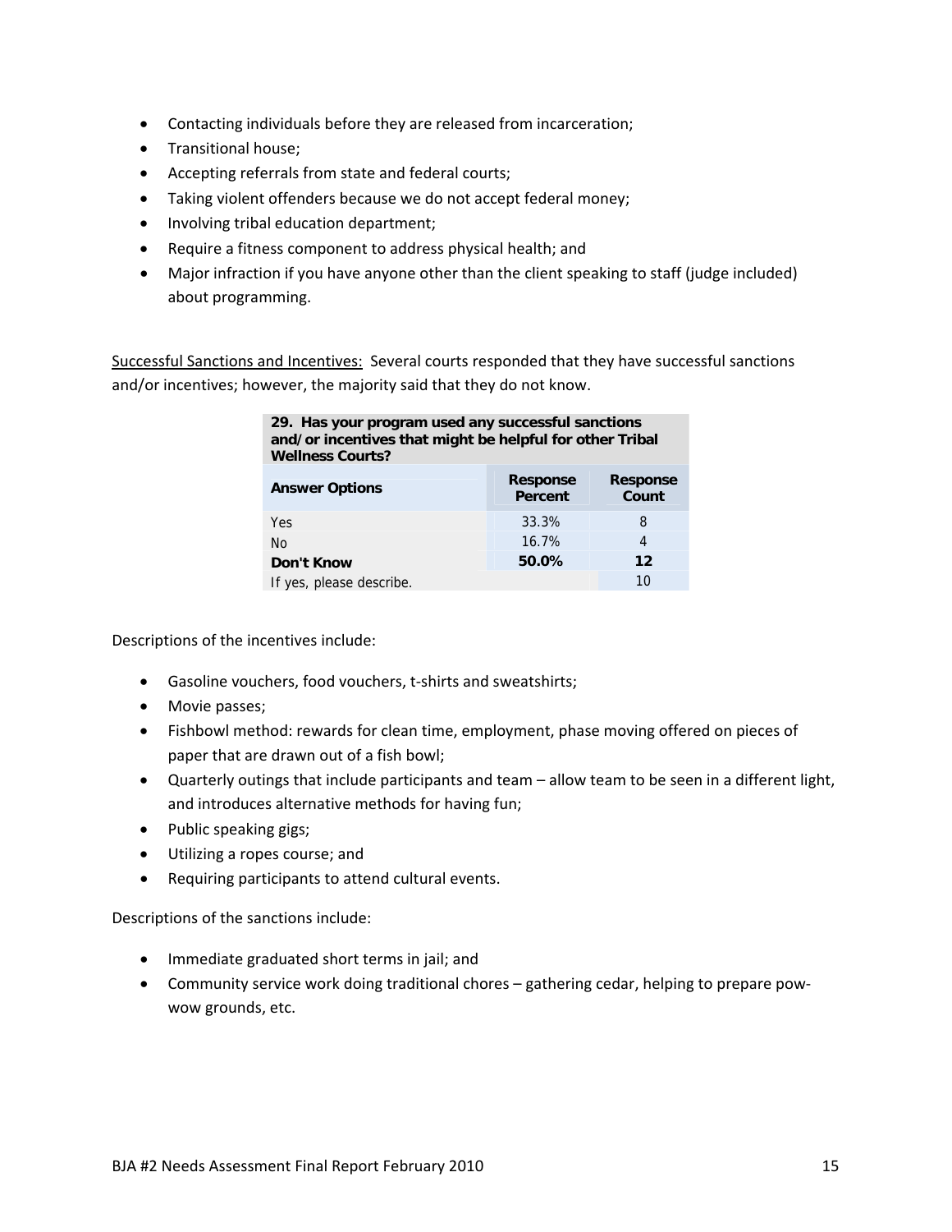- Contacting individuals before they are released from incarceration;
- Transitional house;
- Accepting referrals from state and federal courts;
- Taking violent offenders because we do not accept federal money;
- Involving tribal education department;
- Require a fitness component to address physical health; and
- Major infraction if you have anyone other than the client speaking to staff (judge included) about programming.

Successful Sanctions and Incentives: Several courts responded that they have successful sanctions and/or incentives; however, the majority said that they do not know.

| 29. Has your program used any successful sanctions and/or incentives that might be helpful for other Tribal Wellness Courts? | | |
|---|---|---|
| **Answer Options** | **Response Percent** | **Response Count** |
| Yes | 33.3% | 8 |
| No | 16.7% | 4 |
| **Don't Know** | **50.0%** | **12** |
| If yes, please describe. | | 10 |

Descriptions of the incentives include:

- Gasoline vouchers, food vouchers, t-shirts and sweatshirts;
- Movie passes;
- Fishbowl method: rewards for clean time, employment, phase moving offered on pieces of paper that are drawn out of a fish bowl;
- Quarterly outings that include participants and team – allow team to be seen in a different light, and introduces alternative methods for having fun;
- Public speaking gigs;
- Utilizing a ropes course; and
- Requiring participants to attend cultural events.

Descriptions of the sanctions include:

- Immediate graduated short terms in jail; and
- Community service work doing traditional chores – gathering cedar, helping to prepare pow-wow grounds, etc.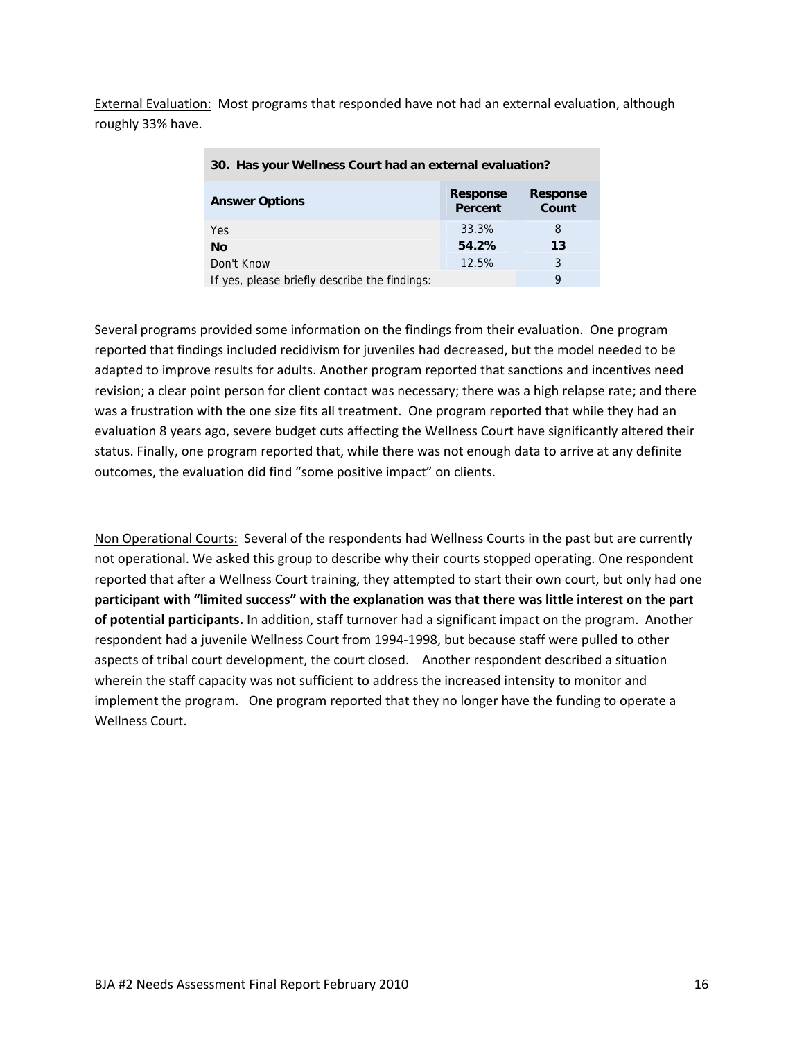External Evaluation: Most programs that responded have not had an external evaluation, although roughly 33% have.

| 30. Has your Wellness Court had an external evaluation? | | |
|---|---|---|
| **Answer Options** | **Response Percent** | **Response Count** |
| Yes | 33.3% | 8 |
| **No** | **54.2%** | **13** |
| Don't Know | 12.5% | 3 |
| If yes, please briefly describe the findings: | | 9 |

Several programs provided some information on the findings from their evaluation. One program reported that findings included recidivism for juveniles had decreased, but the model needed to be adapted to improve results for adults. Another program reported that sanctions and incentives need revision; a clear point person for client contact was necessary; there was a high relapse rate; and there was a frustration with the one size fits all treatment. One program reported that while they had an evaluation 8 years ago, severe budget cuts affecting the Wellness Court have significantly altered their status. Finally, one program reported that, while there was not enough data to arrive at any definite outcomes, the evaluation did find "some positive impact" on clients.

Non Operational Courts: Several of the respondents had Wellness Courts in the past but are currently not operational. We asked this group to describe why their courts stopped operating. One respondent reported that after a Wellness Court training, they attempted to start their own court, but only had one **participant with "limited success" with the explanation was that there was little interest on the part of potential participants.** In addition, staff turnover had a significant impact on the program. Another respondent had a juvenile Wellness Court from 1994-1998, but because staff were pulled to other aspects of tribal court development, the court closed. Another respondent described a situation wherein the staff capacity was not sufficient to address the increased intensity to monitor and implement the program. One program reported that they no longer have the funding to operate a Wellness Court.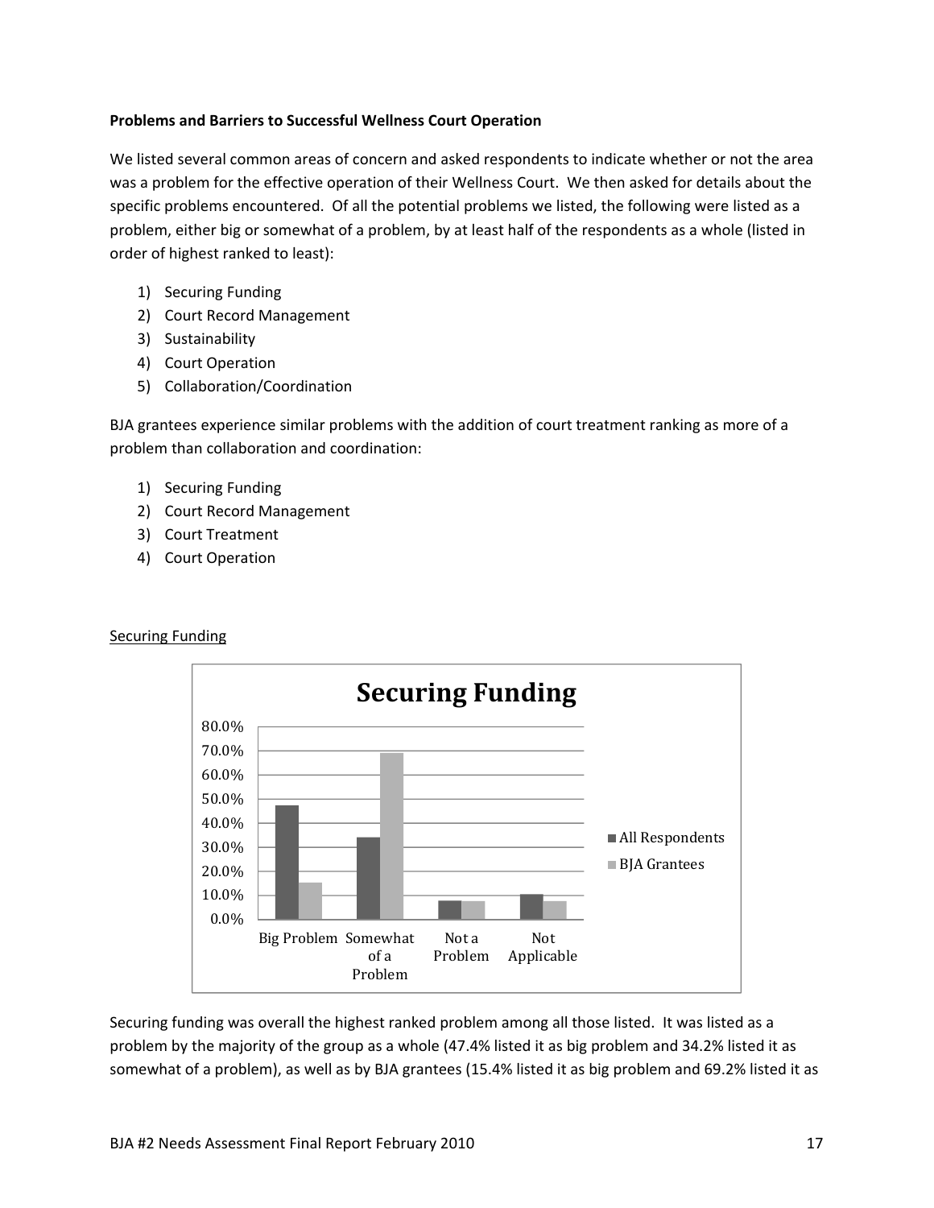**Problems and Barriers to Successful Wellness Court Operation**

We listed several common areas of concern and asked respondents to indicate whether or not the area was a problem for the effective operation of their Wellness Court. We then asked for details about the specific problems encountered. Of all the potential problems we listed, the following were listed as a problem, either big or somewhat of a problem, by at least half of the respondents as a whole (listed in order of highest ranked to least):

1) Securing Funding
2) Court Record Management
3) Sustainability
4) Court Operation
5) Collaboration/Coordination

BJA grantees experience similar problems with the addition of court treatment ranking as more of a problem than collaboration and coordination:

1) Securing Funding
2) Court Record Management
3) Court Treatment
4) Court Operation

Securing Funding

Securing funding was overall the highest ranked problem among all those listed. It was listed as a problem by the majority of the group as a whole (47.4% listed it as big problem and 34.2% listed it as somewhat of a problem), as well as by BJA grantees (15.4% listed it as big problem and 69.2% listed it as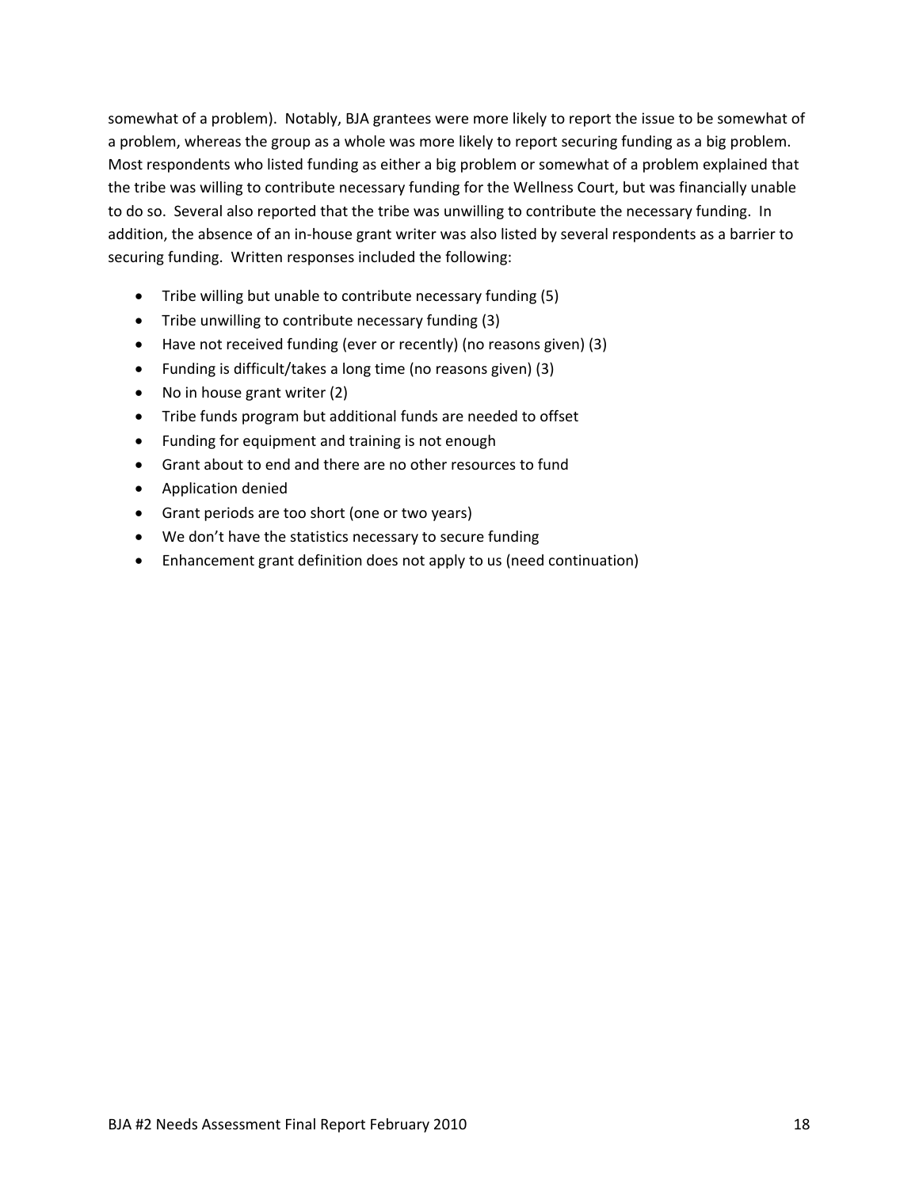somewhat of a problem). Notably, BJA grantees were more likely to report the issue to be somewhat of a problem, whereas the group as a whole was more likely to report securing funding as a big problem. Most respondents who listed funding as either a big problem or somewhat of a problem explained that the tribe was willing to contribute necessary funding for the Wellness Court, but was financially unable to do so. Several also reported that the tribe was unwilling to contribute the necessary funding. In addition, the absence of an in-house grant writer was also listed by several respondents as a barrier to securing funding. Written responses included the following:

- Tribe willing but unable to contribute necessary funding (5)
- Tribe unwilling to contribute necessary funding (3)
- Have not received funding (ever or recently) (no reasons given) (3)
- Funding is difficult/takes a long time (no reasons given) (3)
- No in house grant writer (2)
- Tribe funds program but additional funds are needed to offset
- Funding for equipment and training is not enough
- Grant about to end and there are no other resources to fund
- Application denied
- Grant periods are too short (one or two years)
- We don't have the statistics necessary to secure funding
- Enhancement grant definition does not apply to us (need continuation)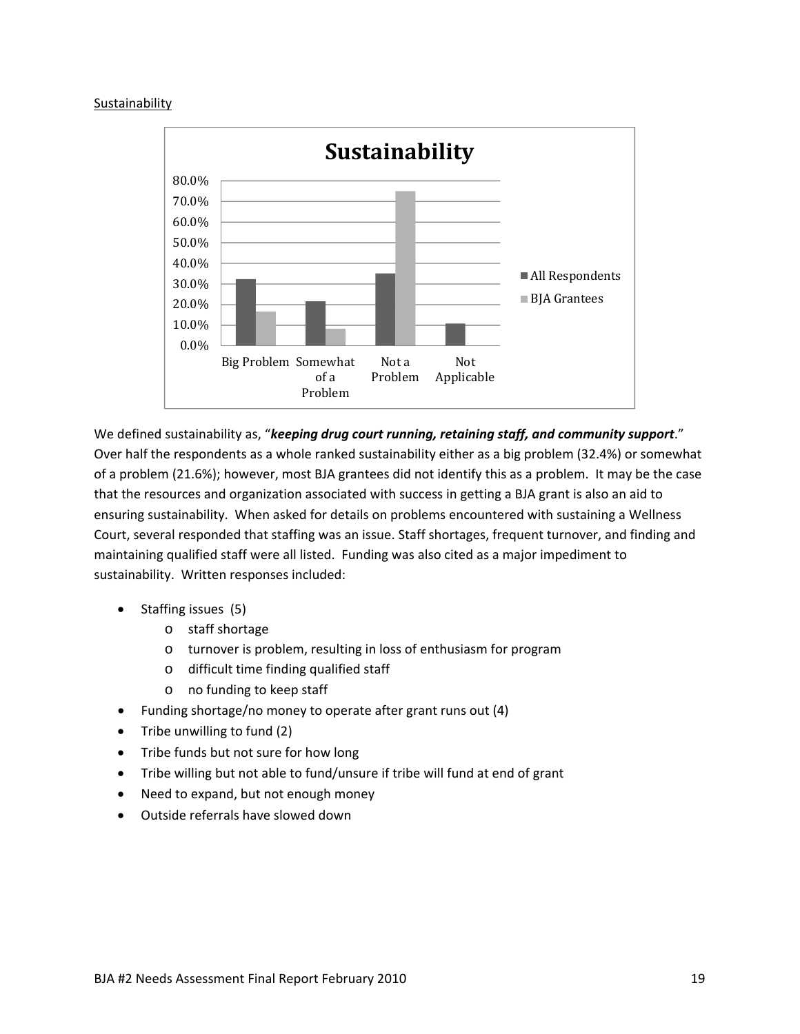Sustainability

We defined sustainability as, "***keeping drug court running, retaining staff, and community support***." Over half the respondents as a whole ranked sustainability either as a big problem (32.4%) or somewhat of a problem (21.6%); however, most BJA grantees did not identify this as a problem. It may be the case that the resources and organization associated with success in getting a BJA grant is also an aid to ensuring sustainability. When asked for details on problems encountered with sustaining a Wellness Court, several responded that staffing was an issue. Staff shortages, frequent turnover, and finding and maintaining qualified staff were all listed. Funding was also cited as a major impediment to sustainability. Written responses included:

- Staffing issues (5)
  - staff shortage
  - turnover is problem, resulting in loss of enthusiasm for program
  - difficult time finding qualified staff
  - no funding to keep staff
- Funding shortage/no money to operate after grant runs out (4)
- Tribe unwilling to fund (2)
- Tribe funds but not sure for how long
- Tribe willing but not able to fund/unsure if tribe will fund at end of grant
- Need to expand, but not enough money
- Outside referrals have slowed down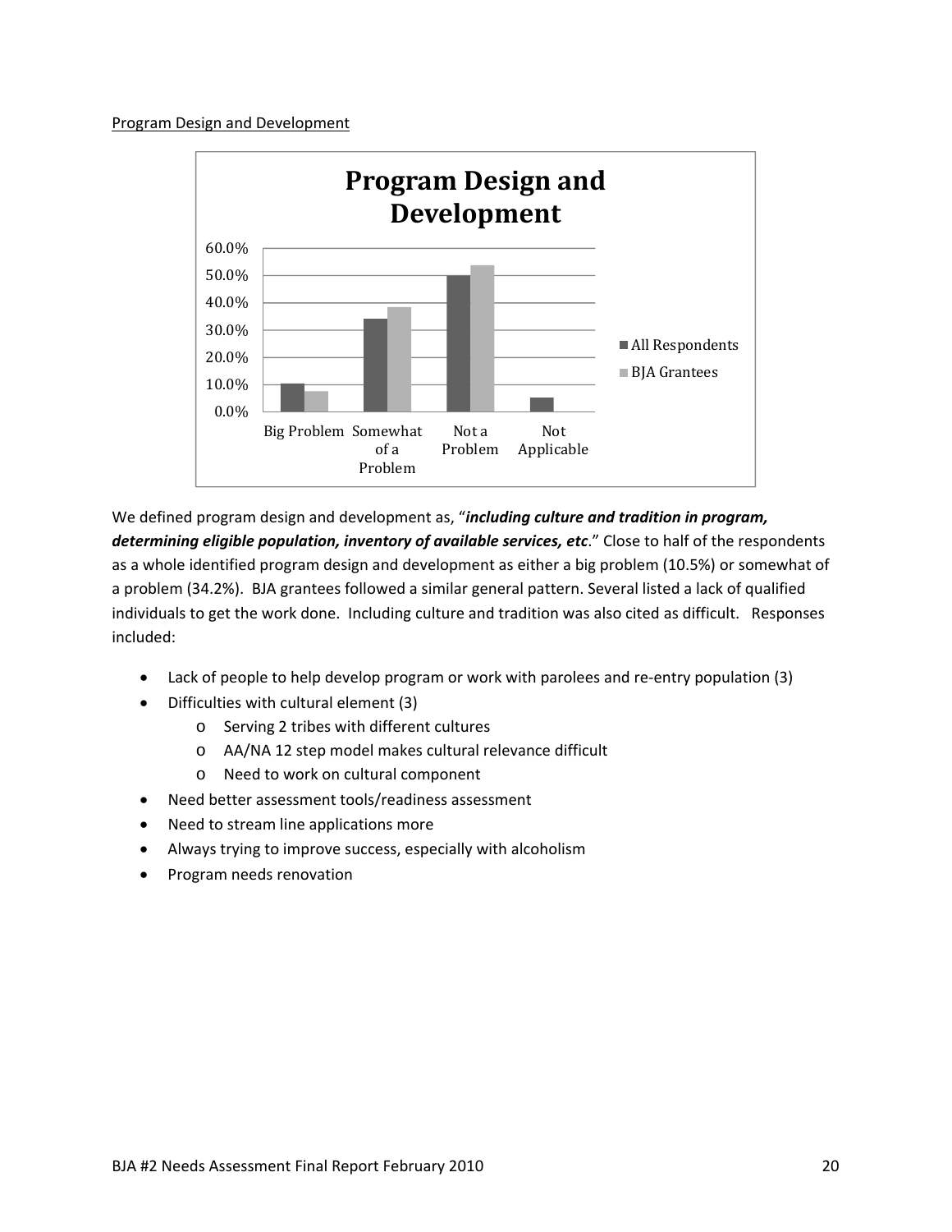Program Design and Development

We defined program design and development as, "***including culture and tradition in program, determining eligible population, inventory of available services, etc***." Close to half of the respondents as a whole identified program design and development as either a big problem (10.5%) or somewhat of a problem (34.2%). BJA grantees followed a similar general pattern. Several listed a lack of qualified individuals to get the work done. Including culture and tradition was also cited as difficult. Responses included:

- Lack of people to help develop program or work with parolees and re-entry population (3)
- Difficulties with cultural element (3)
    - Serving 2 tribes with different cultures
    - AA/NA 12 step model makes cultural relevance difficult
    - Need to work on cultural component
- Need better assessment tools/readiness assessment
- Need to stream line applications more
- Always trying to improve success, especially with alcoholism
- Program needs renovation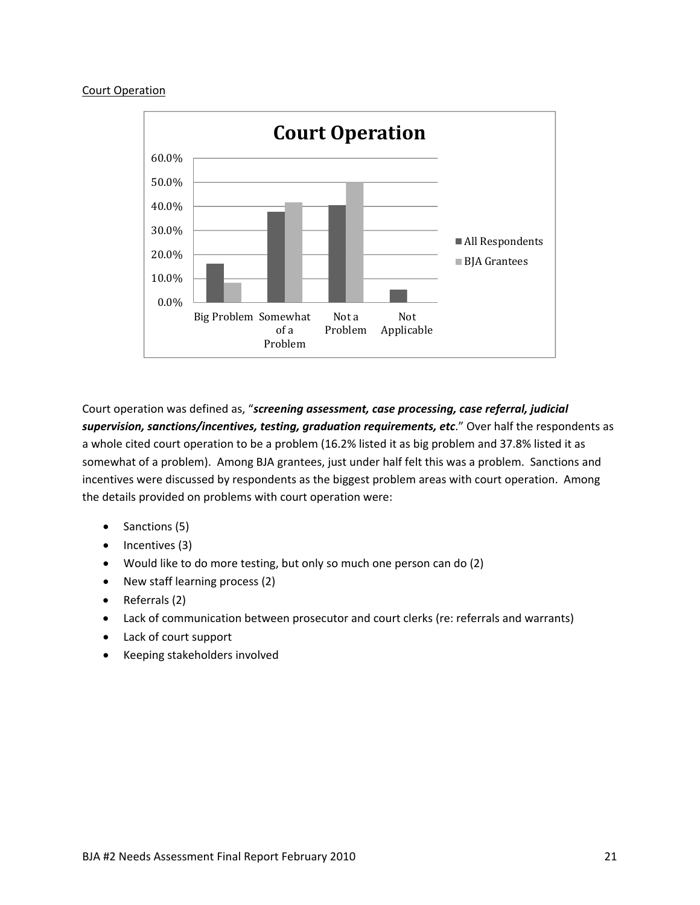Court Operation

Court operation was defined as, "***screening assessment, case processing, case referral, judicial supervision, sanctions/incentives, testing, graduation requirements, etc***." Over half the respondents as a whole cited court operation to be a problem (16.2% listed it as big problem and 37.8% listed it as somewhat of a problem). Among BJA grantees, just under half felt this was a problem. Sanctions and incentives were discussed by respondents as the biggest problem areas with court operation. Among the details provided on problems with court operation were:

- Sanctions (5)
- Incentives (3)
- Would like to do more testing, but only so much one person can do (2)
- New staff learning process (2)
- Referrals (2)
- Lack of communication between prosecutor and court clerks (re: referrals and warrants)
- Lack of court support
- Keeping stakeholders involved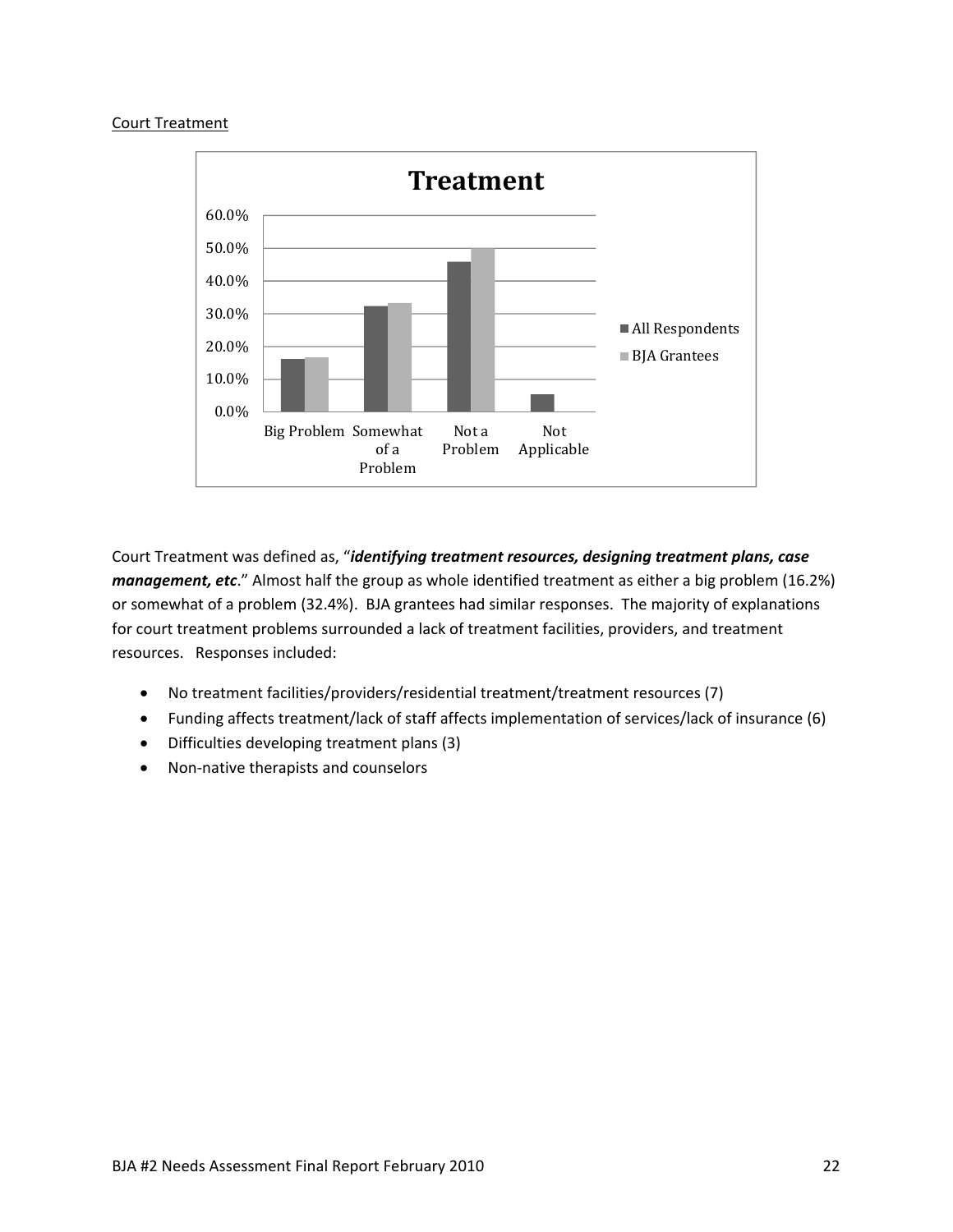Court Treatment

Court Treatment was defined as, "***identifying treatment resources, designing treatment plans, case management, etc***." Almost half the group as whole identified treatment as either a big problem (16.2%) or somewhat of a problem (32.4%). BJA grantees had similar responses. The majority of explanations for court treatment problems surrounded a lack of treatment facilities, providers, and treatment resources. Responses included:

- No treatment facilities/providers/residential treatment/treatment resources (7)
- Funding affects treatment/lack of staff affects implementation of services/lack of insurance (6)
- Difficulties developing treatment plans (3)
- Non-native therapists and counselors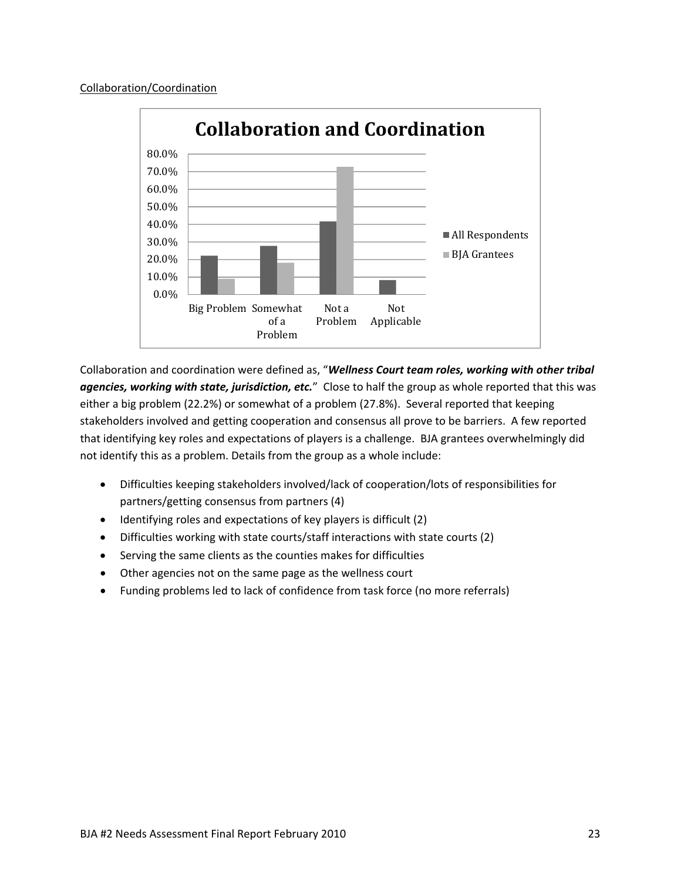Collaboration/Coordination

Collaboration and coordination were defined as, "***Wellness Court team roles, working with other tribal agencies, working with state, jurisdiction, etc.***" Close to half the group as whole reported that this was either a big problem (22.2%) or somewhat of a problem (27.8%). Several reported that keeping stakeholders involved and getting cooperation and consensus all prove to be barriers. A few reported that identifying key roles and expectations of players is a challenge. BJA grantees overwhelmingly did not identify this as a problem. Details from the group as a whole include:

- Difficulties keeping stakeholders involved/lack of cooperation/lots of responsibilities for partners/getting consensus from partners (4)
- Identifying roles and expectations of key players is difficult (2)
- Difficulties working with state courts/staff interactions with state courts (2)
- Serving the same clients as the counties makes for difficulties
- Other agencies not on the same page as the wellness court
- Funding problems led to lack of confidence from task force (no more referrals)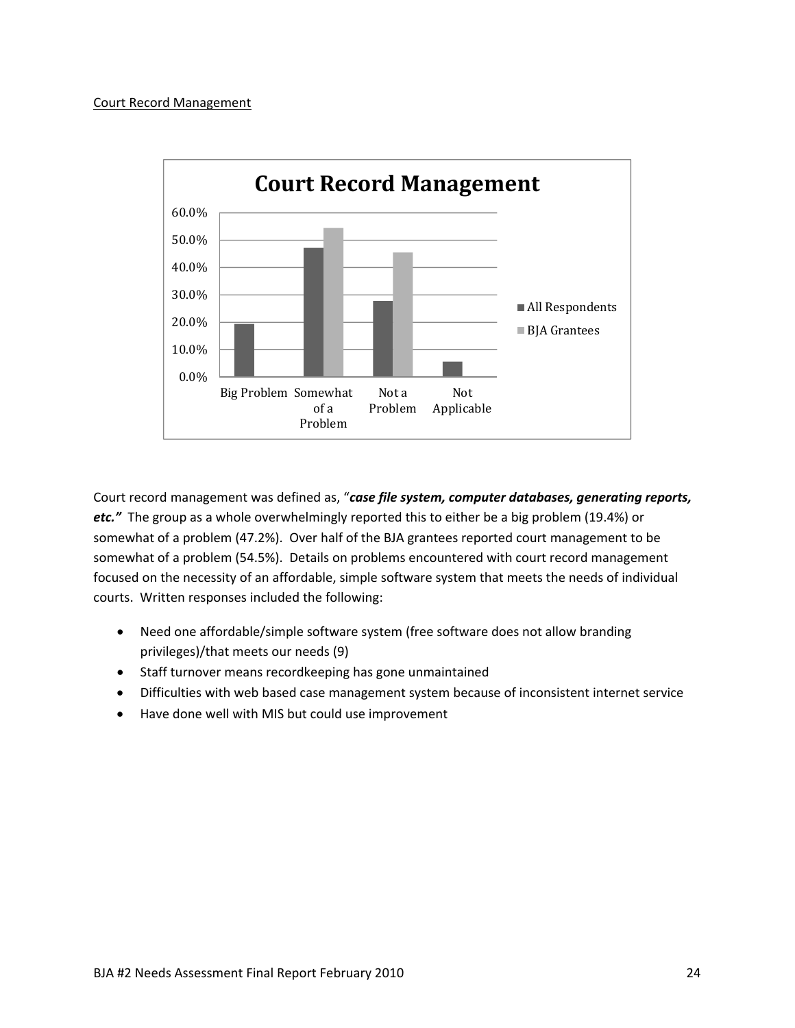Court Record Management

Court record management was defined as, "***case file system, computer databases, generating reports, etc.***" The group as a whole overwhelmingly reported this to either be a big problem (19.4%) or somewhat of a problem (47.2%). Over half of the BJA grantees reported court management to be somewhat of a problem (54.5%). Details on problems encountered with court record management focused on the necessity of an affordable, simple software system that meets the needs of individual courts. Written responses included the following:

- Need one affordable/simple software system (free software does not allow branding privileges)/that meets our needs (9)
- Staff turnover means recordkeeping has gone unmaintained
- Difficulties with web based case management system because of inconsistent internet service
- Have done well with MIS but could use improvement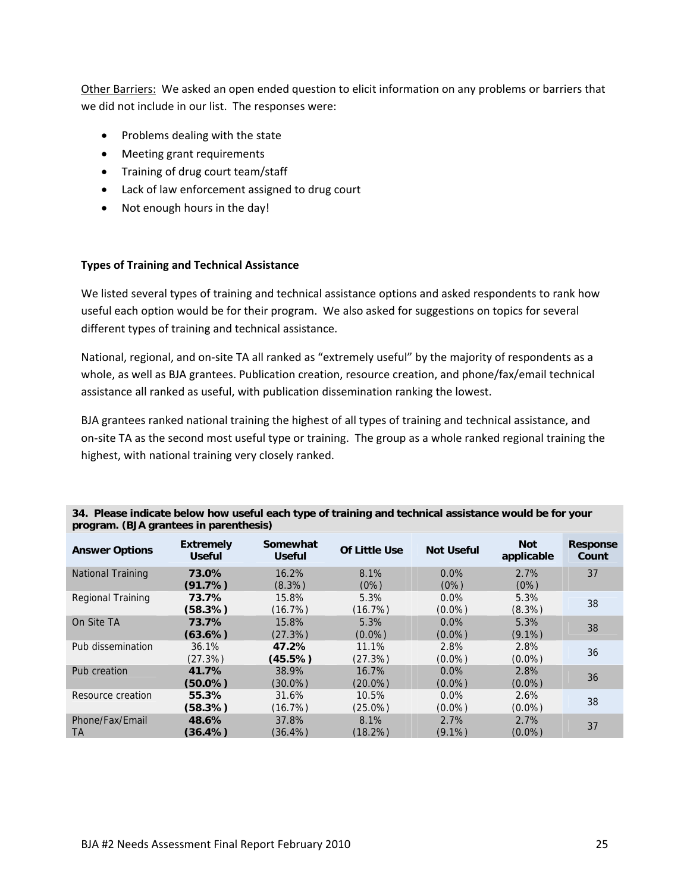Other Barriers: We asked an open ended question to elicit information on any problems or barriers that we did not include in our list. The responses were:

- Problems dealing with the state
- Meeting grant requirements
- Training of drug court team/staff
- Lack of law enforcement assigned to drug court
- Not enough hours in the day!

**Types of Training and Technical Assistance**

We listed several types of training and technical assistance options and asked respondents to rank how useful each option would be for their program. We also asked for suggestions on topics for several different types of training and technical assistance.

National, regional, and on-site TA all ranked as "extremely useful" by the majority of respondents as a whole, as well as BJA grantees. Publication creation, resource creation, and phone/fax/email technical assistance all ranked as useful, with publication dissemination ranking the lowest.

BJA grantees ranked national training the highest of all types of training and technical assistance, and on-site TA as the second most useful type or training. The group as a whole ranked regional training the highest, with national training very closely ranked.

**34. Please indicate below how useful each type of training and technical assistance would be for your program. (BJA grantees in parenthesis)**

| Answer Options | Extremely Useful | Somewhat Useful | Of Little Use | Not Useful | Not applicable | Response Count |
|---|---|---|---|---|---|---|
| National Training | **73.0% (91.7%)** | 16.2% (8.3%) | 8.1% (0%) | 0.0% (0%) | 2.7% (0%) | 37 |
| Regional Training | **73.7% (58.3%)** | 15.8% (16.7%) | 5.3% (16.7%) | 0.0% (0.0%) | 5.3% (8.3%) | 38 |
| On Site TA | **73.7% (63.6%)** | 15.8% (27.3%) | 5.3% (0.0%) | 0.0% (0.0%) | 5.3% (9.1%) | 38 |
| Pub dissemination | 36.1% (27.3%) | **47.2% (45.5%)** | 11.1% (27.3%) | 2.8% (0.0%) | 2.8% (0.0%) | 36 |
| Pub creation | **41.7% (50.0%)** | 38.9% (30.0%) | 16.7% (20.0%) | 0.0% (0.0%) | 2.8% (0.0%) | 36 |
| Resource creation | **55.3% (58.3%)** | 31.6% (16.7%) | 10.5% (25.0%) | 0.0% (0.0%) | 2.6% (0.0%) | 38 |
| Phone/Fax/Email TA | **48.6% (36.4%)** | 37.8% (36.4%) | 8.1% (18.2%) | 2.7% (9.1%) | 2.7% (0.0%) | 37 |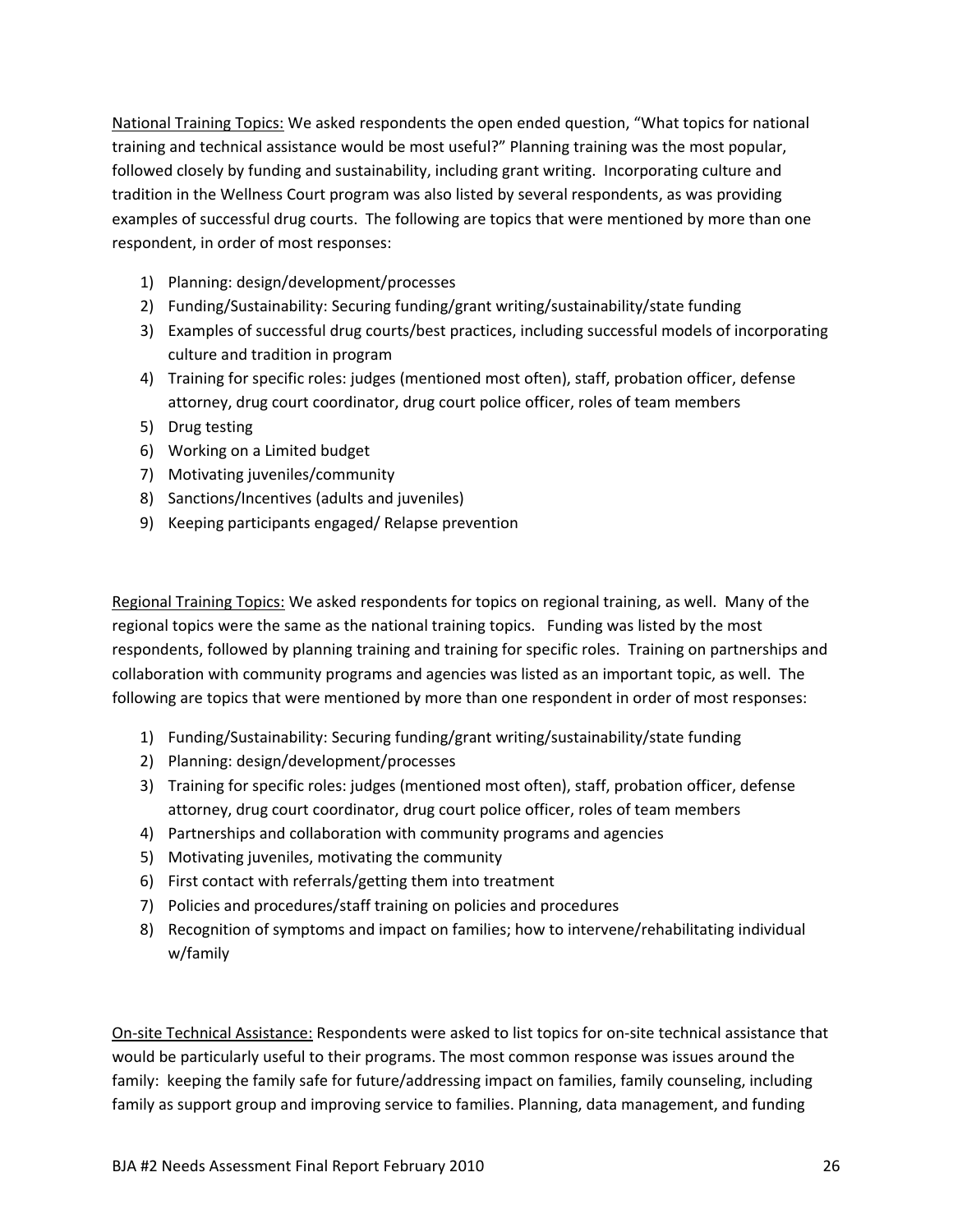<u>National Training Topics:</u> We asked respondents the open ended question, "What topics for national training and technical assistance would be most useful?" Planning training was the most popular, followed closely by funding and sustainability, including grant writing. Incorporating culture and tradition in the Wellness Court program was also listed by several respondents, as was providing examples of successful drug courts. The following are topics that were mentioned by more than one respondent, in order of most responses:

1) Planning: design/development/processes
2) Funding/Sustainability: Securing funding/grant writing/sustainability/state funding
3) Examples of successful drug courts/best practices, including successful models of incorporating culture and tradition in program
4) Training for specific roles: judges (mentioned most often), staff, probation officer, defense attorney, drug court coordinator, drug court police officer, roles of team members
5) Drug testing
6) Working on a Limited budget
7) Motivating juveniles/community
8) Sanctions/Incentives (adults and juveniles)
9) Keeping participants engaged/ Relapse prevention

<u>Regional Training Topics:</u> We asked respondents for topics on regional training, as well. Many of the regional topics were the same as the national training topics. Funding was listed by the most respondents, followed by planning training and training for specific roles. Training on partnerships and collaboration with community programs and agencies was listed as an important topic, as well. The following are topics that were mentioned by more than one respondent in order of most responses:

1) Funding/Sustainability: Securing funding/grant writing/sustainability/state funding
2) Planning: design/development/processes
3) Training for specific roles: judges (mentioned most often), staff, probation officer, defense attorney, drug court coordinator, drug court police officer, roles of team members
4) Partnerships and collaboration with community programs and agencies
5) Motivating juveniles, motivating the community
6) First contact with referrals/getting them into treatment
7) Policies and procedures/staff training on policies and procedures
8) Recognition of symptoms and impact on families; how to intervene/rehabilitating individual w/family

<u>On-site Technical Assistance:</u> Respondents were asked to list topics for on-site technical assistance that would be particularly useful to their programs. The most common response was issues around the family: keeping the family safe for future/addressing impact on families, family counseling, including family as support group and improving service to families. Planning, data management, and funding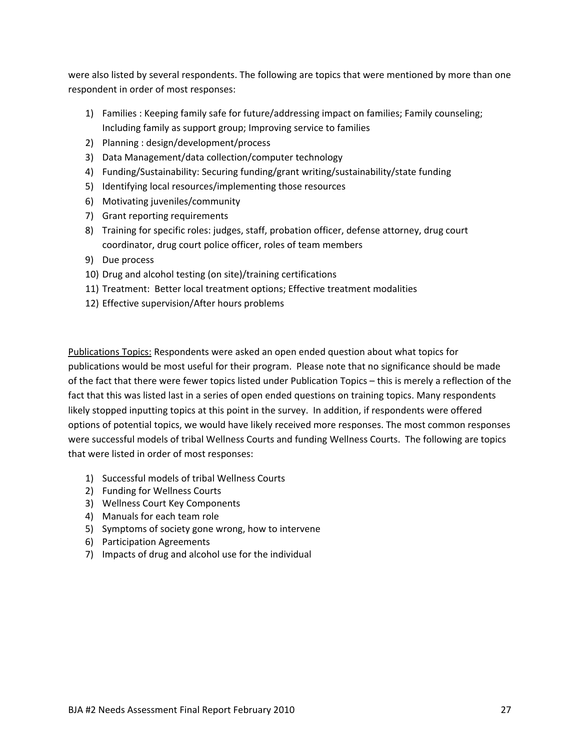were also listed by several respondents. The following are topics that were mentioned by more than one respondent in order of most responses:

1) Families : Keeping family safe for future/addressing impact on families; Family counseling; Including family as support group; Improving service to families
2) Planning : design/development/process
3) Data Management/data collection/computer technology
4) Funding/Sustainability: Securing funding/grant writing/sustainability/state funding
5) Identifying local resources/implementing those resources
6) Motivating juveniles/community
7) Grant reporting requirements
8) Training for specific roles: judges, staff, probation officer, defense attorney, drug court coordinator, drug court police officer, roles of team members
9) Due process
10) Drug and alcohol testing (on site)/training certifications
11) Treatment: Better local treatment options; Effective treatment modalities
12) Effective supervision/After hours problems

<u>Publications Topics:</u> Respondents were asked an open ended question about what topics for publications would be most useful for their program. Please note that no significance should be made of the fact that there were fewer topics listed under Publication Topics – this is merely a reflection of the fact that this was listed last in a series of open ended questions on training topics. Many respondents likely stopped inputting topics at this point in the survey. In addition, if respondents were offered options of potential topics, we would have likely received more responses. The most common responses were successful models of tribal Wellness Courts and funding Wellness Courts. The following are topics that were listed in order of most responses:

1) Successful models of tribal Wellness Courts
2) Funding for Wellness Courts
3) Wellness Court Key Components
4) Manuals for each team role
5) Symptoms of society gone wrong, how to intervene
6) Participation Agreements
7) Impacts of drug and alcohol use for the individual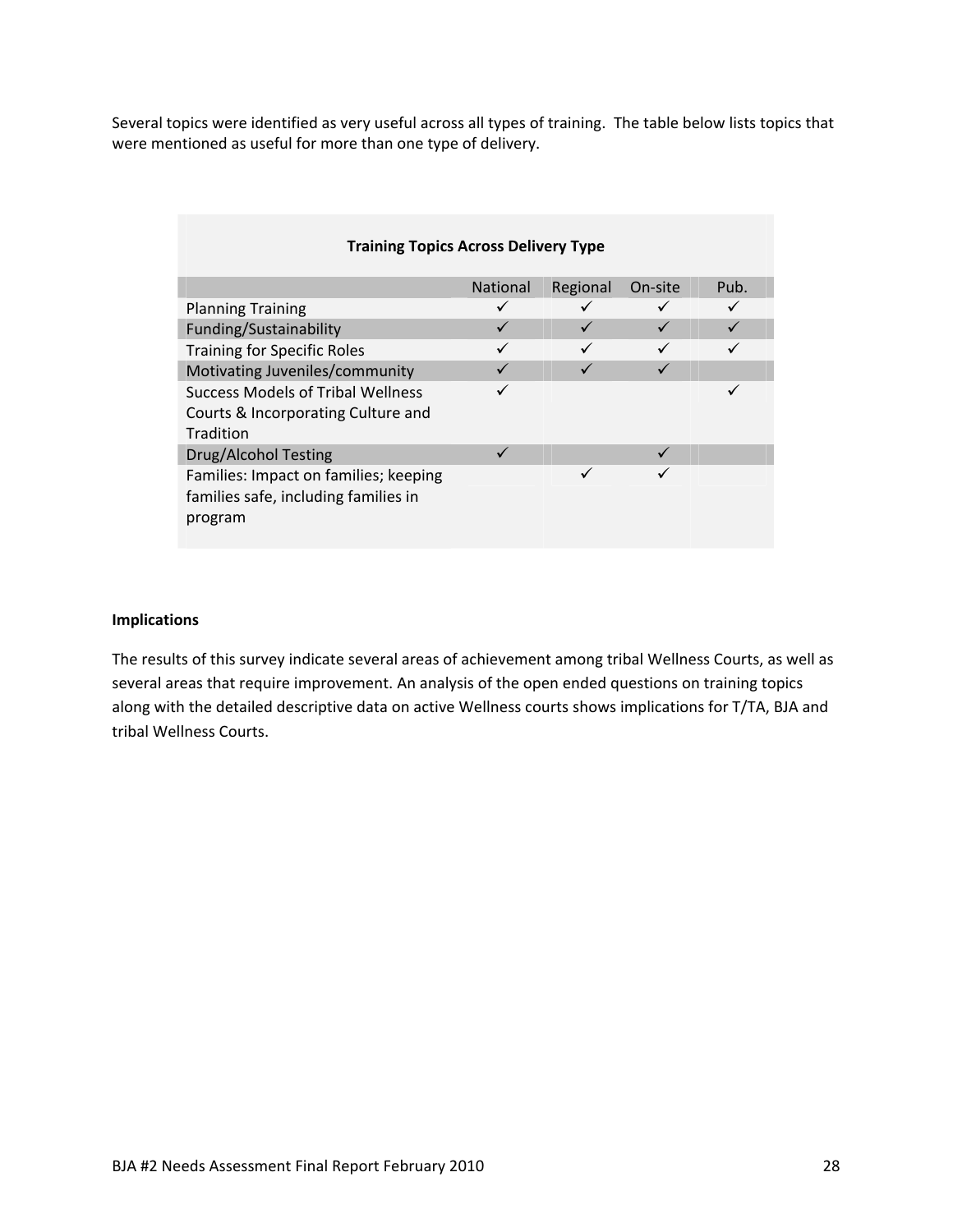Several topics were identified as very useful across all types of training. The table below lists topics that were mentioned as useful for more than one type of delivery.

**Training Topics Across Delivery Type**

| | National | Regional | On-site | Pub. |
|---|---|---|---|---|
| Planning Training | ✓ | ✓ | ✓ | ✓ |
| Funding/Sustainability | ✓ | ✓ | ✓ | ✓ |
| Training for Specific Roles | ✓ | ✓ | ✓ | ✓ |
| Motivating Juveniles/community | ✓ | ✓ | ✓ | |
| Success Models of Tribal Wellness Courts & Incorporating Culture and Tradition | ✓ | | | ✓ |
| Drug/Alcohol Testing | ✓ | | ✓ | |
| Families: Impact on families; keeping families safe, including families in program | | ✓ | ✓ | |

**Implications**

The results of this survey indicate several areas of achievement among tribal Wellness Courts, as well as several areas that require improvement. An analysis of the open ended questions on training topics along with the detailed descriptive data on active Wellness courts shows implications for T/TA, BJA and tribal Wellness Courts.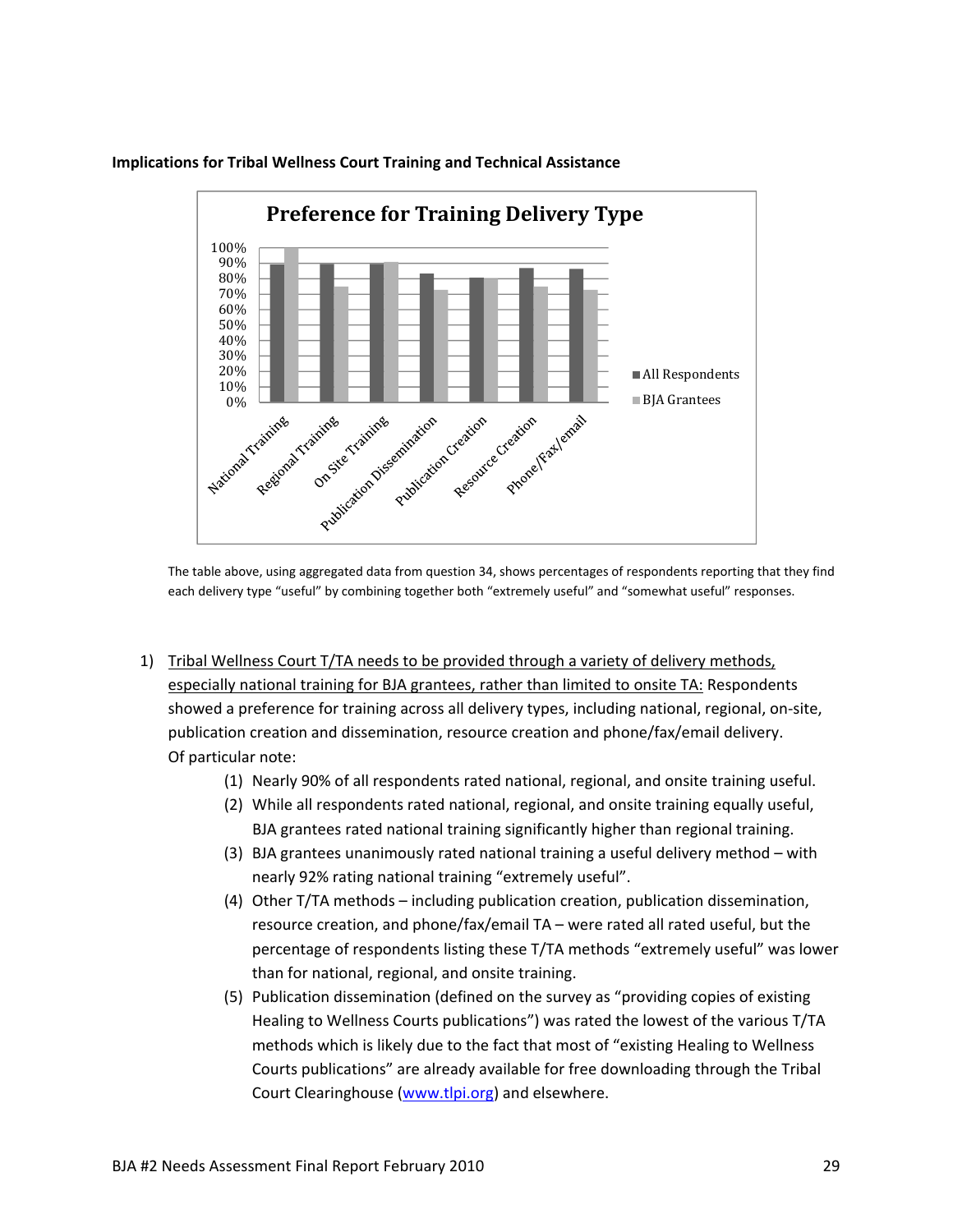**Implications for Tribal Wellness Court Training and Technical Assistance**

**Preference for Training Delivery Type**

The table above, using aggregated data from question 34, shows percentages of respondents reporting that they find each delivery type "useful" by combining together both "extremely useful" and "somewhat useful" responses.

1) Tribal Wellness Court T/TA needs to be provided through a variety of delivery methods, especially national training for BJA grantees, rather than limited to onsite TA: Respondents showed a preference for training across all delivery types, including national, regional, on-site, publication creation and dissemination, resource creation and phone/fax/email delivery. Of particular note:
   1) Nearly 90% of all respondents rated national, regional, and onsite training useful.
   2) While all respondents rated national, regional, and onsite training equally useful, BJA grantees rated national training significantly higher than regional training.
   3) BJA grantees unanimously rated national training a useful delivery method – with nearly 92% rating national training "extremely useful".
   4) Other T/TA methods – including publication creation, publication dissemination, resource creation, and phone/fax/email TA – were rated all rated useful, but the percentage of respondents listing these T/TA methods "extremely useful" was lower than for national, regional, and onsite training.
   5) Publication dissemination (defined on the survey as "providing copies of existing Healing to Wellness Courts publications") was rated the lowest of the various T/TA methods which is likely due to the fact that most of "existing Healing to Wellness Courts publications" are already available for free downloading through the Tribal Court Clearinghouse (www.tlpi.org) and elsewhere.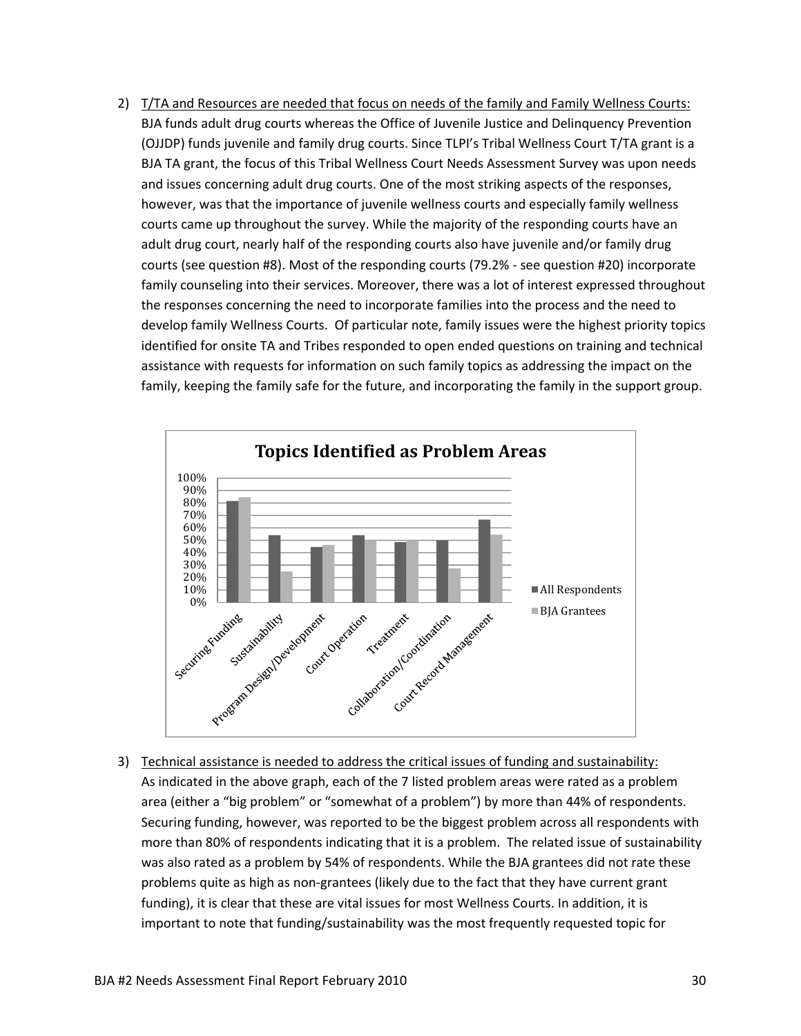2) T/TA and Resources are needed that focus on needs of the family and Family Wellness Courts: BJA funds adult drug courts whereas the Office of Juvenile Justice and Delinquency Prevention (OJJDP) funds juvenile and family drug courts. Since TLPI's Tribal Wellness Court T/TA grant is a BJA TA grant, the focus of this Tribal Wellness Court Needs Assessment Survey was upon needs and issues concerning adult drug courts. One of the most striking aspects of the responses, however, was that the importance of juvenile wellness courts and especially family wellness courts came up throughout the survey. While the majority of the responding courts have an adult drug court, nearly half of the responding courts also have juvenile and/or family drug courts (see question #8). Most of the responding courts (79.2% - see question #20) incorporate family counseling into their services. Moreover, there was a lot of interest expressed throughout the responses concerning the need to incorporate families into the process and the need to develop family Wellness Courts. Of particular note, family issues were the highest priority topics identified for onsite TA and Tribes responded to open ended questions on training and technical assistance with requests for information on such family topics as addressing the impact on the family, keeping the family safe for the future, and incorporating the family in the support group.

**Topics Identified as Problem Areas**

| Topic | All Respondents | BJA Grantees |
|---|---|---|
| Securing Funding | ~82% | ~85% |
| Sustainability | ~54% | ~25% |
| Program Design/Development | ~45% | ~46% |
| Court Operation | ~54% | ~50% |
| Treatment | ~48% | ~50% |
| Collaboration/Coordination | ~50% | ~27% |
| Court Record Management | ~67% | ~55% |

3) Technical assistance is needed to address the critical issues of funding and sustainability: As indicated in the above graph, each of the 7 listed problem areas were rated as a problem area (either a "big problem" or "somewhat of a problem") by more than 44% of respondents. Securing funding, however, was reported to be the biggest problem across all respondents with more than 80% of respondents indicating that it is a problem. The related issue of sustainability was also rated as a problem by 54% of respondents. While the BJA grantees did not rate these problems quite as high as non-grantees (likely due to the fact that they have current grant funding), it is clear that these are vital issues for most Wellness Courts. In addition, it is important to note that funding/sustainability was the most frequently requested topic for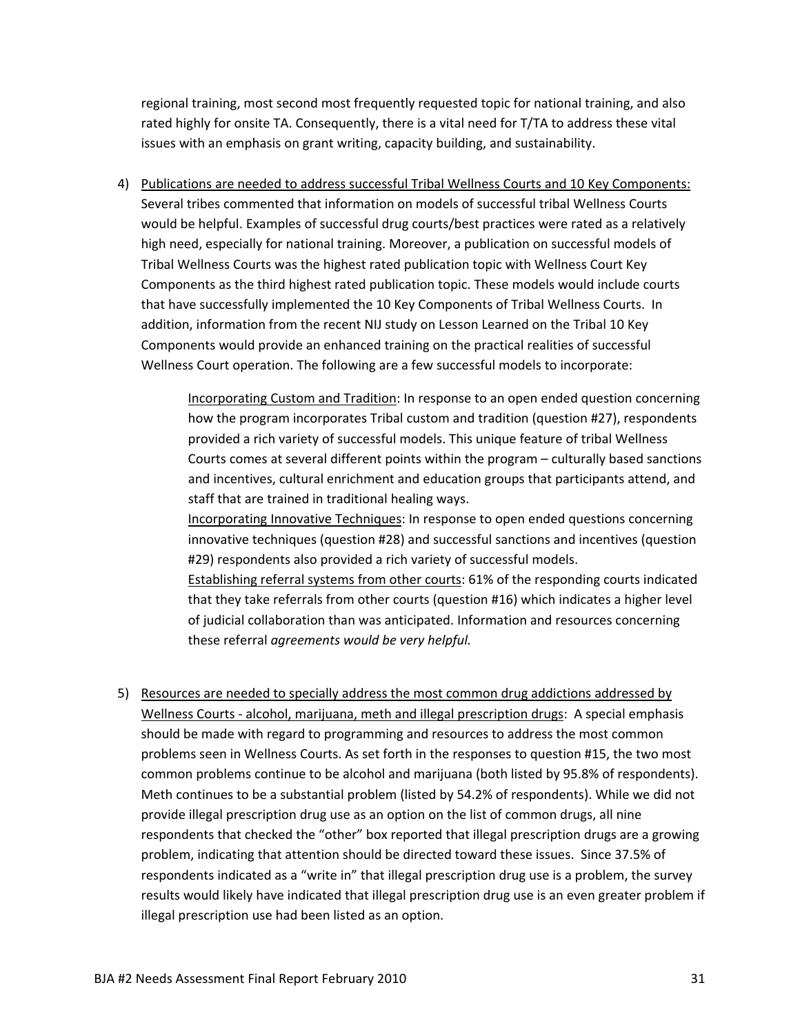regional training, most second most frequently requested topic for national training, and also rated highly for onsite TA. Consequently, there is a vital need for T/TA to address these vital issues with an emphasis on grant writing, capacity building, and sustainability.

4) <u>Publications are needed to address successful Tribal Wellness Courts and 10 Key Components:</u> Several tribes commented that information on models of successful tribal Wellness Courts would be helpful. Examples of successful drug courts/best practices were rated as a relatively high need, especially for national training. Moreover, a publication on successful models of Tribal Wellness Courts was the highest rated publication topic with Wellness Court Key Components as the third highest rated publication topic. These models would include courts that have successfully implemented the 10 Key Components of Tribal Wellness Courts. In addition, information from the recent NIJ study on Lesson Learned on the Tribal 10 Key Components would provide an enhanced training on the practical realities of successful Wellness Court operation. The following are a few successful models to incorporate:

    <u>Incorporating Custom and Tradition</u>: In response to an open ended question concerning how the program incorporates Tribal custom and tradition (question #27), respondents provided a rich variety of successful models. This unique feature of tribal Wellness Courts comes at several different points within the program – culturally based sanctions and incentives, cultural enrichment and education groups that participants attend, and staff that are trained in traditional healing ways.

    <u>Incorporating Innovative Techniques</u>: In response to open ended questions concerning innovative techniques (question #28) and successful sanctions and incentives (question #29) respondents also provided a rich variety of successful models.

    <u>Establishing referral systems from other courts</u>: 61% of the responding courts indicated that they take referrals from other courts (question #16) which indicates a higher level of judicial collaboration than was anticipated. Information and resources concerning these referral *agreements would be very helpful.*

5) <u>Resources are needed to specially address the most common drug addictions addressed by Wellness Courts - alcohol, marijuana, meth and illegal prescription drugs</u>: A special emphasis should be made with regard to programming and resources to address the most common problems seen in Wellness Courts. As set forth in the responses to question #15, the two most common problems continue to be alcohol and marijuana (both listed by 95.8% of respondents). Meth continues to be a substantial problem (listed by 54.2% of respondents). While we did not provide illegal prescription drug use as an option on the list of common drugs, all nine respondents that checked the "other" box reported that illegal prescription drugs are a growing problem, indicating that attention should be directed toward these issues. Since 37.5% of respondents indicated as a "write in" that illegal prescription drug use is a problem, the survey results would likely have indicated that illegal prescription drug use is an even greater problem if illegal prescription use had been listed as an option.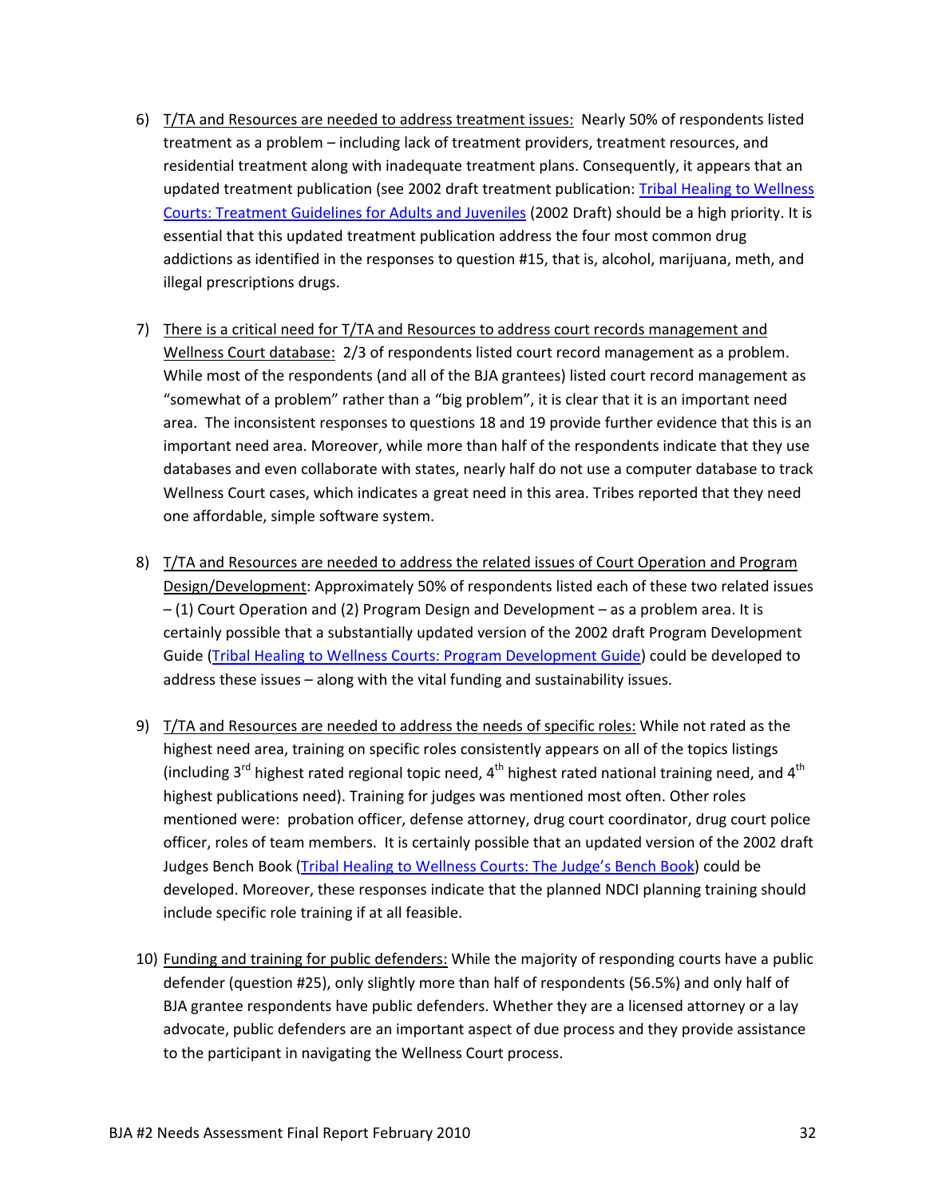6) <u>T/TA and Resources are needed to address treatment issues:</u> Nearly 50% of respondents listed treatment as a problem – including lack of treatment providers, treatment resources, and residential treatment along with inadequate treatment plans. Consequently, it appears that an updated treatment publication (see 2002 draft treatment publication: Tribal Healing to Wellness Courts: Treatment Guidelines for Adults and Juveniles (2002 Draft) should be a high priority. It is essential that this updated treatment publication address the four most common drug addictions as identified in the responses to question #15, that is, alcohol, marijuana, meth, and illegal prescriptions drugs.

7) <u>There is a critical need for T/TA and Resources to address court records management and Wellness Court database:</u> 2/3 of respondents listed court record management as a problem. While most of the respondents (and all of the BJA grantees) listed court record management as "somewhat of a problem" rather than a "big problem", it is clear that it is an important need area. The inconsistent responses to questions 18 and 19 provide further evidence that this is an important need area. Moreover, while more than half of the respondents indicate that they use databases and even collaborate with states, nearly half do not use a computer database to track Wellness Court cases, which indicates a great need in this area. Tribes reported that they need one affordable, simple software system.

8) <u>T/TA and Resources are needed to address the related issues of Court Operation and Program Design/Development</u>: Approximately 50% of respondents listed each of these two related issues – (1) Court Operation and (2) Program Design and Development – as a problem area. It is certainly possible that a substantially updated version of the 2002 draft Program Development Guide (Tribal Healing to Wellness Courts: Program Development Guide) could be developed to address these issues – along with the vital funding and sustainability issues.

9) <u>T/TA and Resources are needed to address the needs of specific roles:</u> While not rated as the highest need area, training on specific roles consistently appears on all of the topics listings (including 3rd highest rated regional topic need, 4th highest rated national training need, and 4th highest publications need). Training for judges was mentioned most often. Other roles mentioned were: probation officer, defense attorney, drug court coordinator, drug court police officer, roles of team members. It is certainly possible that an updated version of the 2002 draft Judges Bench Book (Tribal Healing to Wellness Courts: The Judge's Bench Book) could be developed. Moreover, these responses indicate that the planned NDCI planning training should include specific role training if at all feasible.

10) <u>Funding and training for public defenders:</u> While the majority of responding courts have a public defender (question #25), only slightly more than half of respondents (56.5%) and only half of BJA grantee respondents have public defenders. Whether they are a licensed attorney or a lay advocate, public defenders are an important aspect of due process and they provide assistance to the participant in navigating the Wellness Court process.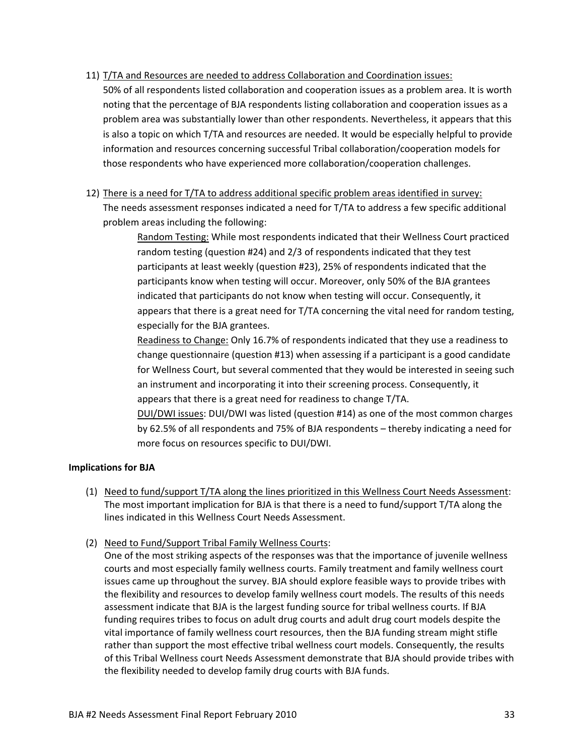11) <u>T/TA and Resources are needed to address Collaboration and Coordination issues:</u>
50% of all respondents listed collaboration and cooperation issues as a problem area. It is worth noting that the percentage of BJA respondents listing collaboration and cooperation issues as a problem area was substantially lower than other respondents. Nevertheless, it appears that this is also a topic on which T/TA and resources are needed. It would be especially helpful to provide information and resources concerning successful Tribal collaboration/cooperation models for those respondents who have experienced more collaboration/cooperation challenges.

12) <u>There is a need for T/TA to address additional specific problem areas identified in survey:</u>
The needs assessment responses indicated a need for T/TA to address a few specific additional problem areas including the following:

<u>Random Testing:</u> While most respondents indicated that their Wellness Court practiced random testing (question #24) and 2/3 of respondents indicated that they test participants at least weekly (question #23), 25% of respondents indicated that the participants know when testing will occur. Moreover, only 50% of the BJA grantees indicated that participants do not know when testing will occur. Consequently, it appears that there is a great need for T/TA concerning the vital need for random testing, especially for the BJA grantees.

<u>Readiness to Change:</u> Only 16.7% of respondents indicated that they use a readiness to change questionnaire (question #13) when assessing if a participant is a good candidate for Wellness Court, but several commented that they would be interested in seeing such an instrument and incorporating it into their screening process. Consequently, it appears that there is a great need for readiness to change T/TA.

<u>DUI/DWI issues</u>: DUI/DWI was listed (question #14) as one of the most common charges by 62.5% of all respondents and 75% of BJA respondents – thereby indicating a need for more focus on resources specific to DUI/DWI.

**Implications for BJA**

(1) <u>Need to fund/support T/TA along the lines prioritized in this Wellness Court Needs Assessment</u>: The most important implication for BJA is that there is a need to fund/support T/TA along the lines indicated in this Wellness Court Needs Assessment.

(2) <u>Need to Fund/Support Tribal Family Wellness Courts</u>:
One of the most striking aspects of the responses was that the importance of juvenile wellness courts and most especially family wellness courts. Family treatment and family wellness court issues came up throughout the survey. BJA should explore feasible ways to provide tribes with the flexibility and resources to develop family wellness court models. The results of this needs assessment indicate that BJA is the largest funding source for tribal wellness courts. If BJA funding requires tribes to focus on adult drug courts and adult drug court models despite the vital importance of family wellness court resources, then the BJA funding stream might stifle rather than support the most effective tribal wellness court models. Consequently, the results of this Tribal Wellness court Needs Assessment demonstrate that BJA should provide tribes with the flexibility needed to develop family drug courts with BJA funds.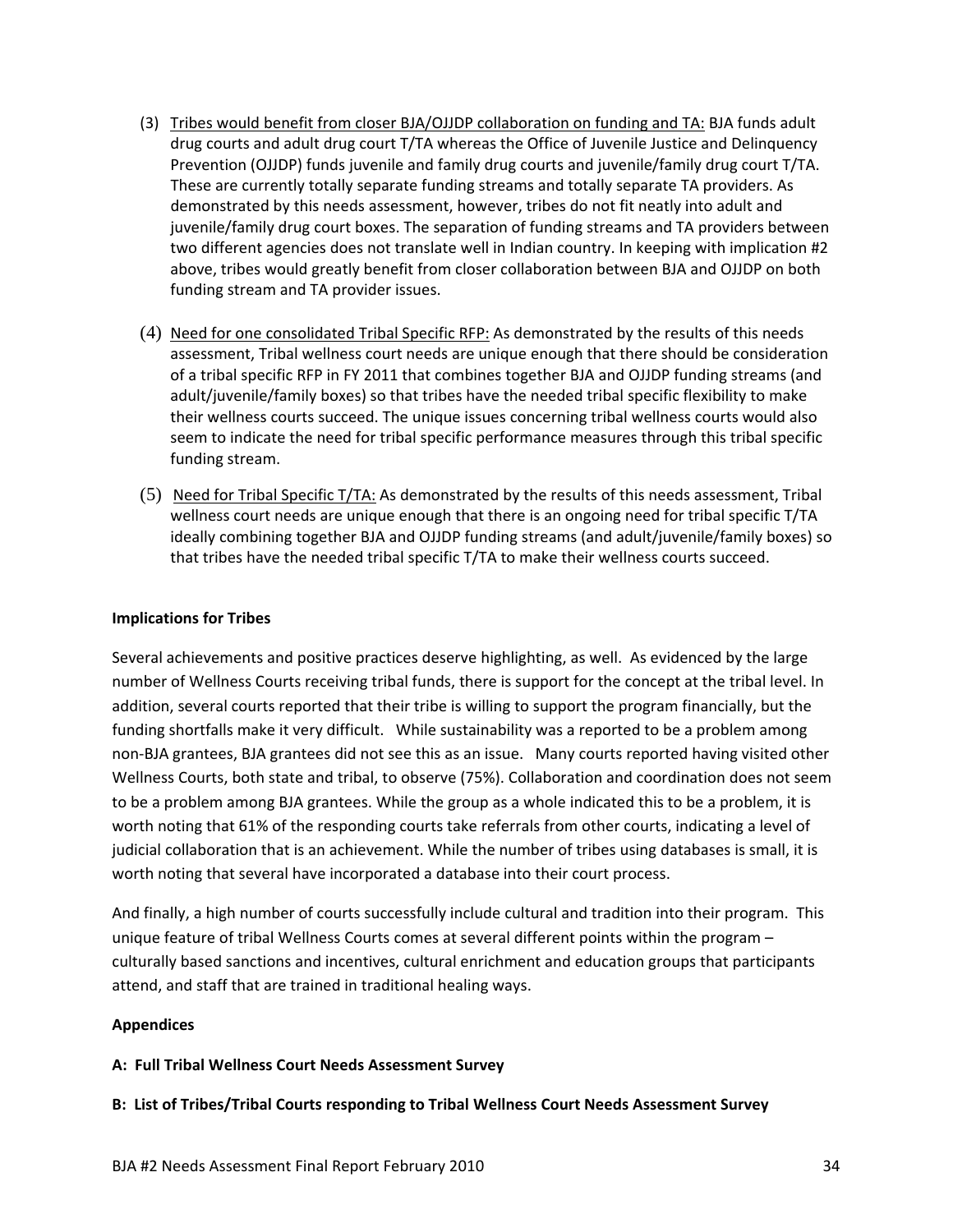(3) Tribes would benefit from closer BJA/OJJDP collaboration on funding and TA: BJA funds adult drug courts and adult drug court T/TA whereas the Office of Juvenile Justice and Delinquency Prevention (OJJDP) funds juvenile and family drug courts and juvenile/family drug court T/TA. These are currently totally separate funding streams and totally separate TA providers. As demonstrated by this needs assessment, however, tribes do not fit neatly into adult and juvenile/family drug court boxes. The separation of funding streams and TA providers between two different agencies does not translate well in Indian country. In keeping with implication #2 above, tribes would greatly benefit from closer collaboration between BJA and OJJDP on both funding stream and TA provider issues.

(4) Need for one consolidated Tribal Specific RFP: As demonstrated by the results of this needs assessment, Tribal wellness court needs are unique enough that there should be consideration of a tribal specific RFP in FY 2011 that combines together BJA and OJJDP funding streams (and adult/juvenile/family boxes) so that tribes have the needed tribal specific flexibility to make their wellness courts succeed. The unique issues concerning tribal wellness courts would also seem to indicate the need for tribal specific performance measures through this tribal specific funding stream.

(5) Need for Tribal Specific T/TA: As demonstrated by the results of this needs assessment, Tribal wellness court needs are unique enough that there is an ongoing need for tribal specific T/TA ideally combining together BJA and OJJDP funding streams (and adult/juvenile/family boxes) so that tribes have the needed tribal specific T/TA to make their wellness courts succeed.

**Implications for Tribes**

Several achievements and positive practices deserve highlighting, as well. As evidenced by the large number of Wellness Courts receiving tribal funds, there is support for the concept at the tribal level. In addition, several courts reported that their tribe is willing to support the program financially, but the funding shortfalls make it very difficult. While sustainability was a reported to be a problem among non-BJA grantees, BJA grantees did not see this as an issue. Many courts reported having visited other Wellness Courts, both state and tribal, to observe (75%). Collaboration and coordination does not seem to be a problem among BJA grantees. While the group as a whole indicated this to be a problem, it is worth noting that 61% of the responding courts take referrals from other courts, indicating a level of judicial collaboration that is an achievement. While the number of tribes using databases is small, it is worth noting that several have incorporated a database into their court process.

And finally, a high number of courts successfully include cultural and tradition into their program. This unique feature of tribal Wellness Courts comes at several different points within the program – culturally based sanctions and incentives, cultural enrichment and education groups that participants attend, and staff that are trained in traditional healing ways.

**Appendices**

**A: Full Tribal Wellness Court Needs Assessment Survey**

**B: List of Tribes/Tribal Courts responding to Tribal Wellness Court Needs Assessment Survey**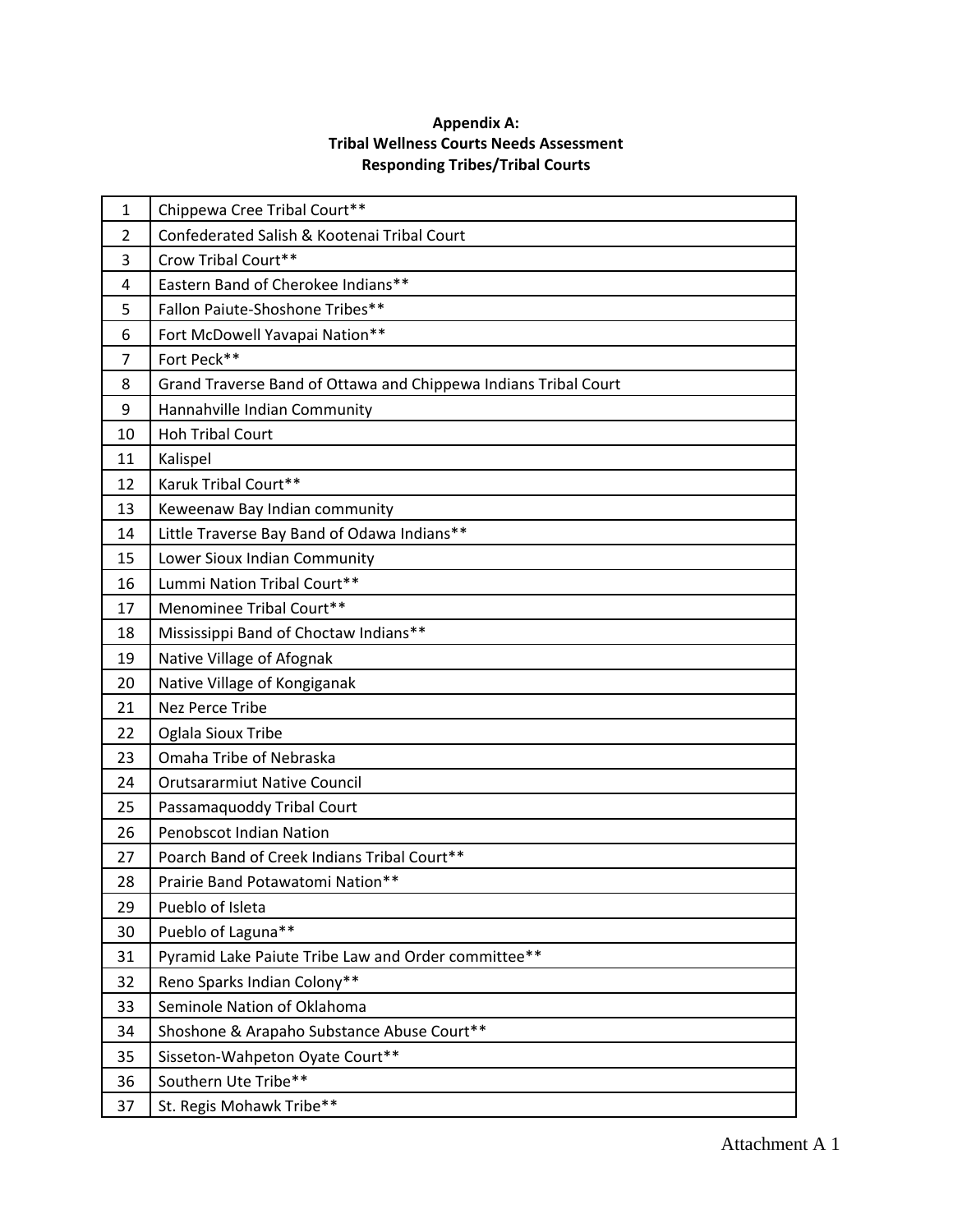**Appendix A:**
**Tribal Wellness Courts Needs Assessment**
**Responding Tribes/Tribal Courts**

| | |
|---|---|
| 1 | Chippewa Cree Tribal Court** |
| 2 | Confederated Salish & Kootenai Tribal Court |
| 3 | Crow Tribal Court** |
| 4 | Eastern Band of Cherokee Indians** |
| 5 | Fallon Paiute-Shoshone Tribes** |
| 6 | Fort McDowell Yavapai Nation** |
| 7 | Fort Peck** |
| 8 | Grand Traverse Band of Ottawa and Chippewa Indians Tribal Court |
| 9 | Hannahville Indian Community |
| 10 | Hoh Tribal Court |
| 11 | Kalispel |
| 12 | Karuk Tribal Court** |
| 13 | Keweenaw Bay Indian community |
| 14 | Little Traverse Bay Band of Odawa Indians** |
| 15 | Lower Sioux Indian Community |
| 16 | Lummi Nation Tribal Court** |
| 17 | Menominee Tribal Court** |
| 18 | Mississippi Band of Choctaw Indians** |
| 19 | Native Village of Afognak |
| 20 | Native Village of Kongiganak |
| 21 | Nez Perce Tribe |
| 22 | Oglala Sioux Tribe |
| 23 | Omaha Tribe of Nebraska |
| 24 | Orutsararmiut Native Council |
| 25 | Passamaquoddy Tribal Court |
| 26 | Penobscot Indian Nation |
| 27 | Poarch Band of Creek Indians Tribal Court** |
| 28 | Prairie Band Potawatomi Nation** |
| 29 | Pueblo of Isleta |
| 30 | Pueblo of Laguna** |
| 31 | Pyramid Lake Paiute Tribe Law and Order committee** |
| 32 | Reno Sparks Indian Colony** |
| 33 | Seminole Nation of Oklahoma |
| 34 | Shoshone & Arapaho Substance Abuse Court** |
| 35 | Sisseton-Wahpeton Oyate Court** |
| 36 | Southern Ute Tribe** |
| 37 | St. Regis Mohawk Tribe** |

Attachment A 1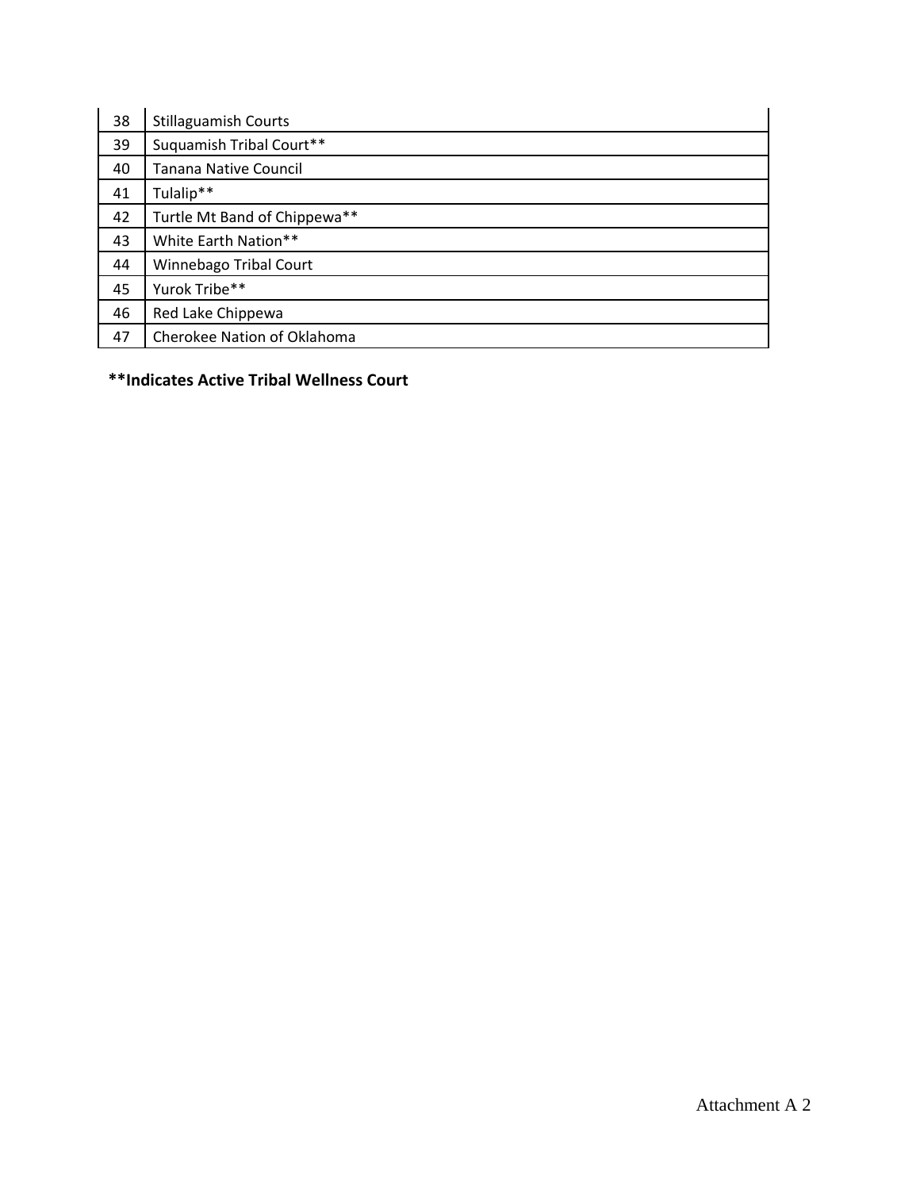| | |
|---|---|
| 38 | Stillaguamish Courts |
| 39 | Suquamish Tribal Court** |
| 40 | Tanana Native Council |
| 41 | Tulalip** |
| 42 | Turtle Mt Band of Chippewa** |
| 43 | White Earth Nation** |
| 44 | Winnebago Tribal Court |
| 45 | Yurok Tribe** |
| 46 | Red Lake Chippewa |
| 47 | Cherokee Nation of Oklahoma |

**\*\*Indicates Active Tribal Wellness Court**

Attachment A 2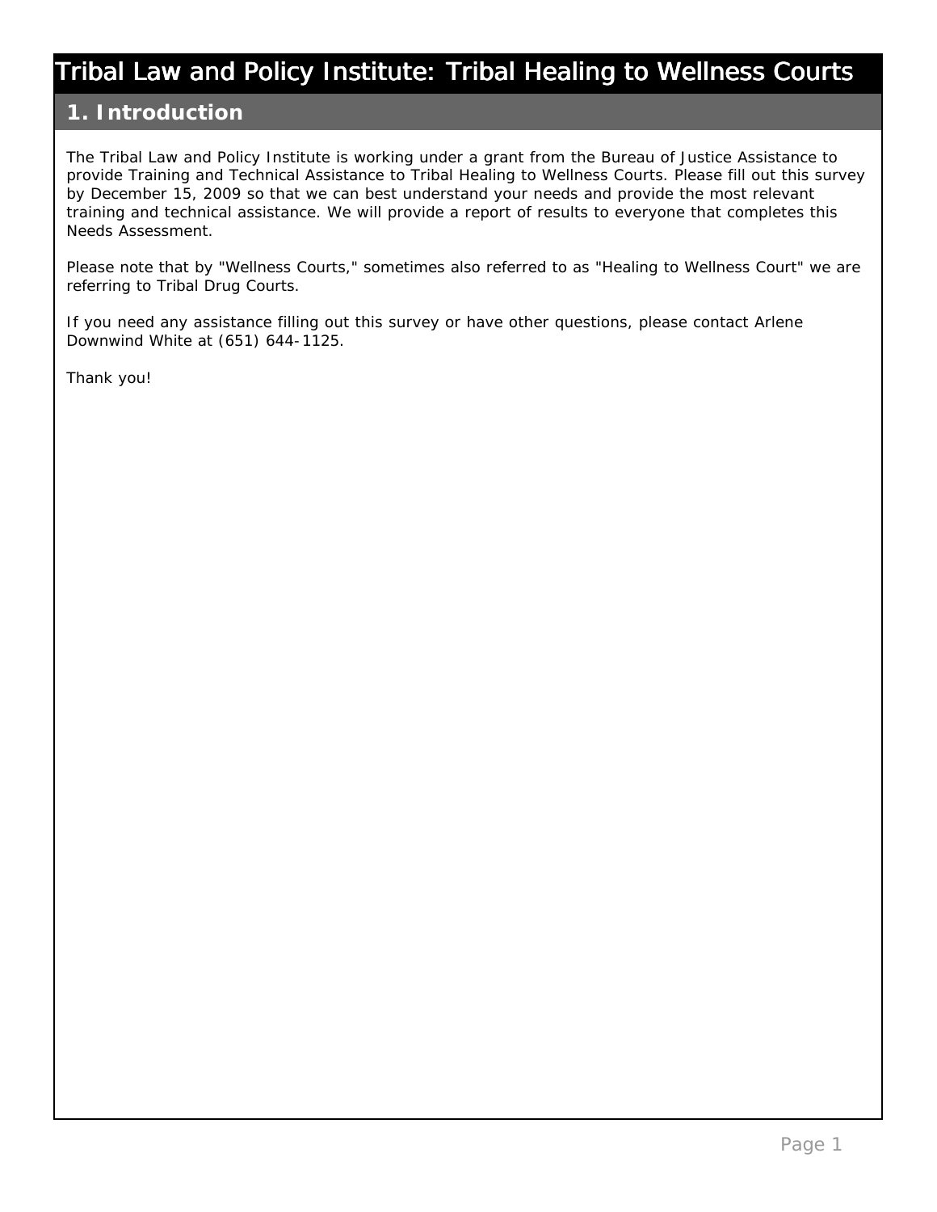# Tribal Law and Policy Institute: Tribal Healing to Wellness Courts

## 1. Introduction

The Tribal Law and Policy Institute is working under a grant from the Bureau of Justice Assistance to provide Training and Technical Assistance to Tribal Healing to Wellness Courts. Please fill out this survey by December 15, 2009 so that we can best understand your needs and provide the most relevant training and technical assistance. We will provide a report of results to everyone that completes this Needs Assessment.

Please note that by "Wellness Courts," sometimes also referred to as "Healing to Wellness Court" we are referring to Tribal Drug Courts.

If you need any assistance filling out this survey or have other questions, please contact Arlene Downwind White at (651) 644-1125.

Thank you!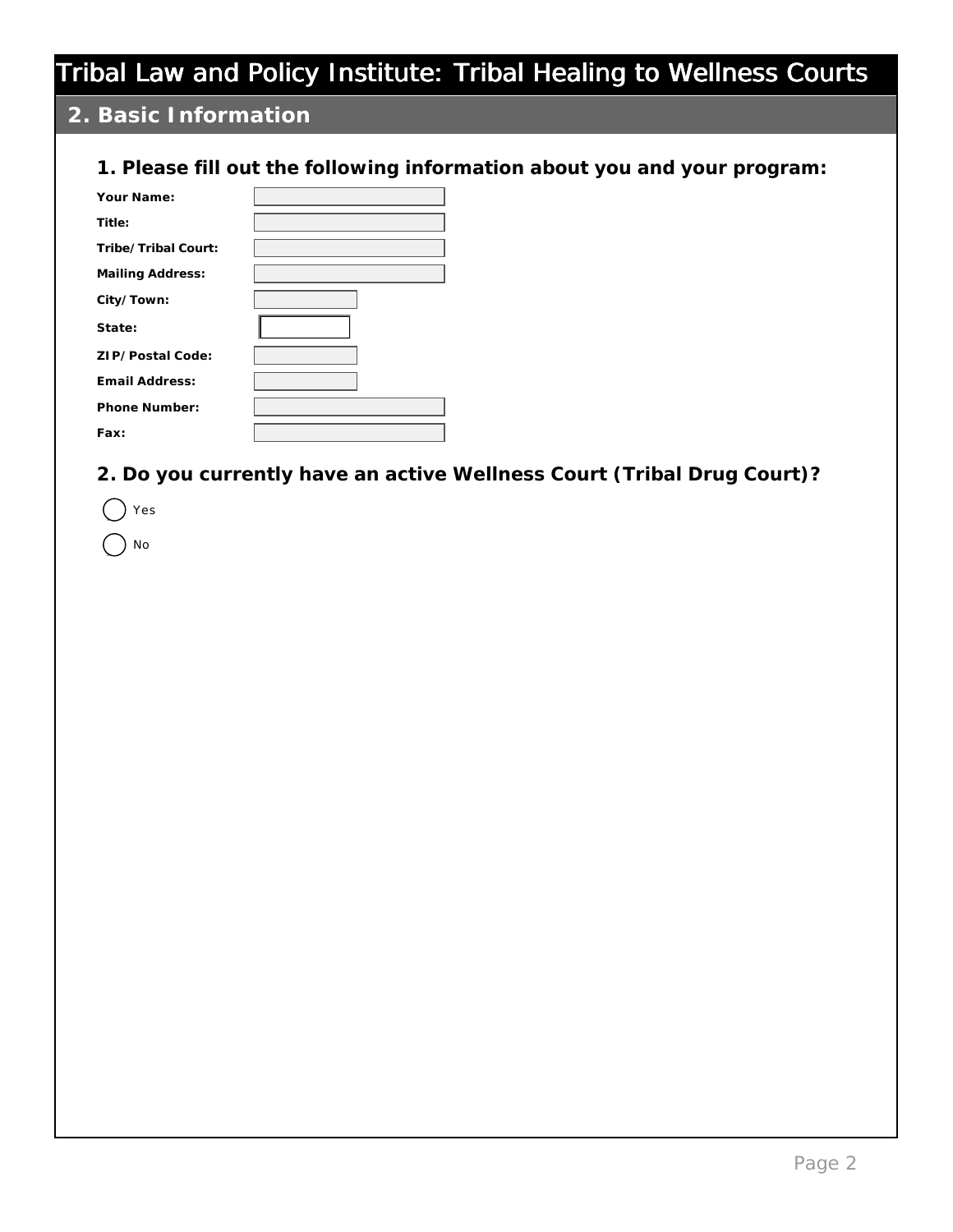# Tribal Law and Policy Institute: Tribal Healing to Wellness Courts

## 2. Basic Information

### 1. Please fill out the following information about you and your program:

**Your Name:**

**Title:**

**Tribe/Tribal Court:**

**Mailing Address:**

**City/Town:**

**State:**

**ZIP/Postal Code:**

**Email Address:**

**Phone Number:**

**Fax:**

### 2. Do you currently have an active Wellness Court (Tribal Drug Court)?

- ( ) Yes
- ( ) No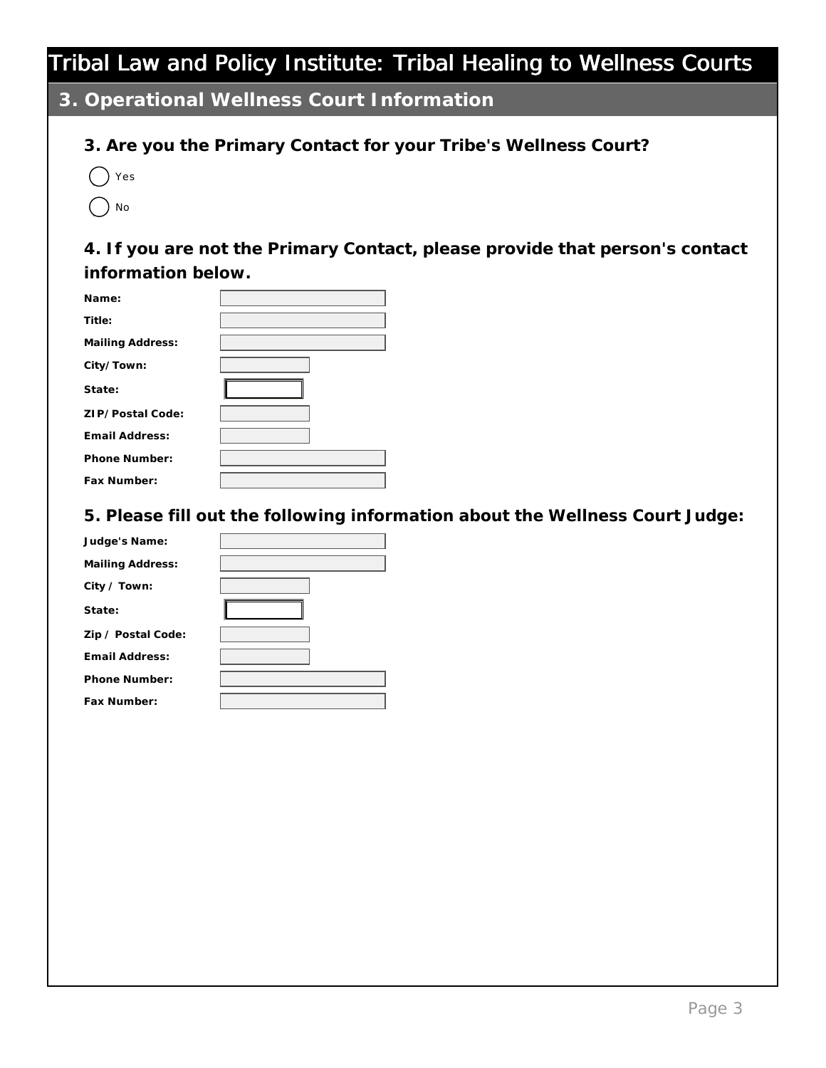# Tribal Law and Policy Institute: Tribal Healing to Wellness Courts

## 3. Operational Wellness Court Information

### 3. Are you the Primary Contact for your Tribe's Wellness Court?

- ( ) Yes
- ( ) No

### 4. If you are not the Primary Contact, please provide that person's contact information below.

**Name:** ____________

**Title:** ____________

**Mailing Address:** ____________

**City/Town:** ____________

**State:** ____________

**ZIP/Postal Code:** ____________

**Email Address:** ____________

**Phone Number:** ____________

**Fax Number:** ____________

### 5. Please fill out the following information about the Wellness Court Judge:

**Judge's Name:** ____________

**Mailing Address:** ____________

**City / Town:** ____________

**State:** ____________

**Zip / Postal Code:** ____________

**Email Address:** ____________

**Phone Number:** ____________

**Fax Number:** ____________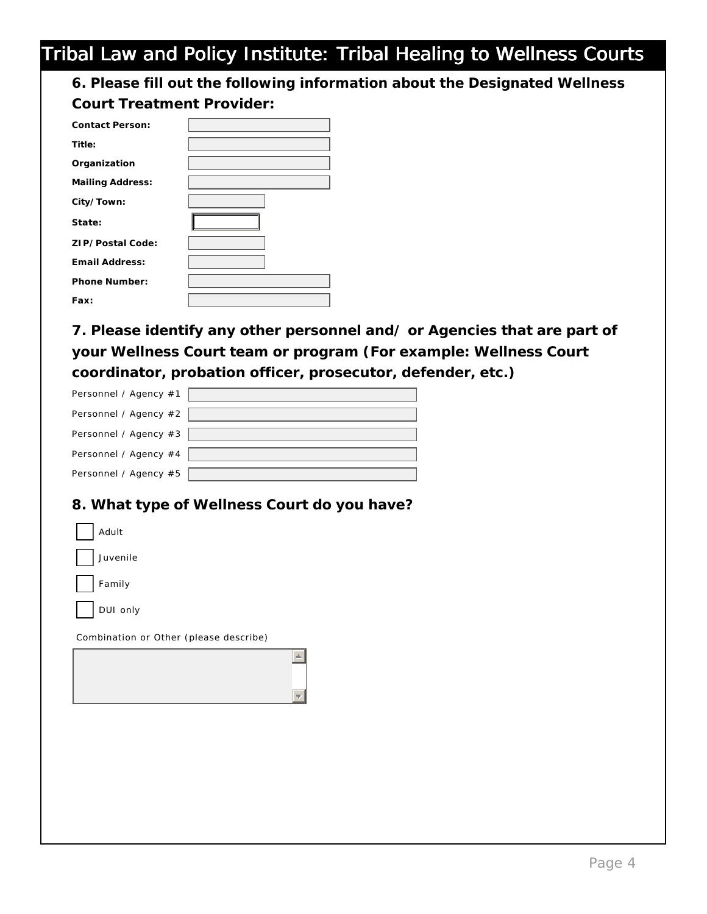# Tribal Law and Policy Institute: Tribal Healing to Wellness Courts

### 6. Please fill out the following information about the Designated Wellness Court Treatment Provider:

**Contact Person:**

**Title:**

**Organization**

**Mailing Address:**

**City/Town:**

**State:**

**ZIP/Postal Code:**

**Email Address:**

**Phone Number:**

**Fax:**

### 7. Please identify any other personnel and/ or Agencies that are part of your Wellness Court team or program (For example: Wellness Court coordinator, probation officer, prosecutor, defender, etc.)

Personnel / Agency #1

Personnel / Agency #2

Personnel / Agency #3

Personnel / Agency #4

Personnel / Agency #5

### 8. What type of Wellness Court do you have?

- [ ] Adult
- [ ] Juvenile
- [ ] Family
- [ ] DUI only

Combination or Other (please describe)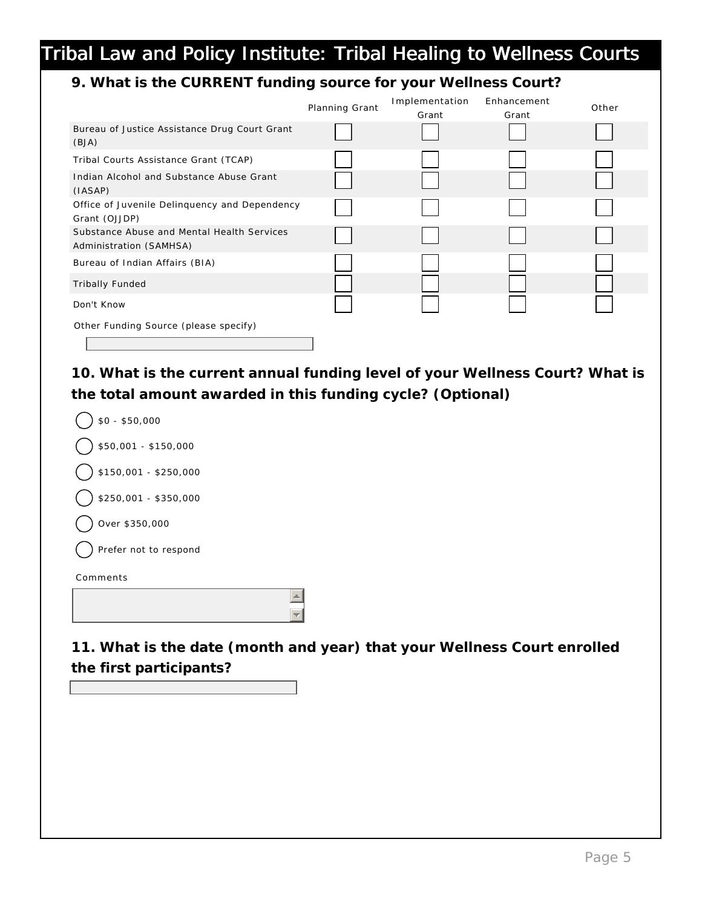# Tribal Law and Policy Institute: Tribal Healing to Wellness Courts

### 9. What is the CURRENT funding source for your Wellness Court?

| | Planning Grant | Implementation Grant | Enhancement Grant | Other |
|---|---|---|---|---|
| Bureau of Justice Assistance Drug Court Grant (BJA) | ☐ | ☐ | ☐ | ☐ |
| Tribal Courts Assistance Grant (TCAP) | ☐ | ☐ | ☐ | ☐ |
| Indian Alcohol and Substance Abuse Grant (IASAP) | ☐ | ☐ | ☐ | ☐ |
| Office of Juvenile Delinquency and Dependency Grant (OJJDP) | ☐ | ☐ | ☐ | ☐ |
| Substance Abuse and Mental Health Services Administration (SAMHSA) | ☐ | ☐ | ☐ | ☐ |
| Bureau of Indian Affairs (BIA) | ☐ | ☐ | ☐ | ☐ |
| Tribally Funded | ☐ | ☐ | ☐ | ☐ |
| Don't Know | ☐ | ☐ | ☐ | ☐ |

Other Funding Source (please specify)

\_\_\_\_\_\_\_\_\_\_\_\_\_\_\_\_\_\_\_\_

### 10. What is the current annual funding level of your Wellness Court? What is the total amount awarded in this funding cycle? (Optional)

- ◯ $0 - $50,000
- ◯ $50,001 - $150,000
- ◯ $150,001 - $250,000
- ◯ $250,001 - $350,000
- ◯ Over $350,000
- ◯ Prefer not to respond

Comments

\_\_\_\_\_\_\_\_\_\_\_\_\_\_\_\_\_\_\_\_

### 11. What is the date (month and year) that your Wellness Court enrolled the first participants?

\_\_\_\_\_\_\_\_\_\_\_\_\_\_\_\_\_\_\_\_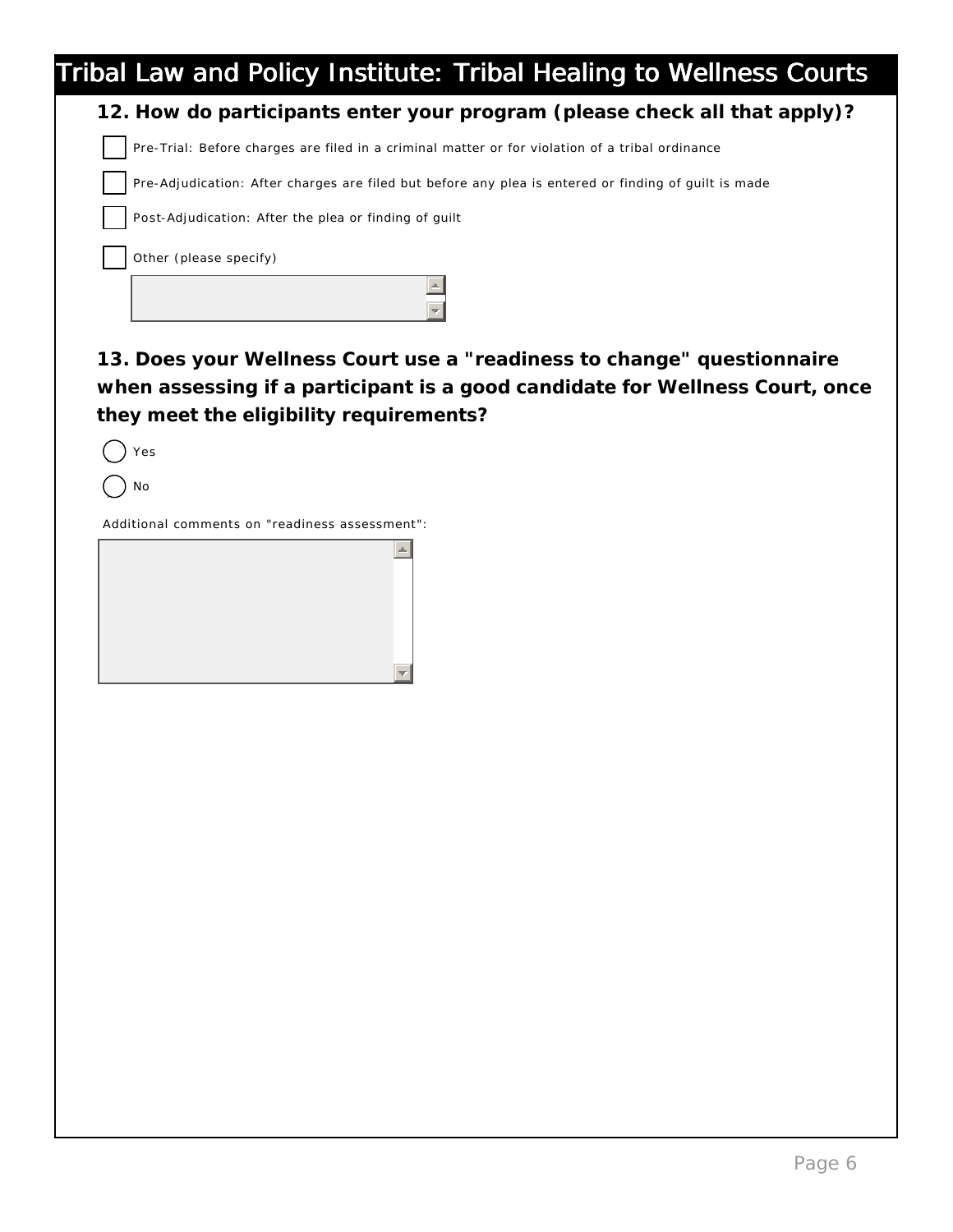**12. How do participants enter your program (please check all that apply)?**

- [ ] Pre-Trial: Before charges are filed in a criminal matter or for violation of a tribal ordinance
- [ ] Pre-Adjudication: After charges are filed but before any plea is entered or finding of guilt is made
- [ ] Post-Adjudication: After the plea or finding of guilt
- [ ] Other (please specify)

**13. Does your Wellness Court use a "readiness to change" questionnaire when assessing if a participant is a good candidate for Wellness Court, once they meet the eligibility requirements?**

- ( ) Yes
- ( ) No

Additional comments on "readiness assessment":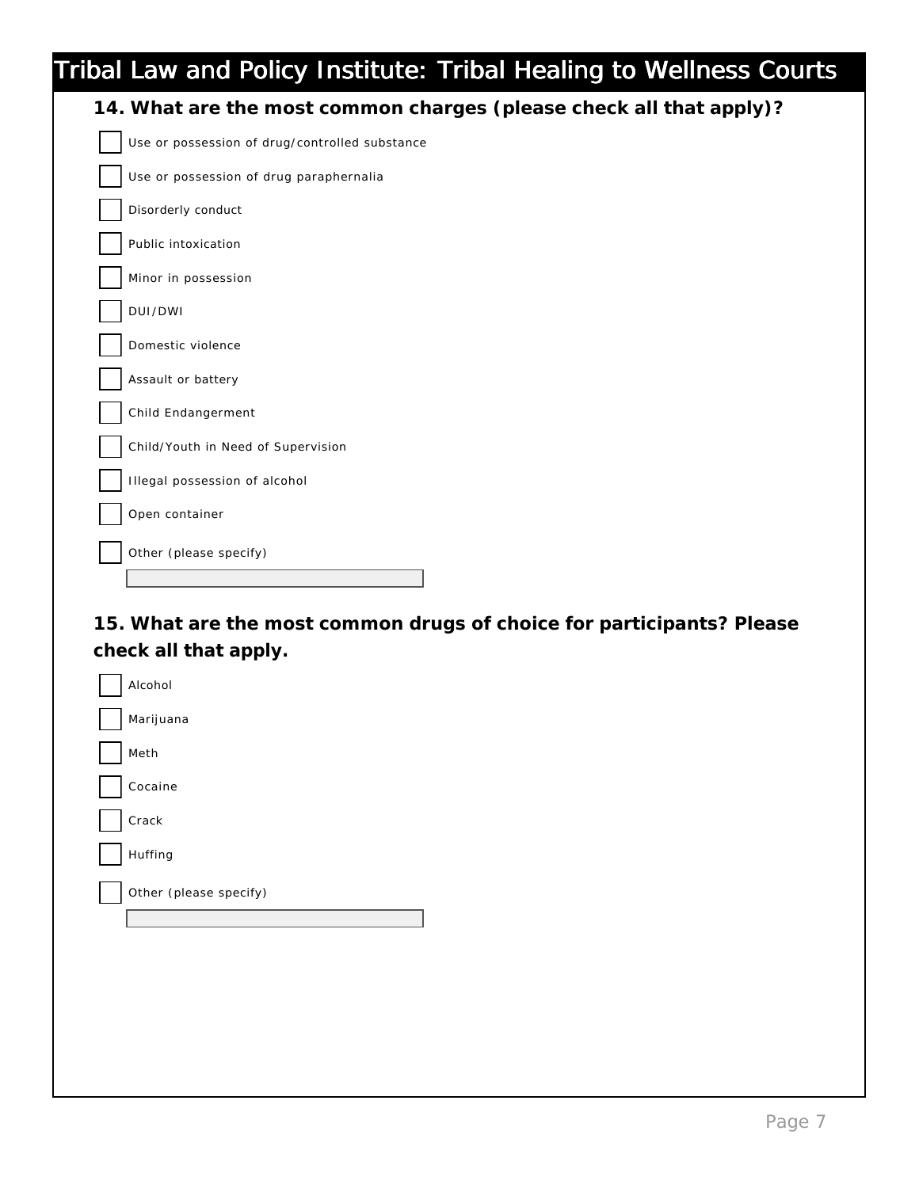**14. What are the most common charges (please check all that apply)?**

- [ ] Use or possession of drug/controlled substance
- [ ] Use or possession of drug paraphernalia
- [ ] Disorderly conduct
- [ ] Public intoxication
- [ ] Minor in possession
- [ ] DUI/DWI
- [ ] Domestic violence
- [ ] Assault or battery
- [ ] Child Endangerment
- [ ] Child/Youth in Need of Supervision
- [ ] Illegal possession of alcohol
- [ ] Open container
- [ ] Other (please specify)

**15. What are the most common drugs of choice for participants? Please check all that apply.**

- [ ] Alcohol
- [ ] Marijuana
- [ ] Meth
- [ ] Cocaine
- [ ] Crack
- [ ] Huffing
- [ ] Other (please specify)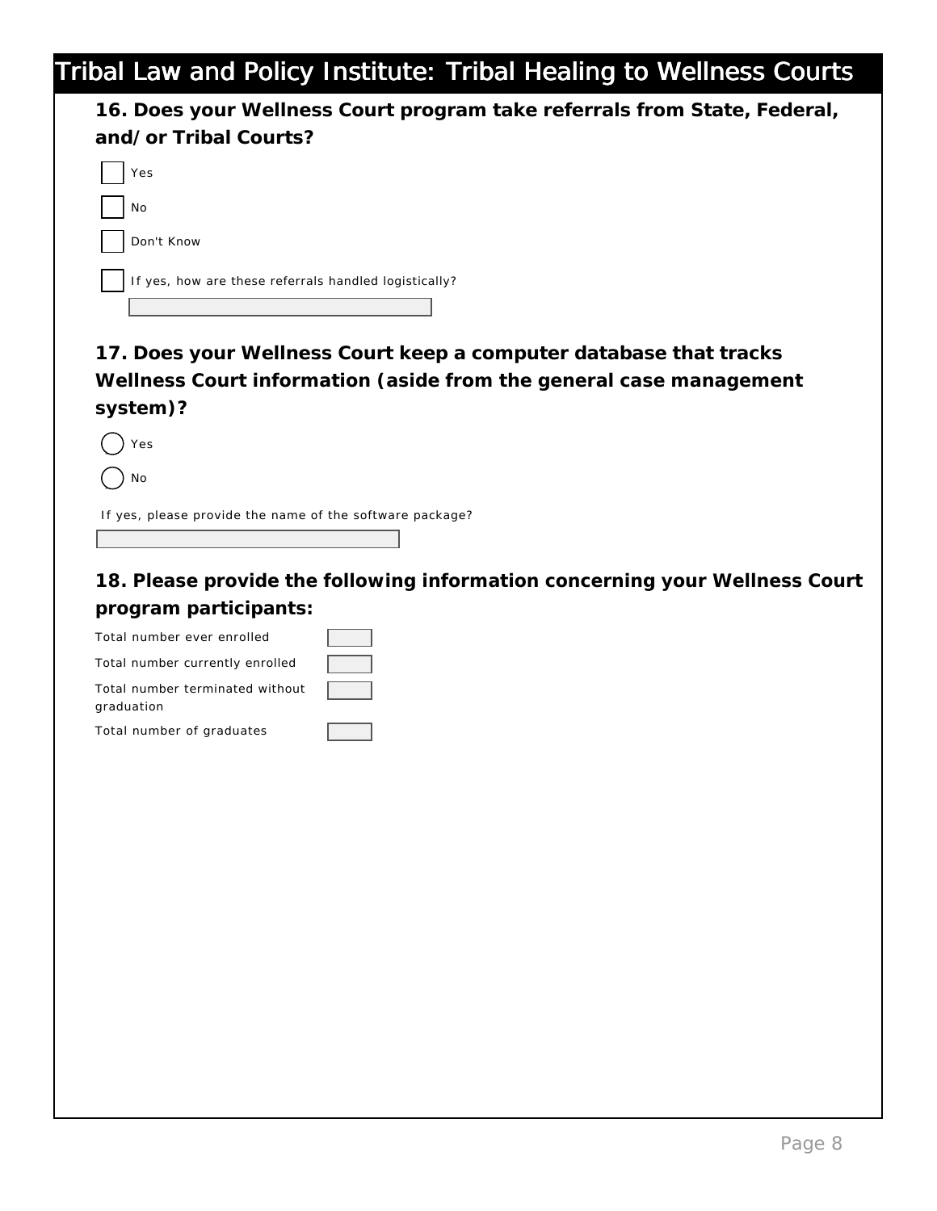# Tribal Law and Policy Institute: Tribal Healing to Wellness Courts

**16. Does your Wellness Court program take referrals from State, Federal, and/or Tribal Courts?**

- [ ] Yes
- [ ] No
- [ ] Don't Know
- [ ] If yes, how are these referrals handled logistically?

______________________

**17. Does your Wellness Court keep a computer database that tracks Wellness Court information (aside from the general case management system)?**

- ( ) Yes
- ( ) No

If yes, please provide the name of the software package?

______________________

**18. Please provide the following information concerning your Wellness Court program participants:**

Total number ever enrolled ______

Total number currently enrolled ______

Total number terminated without graduation ______

Total number of graduates ______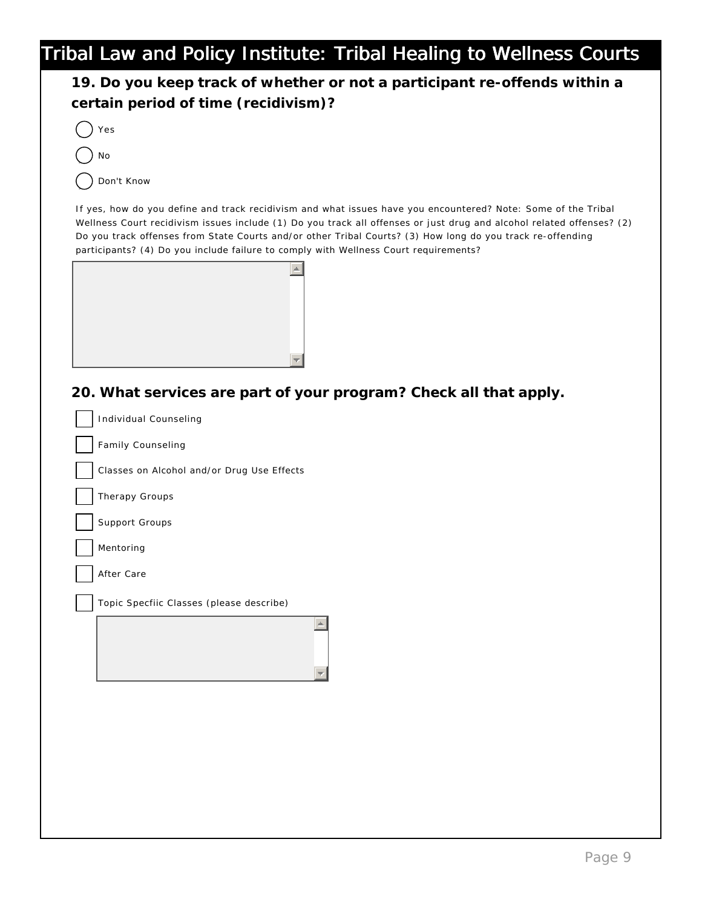# Tribal Law and Policy Institute: Tribal Healing to Wellness Courts

### 19. Do you keep track of whether or not a participant re-offends within a certain period of time (recidivism)?

- ( ) Yes
- ( ) No
- ( ) Don't Know

If yes, how do you define and track recidivism and what issues have you encountered? Note: Some of the Tribal Wellness Court recidivism issues include (1) Do you track all offenses or just drug and alcohol related offenses? (2) Do you track offenses from State Courts and/or other Tribal Courts? (3) How long do you track re-offending participants? (4) Do you include failure to comply with Wellness Court requirements?

### 20. What services are part of your program? Check all that apply.

- [ ] Individual Counseling
- [ ] Family Counseling
- [ ] Classes on Alcohol and/or Drug Use Effects
- [ ] Therapy Groups
- [ ] Support Groups
- [ ] Mentoring
- [ ] After Care
- [ ] Topic Specfiic Classes (please describe)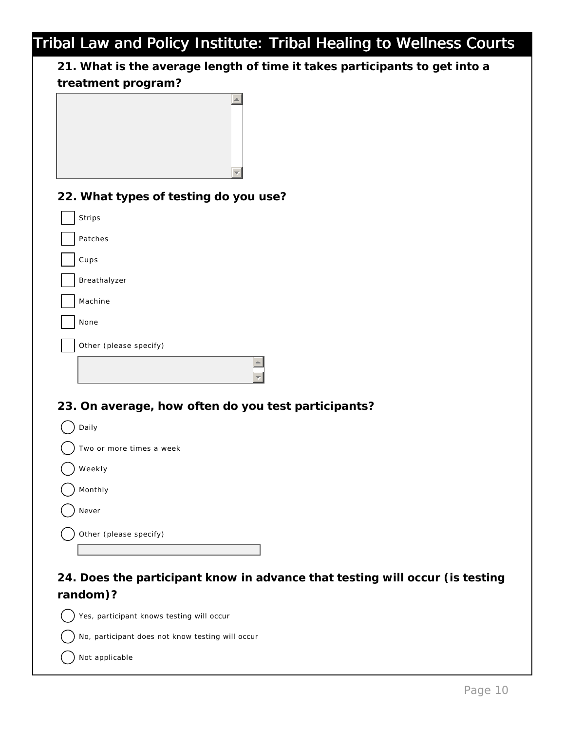## Tribal Law and Policy Institute: Tribal Healing to Wellness Courts

**21. What is the average length of time it takes participants to get into a treatment program?**

**22. What types of testing do you use?**

- [ ] Strips
- [ ] Patches
- [ ] Cups
- [ ] Breathalyzer
- [ ] Machine
- [ ] None
- [ ] Other (please specify)

**23. On average, how often do you test participants?**

- ( ) Daily
- ( ) Two or more times a week
- ( ) Weekly
- ( ) Monthly
- ( ) Never
- ( ) Other (please specify)

**24. Does the participant know in advance that testing will occur (is testing random)?**

- ( ) Yes, participant knows testing will occur
- ( ) No, participant does not know testing will occur
- ( ) Not applicable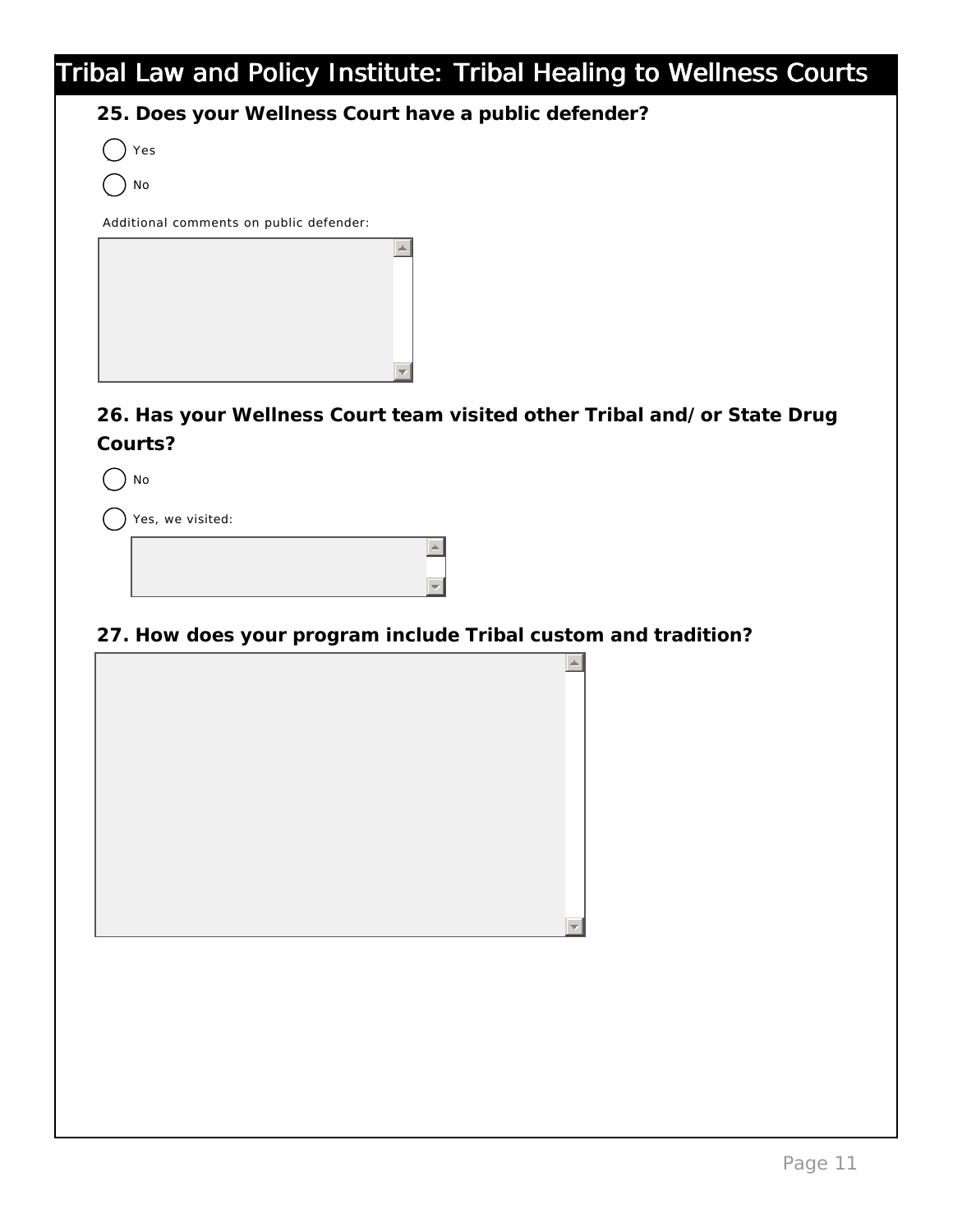**25. Does your Wellness Court have a public defender?**

- ( ) Yes
- ( ) No

Additional comments on public defender:

**26. Has your Wellness Court team visited other Tribal and/or State Drug Courts?**

- ( ) No
- ( ) Yes, we visited:

**27. How does your program include Tribal custom and tradition?**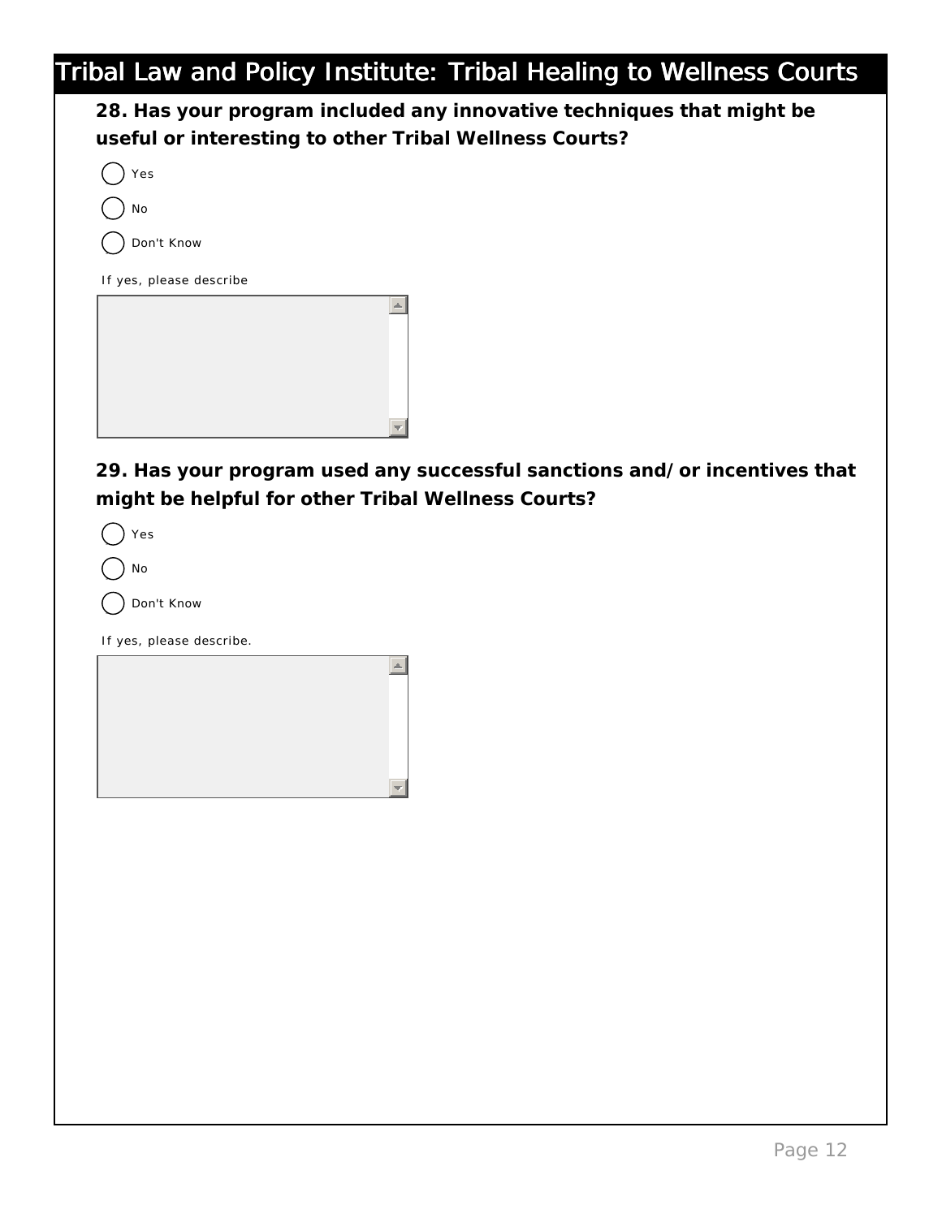**28. Has your program included any innovative techniques that might be useful or interesting to other Tribal Wellness Courts?**

- ◯ Yes
- ◯ No
- ◯ Don't Know

If yes, please describe

**29. Has your program used any successful sanctions and/or incentives that might be helpful for other Tribal Wellness Courts?**

- ◯ Yes
- ◯ No
- ◯ Don't Know

If yes, please describe.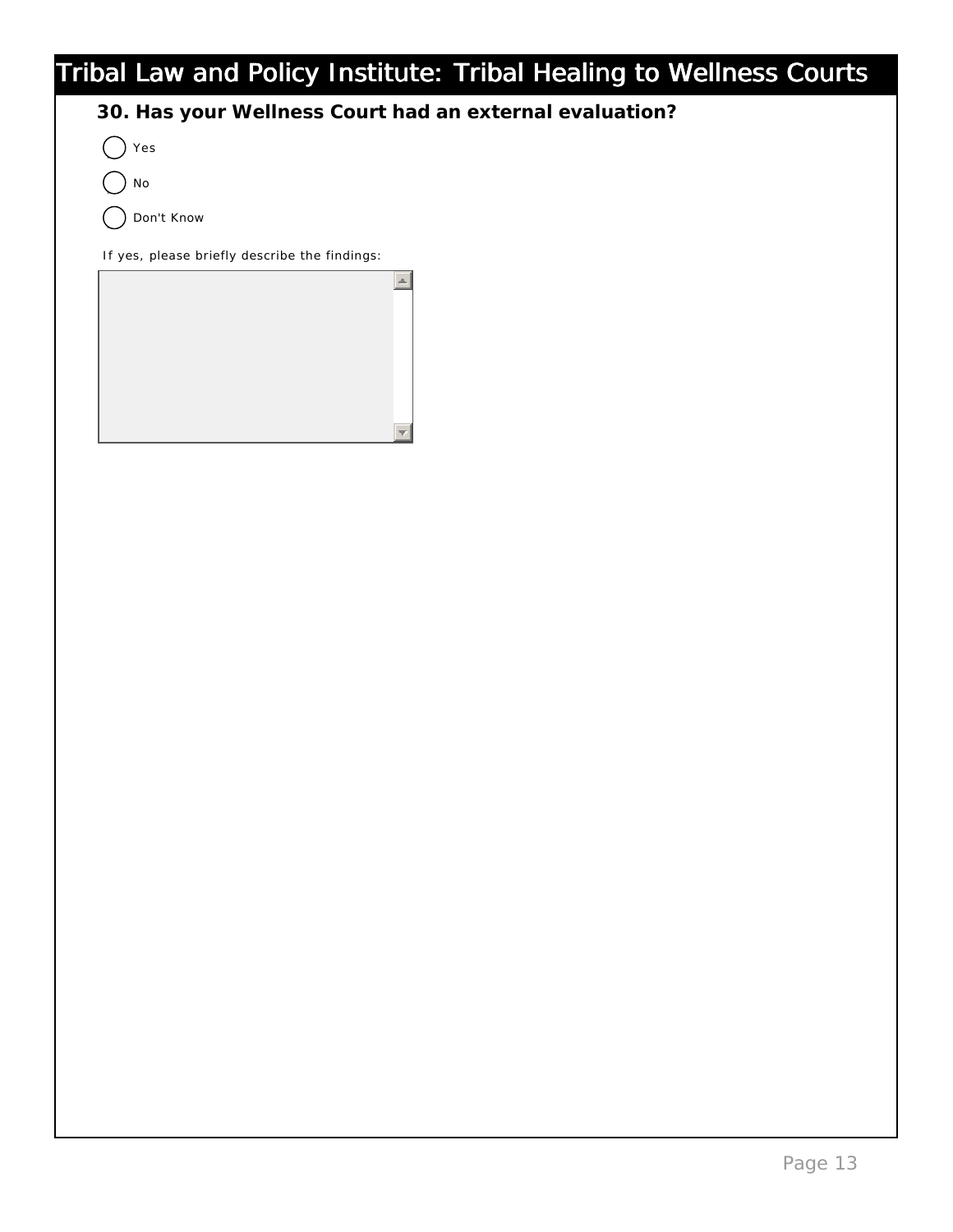# Tribal Law and Policy Institute: Tribal Healing to Wellness Courts

**30. Has your Wellness Court had an external evaluation?**

- ◯ Yes
- ◯ No
- ◯ Don't Know

If yes, please briefly describe the findings: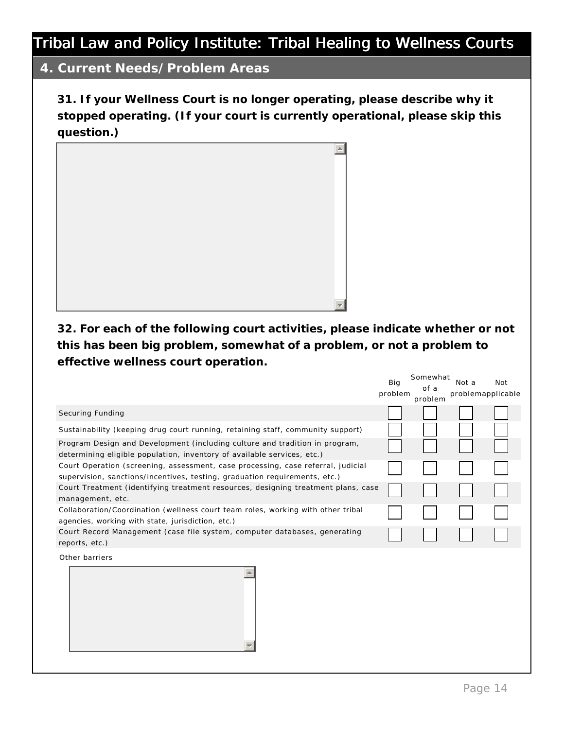# Tribal Law and Policy Institute: Tribal Healing to Wellness Courts

## 4. Current Needs/Problem Areas

**31. If your Wellness Court is no longer operating, please describe why it stopped operating. (If your court is currently operational, please skip this question.)**

**32. For each of the following court activities, please indicate whether or not this has been big problem, somewhat of a problem, or not a problem to effective wellness court operation.**

| | Big problem | Somewhat of a problem | Not a problem | Not applicable |
|---|---|---|---|---|
| Securing Funding | ☐ | ☐ | ☐ | ☐ |
| Sustainability (keeping drug court running, retaining staff, community support) | ☐ | ☐ | ☐ | ☐ |
| Program Design and Development (including culture and tradition in program, determining eligible population, inventory of available services, etc.) | ☐ | ☐ | ☐ | ☐ |
| Court Operation (screening, assessment, case processing, case referral, judicial supervision, sanctions/incentives, testing, graduation requirements, etc.) | ☐ | ☐ | ☐ | ☐ |
| Court Treatment (identifying treatment resources, designing treatment plans, case management, etc. | ☐ | ☐ | ☐ | ☐ |
| Collaboration/Coordination (wellness court team roles, working with other tribal agencies, working with state, jurisdiction, etc.) | ☐ | ☐ | ☐ | ☐ |
| Court Record Management (case file system, computer databases, generating reports, etc.) | ☐ | ☐ | ☐ | ☐ |

Other barriers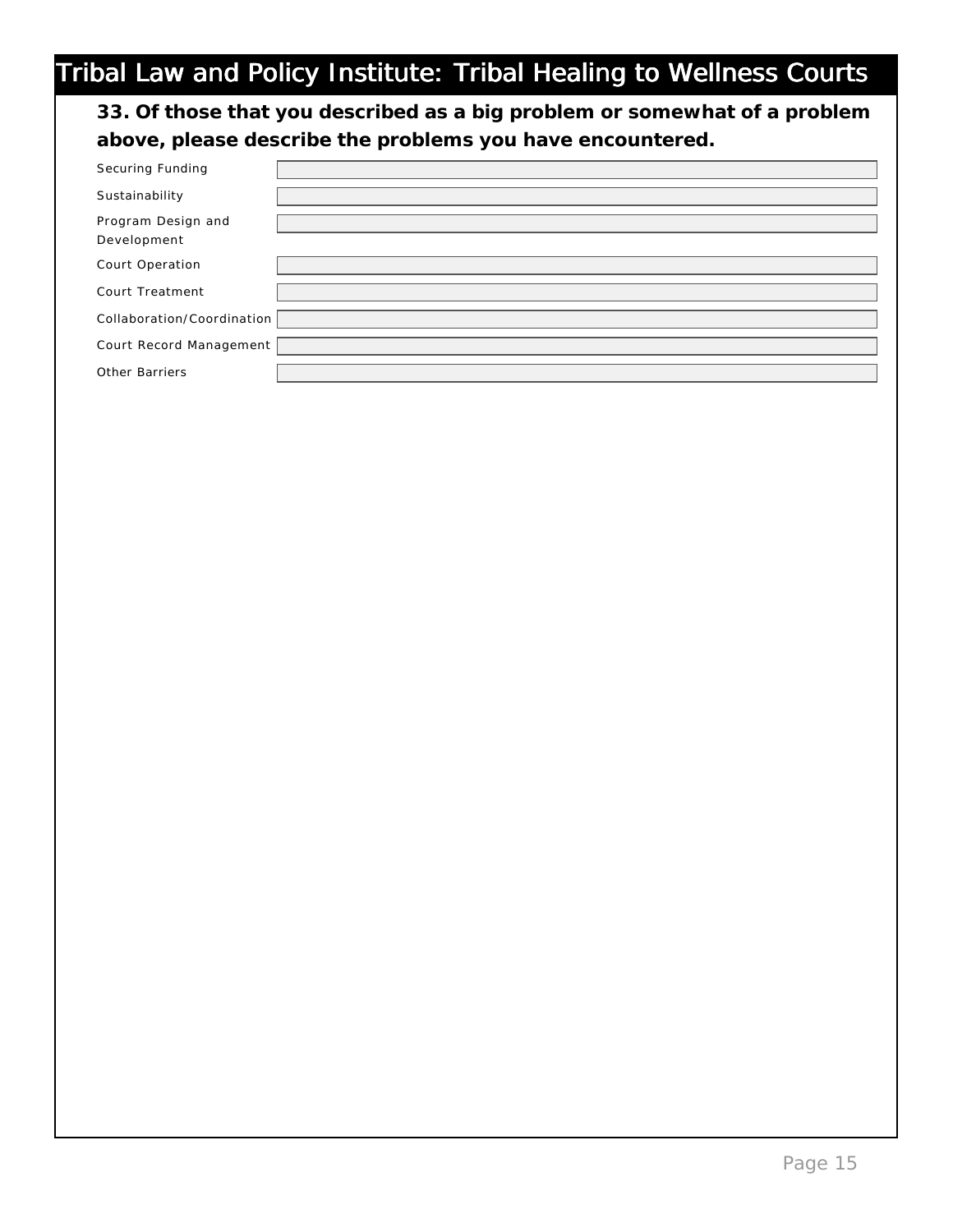**33. Of those that you described as a big problem or somewhat of a problem above, please describe the problems you have encountered.**

| | |
|---|---|
| Securing Funding | |
| Sustainability | |
| Program Design and Development | |
| Court Operation | |
| Court Treatment | |
| Collaboration/Coordination | |
| Court Record Management | |
| Other Barriers | |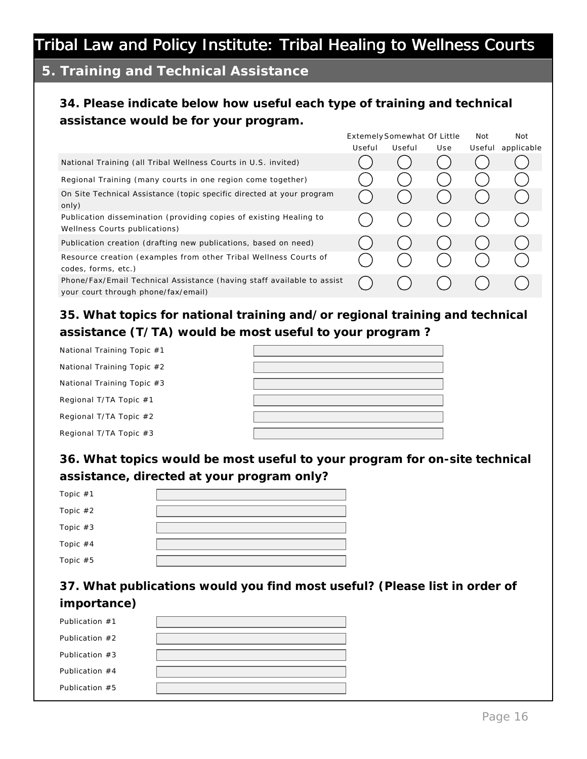# Tribal Law and Policy Institute: Tribal Healing to Wellness Courts

## 5. Training and Technical Assistance

### 34. Please indicate below how useful each type of training and technical assistance would be for your program.

| | Extemely Useful | Somewhat Useful | Of Little Use | Not Useful | Not applicable |
|---|---|---|---|---|---|
| National Training (all Tribal Wellness Courts in U.S. invited) | ◯ | ◯ | ◯ | ◯ | ◯ |
| Regional Training (many courts in one region come together) | ◯ | ◯ | ◯ | ◯ | ◯ |
| On Site Technical Assistance (topic specific directed at your program only) | ◯ | ◯ | ◯ | ◯ | ◯ |
| Publication dissemination (providing copies of existing Healing to Wellness Courts publications) | ◯ | ◯ | ◯ | ◯ | ◯ |
| Publication creation (drafting new publications, based on need) | ◯ | ◯ | ◯ | ◯ | ◯ |
| Resource creation (examples from other Tribal Wellness Courts of codes, forms, etc.) | ◯ | ◯ | ◯ | ◯ | ◯ |
| Phone/Fax/Email Technical Assistance (having staff available to assist your court through phone/fax/email) | ◯ | ◯ | ◯ | ◯ | ◯ |

### 35. What topics for national training and/or regional training and technical assistance (T/TA) would be most useful to your program ?

National Training Topic #1 ______

National Training Topic #2 ______

National Training Topic #3 ______

Regional T/TA Topic #1 ______

Regional T/TA Topic #2 ______

Regional T/TA Topic #3 ______

### 36. What topics would be most useful to your program for on-site technical assistance, directed at your program only?

Topic #1 ______

Topic #2 ______

Topic #3 ______

Topic #4 ______

Topic #5 ______

### 37. What publications would you find most useful? (Please list in order of importance)

Publication #1 ______

Publication #2 ______

Publication #3 ______

Publication #4 ______

Publication #5 ______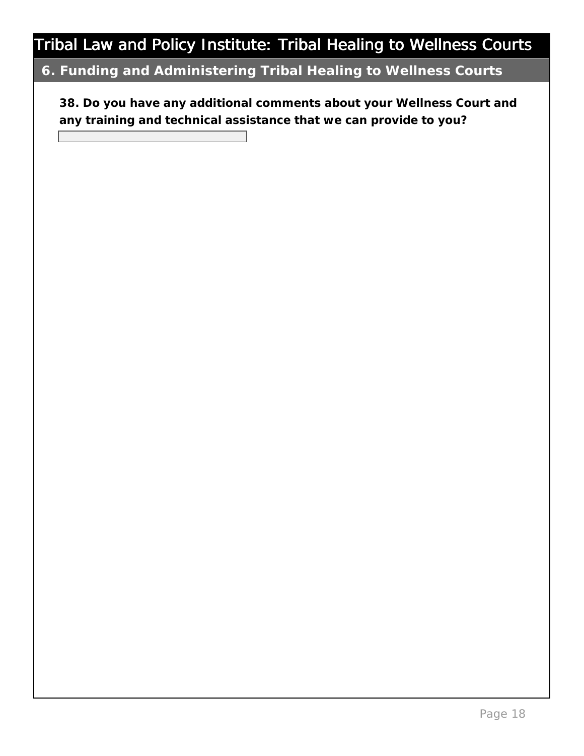## 6. Funding and Administering Tribal Healing to Wellness Courts

**38. Do you have any additional comments about your Wellness Court and any training and technical assistance that we can provide to you?**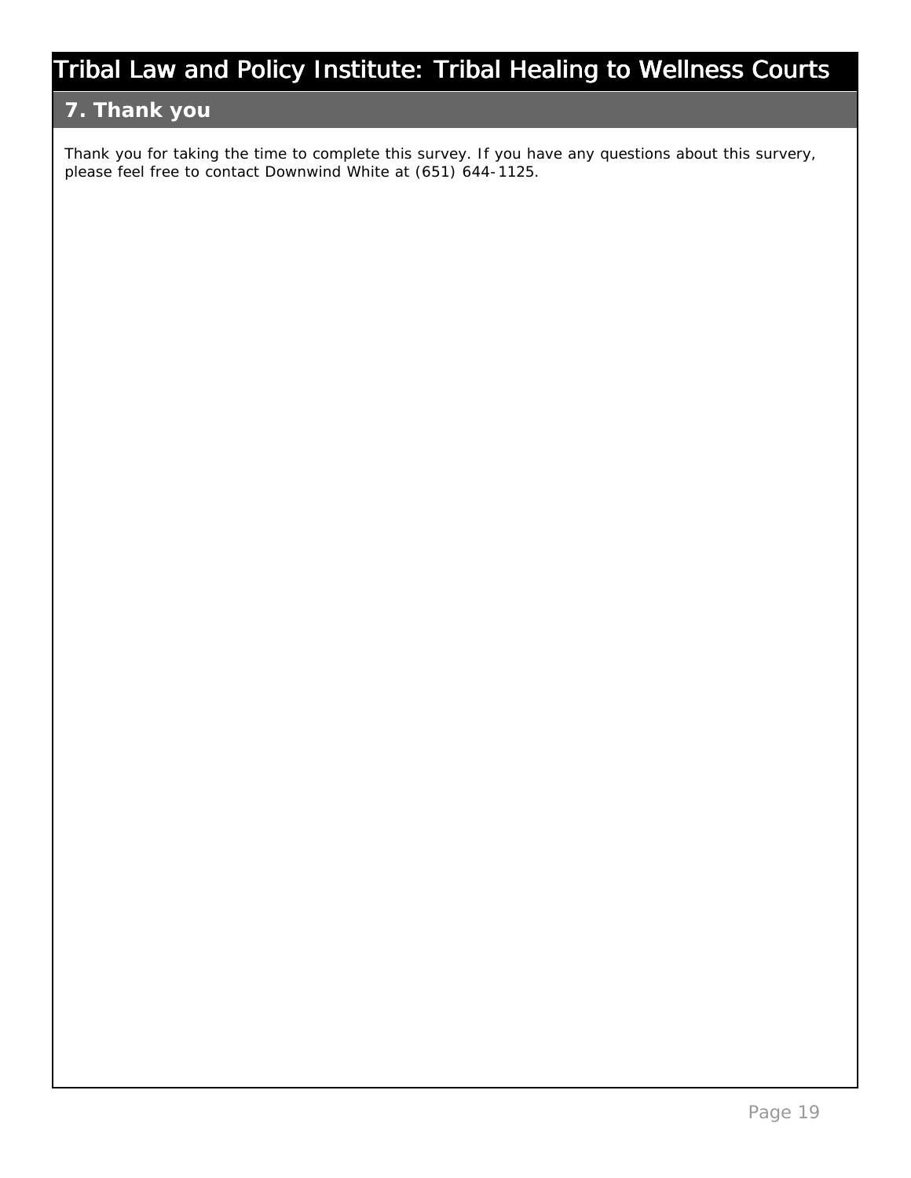## 7. Thank you

Thank you for taking the time to complete this survey. If you have any questions about this survery, please feel free to contact Downwind White at (651) 644-1125.